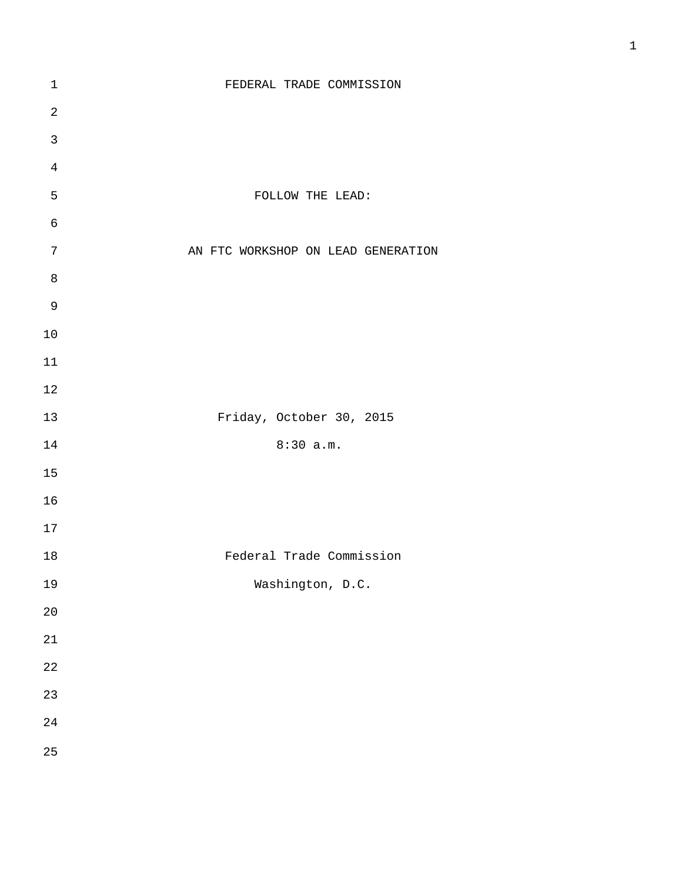FEDERAL TRADE COMMISSION

FOLLOW THE LEAD:

AN FTC WORKSHOP ON LEAD GENERATION

Friday, October 30, 2015

8:30 a.m.

Federal Trade Commission

Washington, D.C.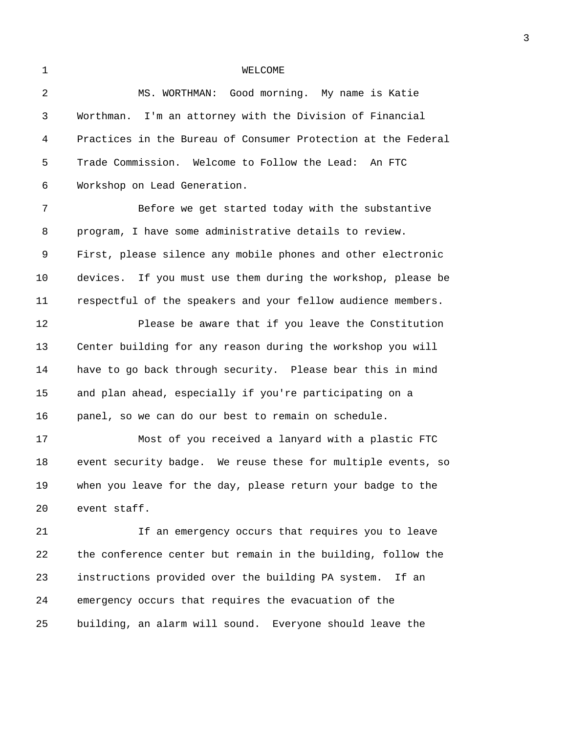# WELCOME

MS. WORTHMAN: Good morning. My name is Katie Worthman. I'm an attorney with the Division of Financial Practices in the Bureau of Consumer Protection at the Federal Trade Commission. Welcome to Follow the Lead: An FTC Workshop on Lead Generation.

Before we get started today with the substantive program, I have some administrative details to review. First, please silence any mobile phones and other electronic devices. If you must use them during the workshop, please be respectful of the speakers and your fellow audience members.

Please be aware that if you leave the Constitution Center building for any reason during the workshop you will have to go back through security. Please bear this in mind and plan ahead, especially if you're participating on a panel, so we can do our best to remain on schedule.

Most of you received a lanyard with a plastic FTC event security badge. We reuse these for multiple events, so when you leave for the day, please return your badge to the event staff.

If an emergency occurs that requires you to leave the conference center but remain in the building, follow the instructions provided over the building PA system. If an emergency occurs that requires the evacuation of the building, an alarm will sound. Everyone should leave the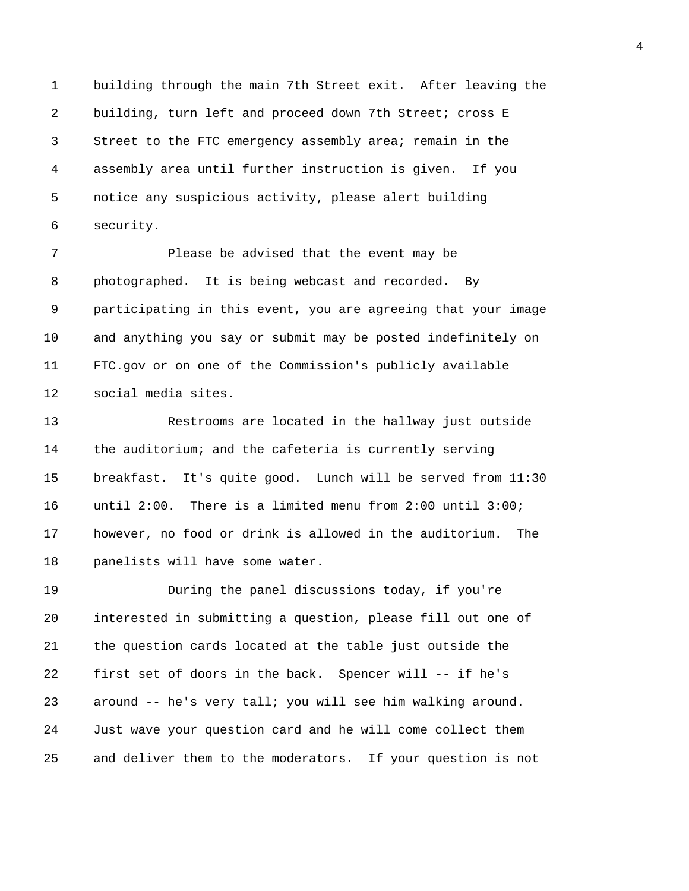building through the main 7th Street exit. After leaving the building, turn left and proceed down 7th Street; cross E Street to the FTC emergency assembly area; remain in the assembly area until further instruction is given. If you notice any suspicious activity, please alert building security.

Please be advised that the event may be photographed. It is being webcast and recorded. By participating in this event, you are agreeing that your image and anything you say or submit may be posted indefinitely on FTC.gov or on one of the Commission's publicly available social media sites.

Restrooms are located in the hallway just outside the auditorium; and the cafeteria is currently serving breakfast. It's quite good. Lunch will be served from 11:30 until 2:00. There is a limited menu from 2:00 until 3:00; however, no food or drink is allowed in the auditorium. The panelists will have some water.

During the panel discussions today, if you're interested in submitting a question, please fill out one of the question cards located at the table just outside the first set of doors in the back. Spencer will -- if he's around -- he's very tall; you will see him walking around. Just wave your question card and he will come collect them and deliver them to the moderators. If your question is not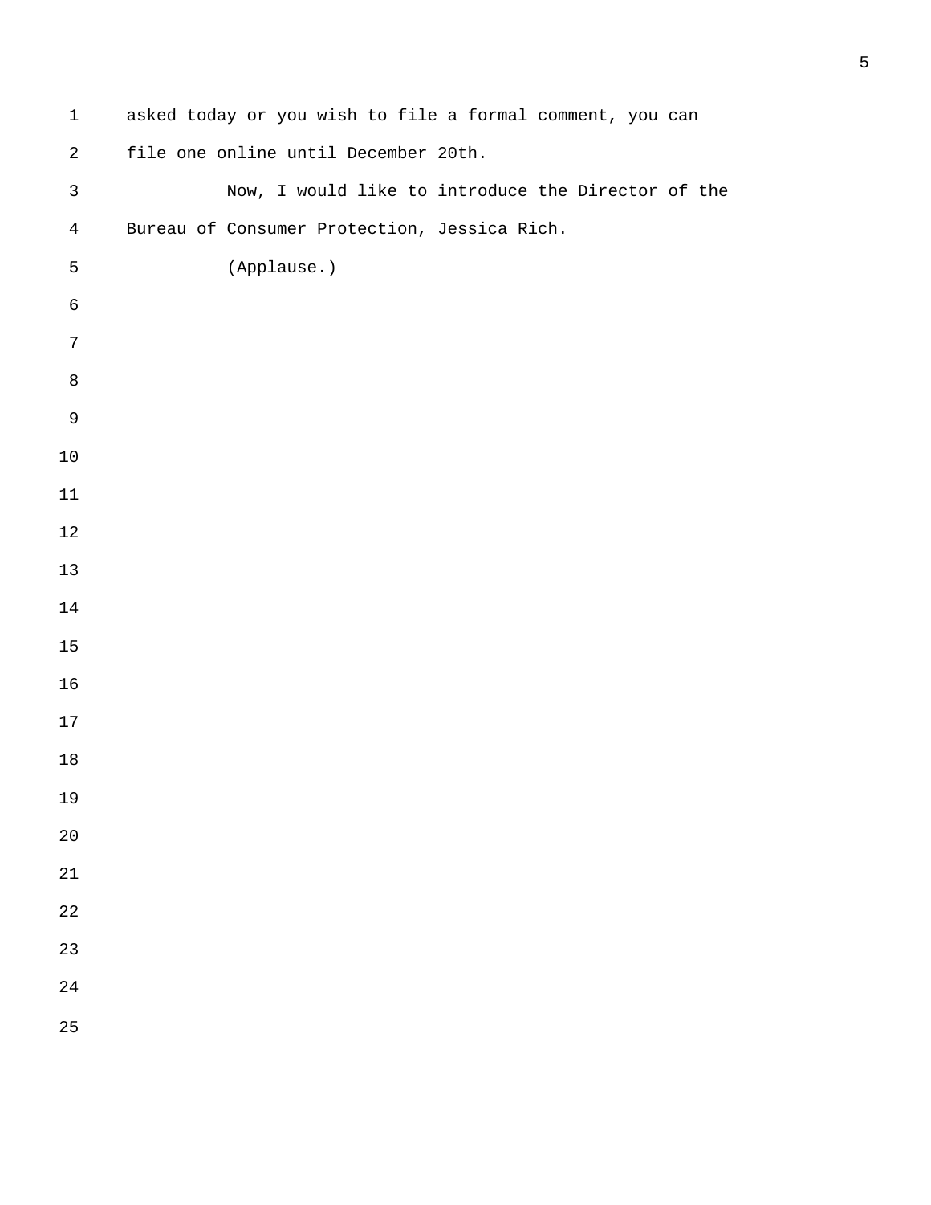asked today or you wish to file a formal comment, you can file one online until December 20th.

Now, I would like to introduce the Director of the Bureau of Consumer Protection, Jessica Rich.

(Applause.)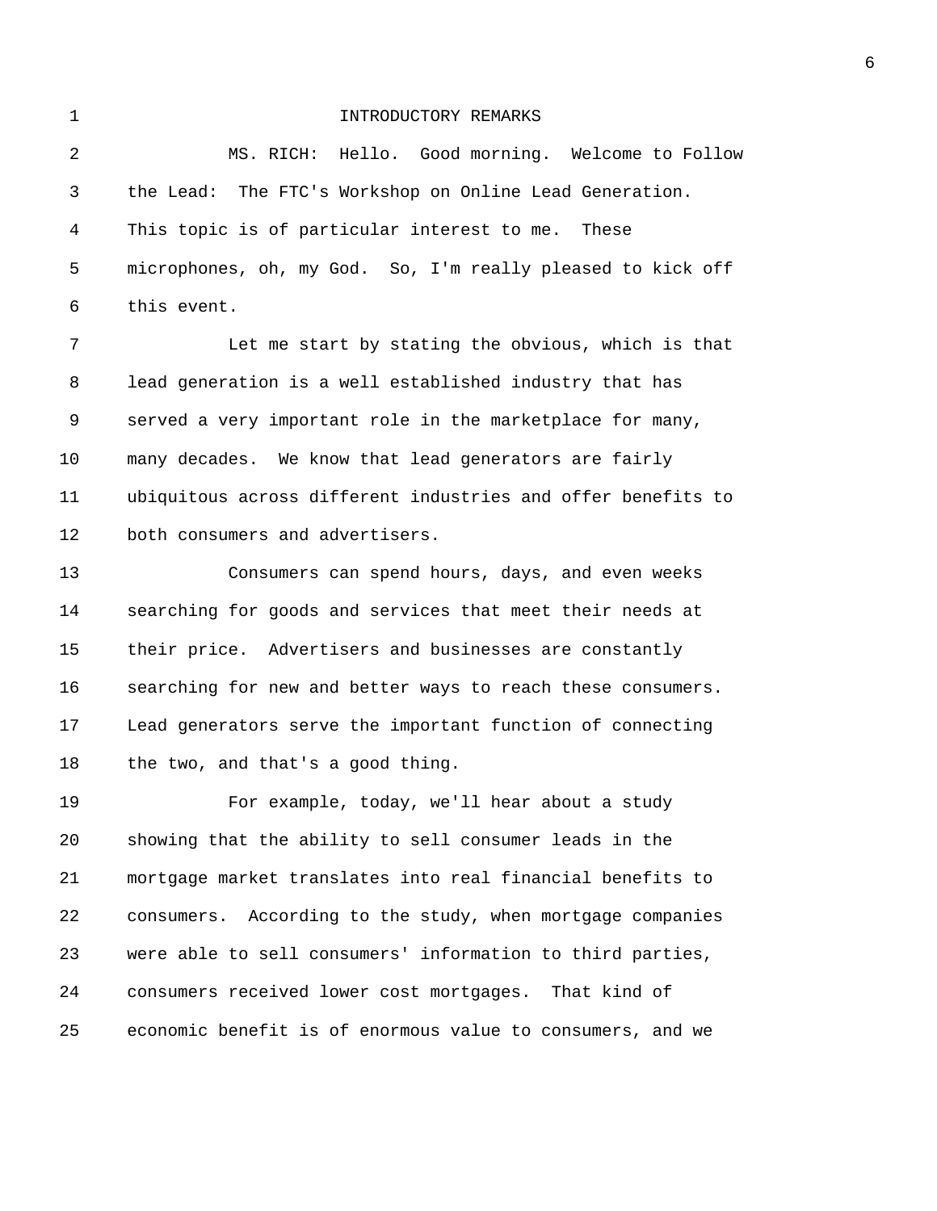## INTRODUCTORY REMARKS

MS. RICH: Hello. Good morning. Welcome to Follow the Lead: The FTC's Workshop on Online Lead Generation. This topic is of particular interest to me. These microphones, oh, my God. So, I'm really pleased to kick off this event.

Let me start by stating the obvious, which is that lead generation is a well established industry that has served a very important role in the marketplace for many, many decades. We know that lead generators are fairly ubiquitous across different industries and offer benefits to both consumers and advertisers.

Consumers can spend hours, days, and even weeks searching for goods and services that meet their needs at their price. Advertisers and businesses are constantly searching for new and better ways to reach these consumers. Lead generators serve the important function of connecting the two, and that's a good thing.

For example, today, we'll hear about a study showing that the ability to sell consumer leads in the mortgage market translates into real financial benefits to consumers. According to the study, when mortgage companies were able to sell consumers' information to third parties, consumers received lower cost mortgages. That kind of economic benefit is of enormous value to consumers, and we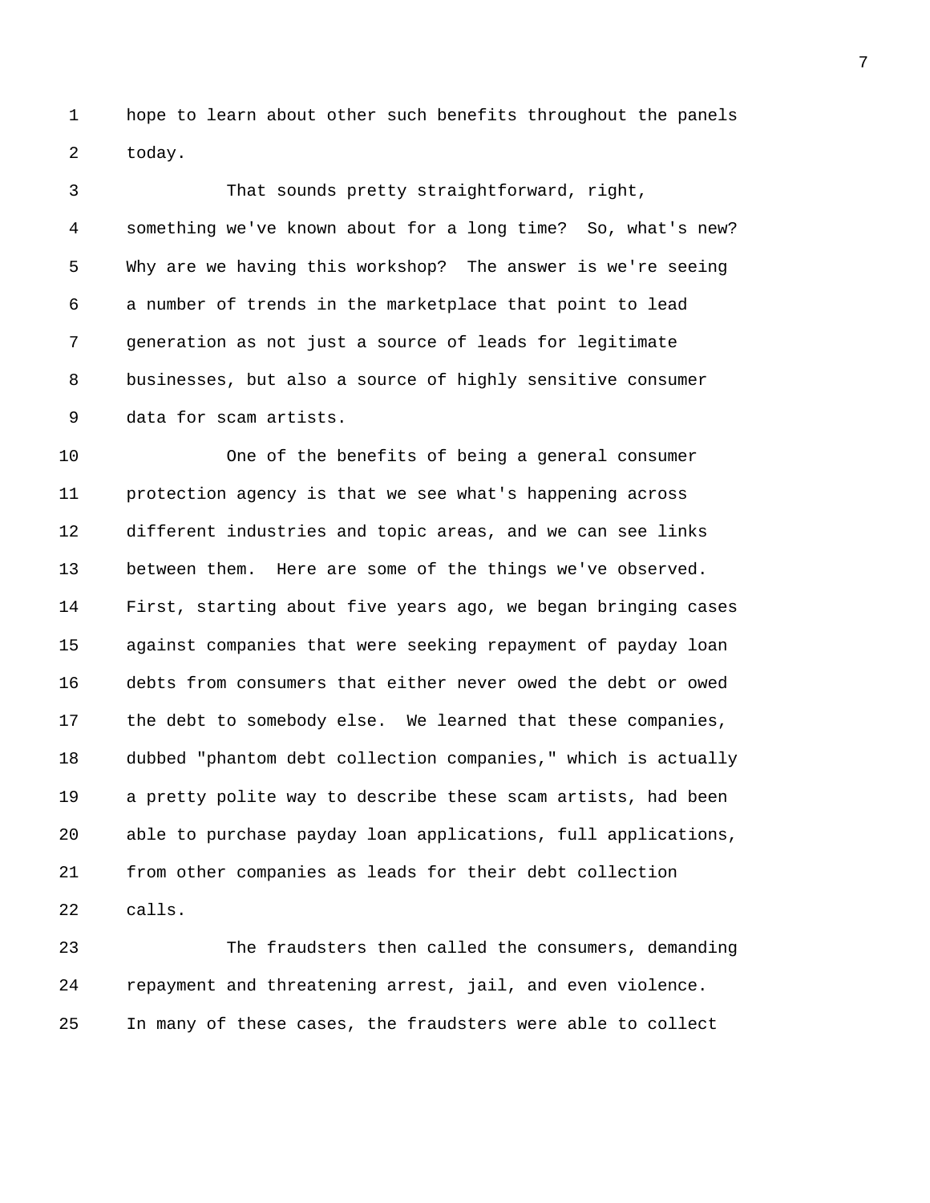hope to learn about other such benefits throughout the panels today.

That sounds pretty straightforward, right, something we've known about for a long time? So, what's new? Why are we having this workshop? The answer is we're seeing a number of trends in the marketplace that point to lead generation as not just a source of leads for legitimate businesses, but also a source of highly sensitive consumer data for scam artists.

One of the benefits of being a general consumer protection agency is that we see what's happening across different industries and topic areas, and we can see links between them. Here are some of the things we've observed. First, starting about five years ago, we began bringing cases against companies that were seeking repayment of payday loan debts from consumers that either never owed the debt or owed the debt to somebody else. We learned that these companies, dubbed "phantom debt collection companies," which is actually a pretty polite way to describe these scam artists, had been able to purchase payday loan applications, full applications, from other companies as leads for their debt collection calls.

The fraudsters then called the consumers, demanding repayment and threatening arrest, jail, and even violence. In many of these cases, the fraudsters were able to collect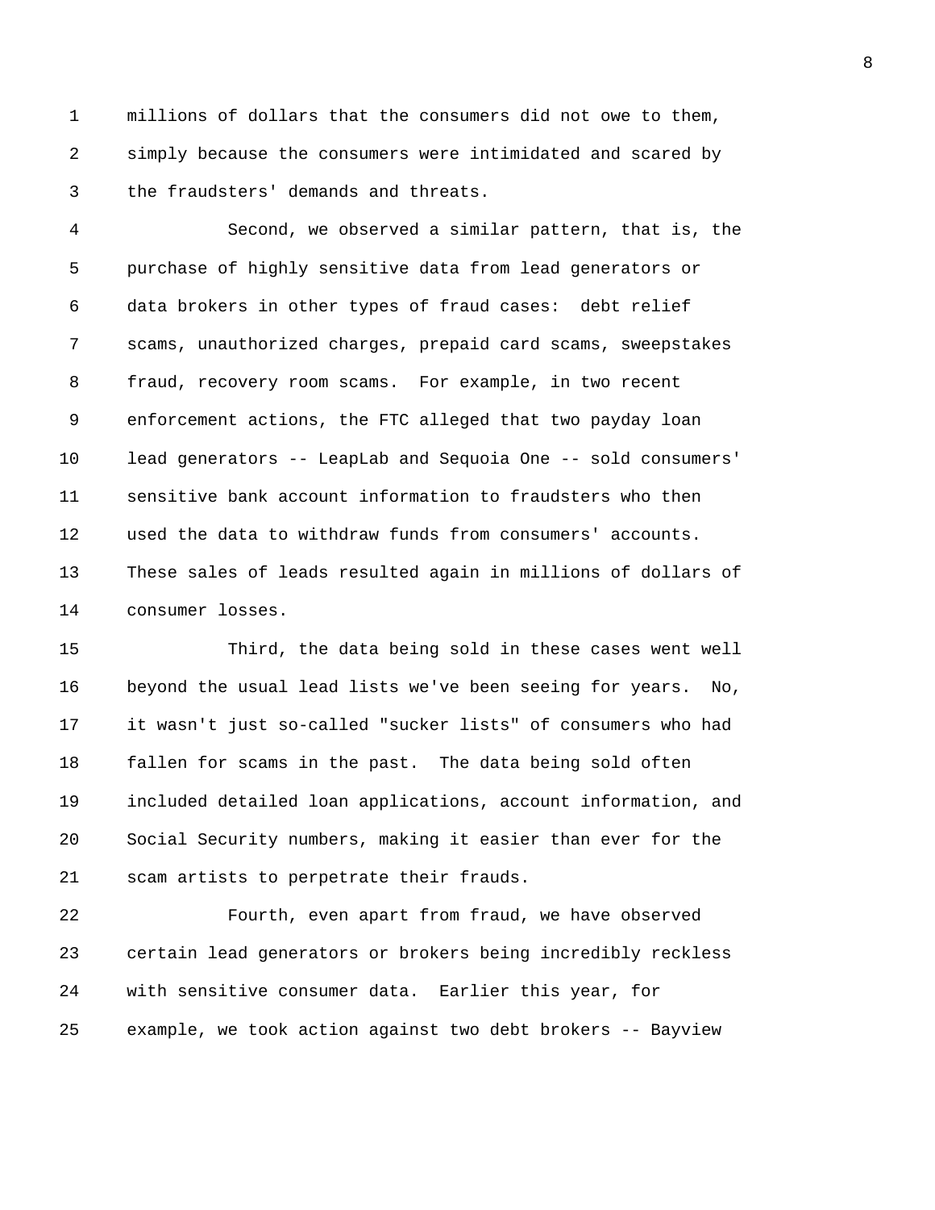millions of dollars that the consumers did not owe to them, simply because the consumers were intimidated and scared by the fraudsters' demands and threats.

Second, we observed a similar pattern, that is, the purchase of highly sensitive data from lead generators or data brokers in other types of fraud cases: debt relief scams, unauthorized charges, prepaid card scams, sweepstakes fraud, recovery room scams. For example, in two recent enforcement actions, the FTC alleged that two payday loan lead generators -- LeapLab and Sequoia One -- sold consumers' sensitive bank account information to fraudsters who then used the data to withdraw funds from consumers' accounts. These sales of leads resulted again in millions of dollars of consumer losses.

Third, the data being sold in these cases went well beyond the usual lead lists we've been seeing for years. No, it wasn't just so-called "sucker lists" of consumers who had fallen for scams in the past. The data being sold often included detailed loan applications, account information, and Social Security numbers, making it easier than ever for the scam artists to perpetrate their frauds.

Fourth, even apart from fraud, we have observed certain lead generators or brokers being incredibly reckless with sensitive consumer data. Earlier this year, for example, we took action against two debt brokers -- Bayview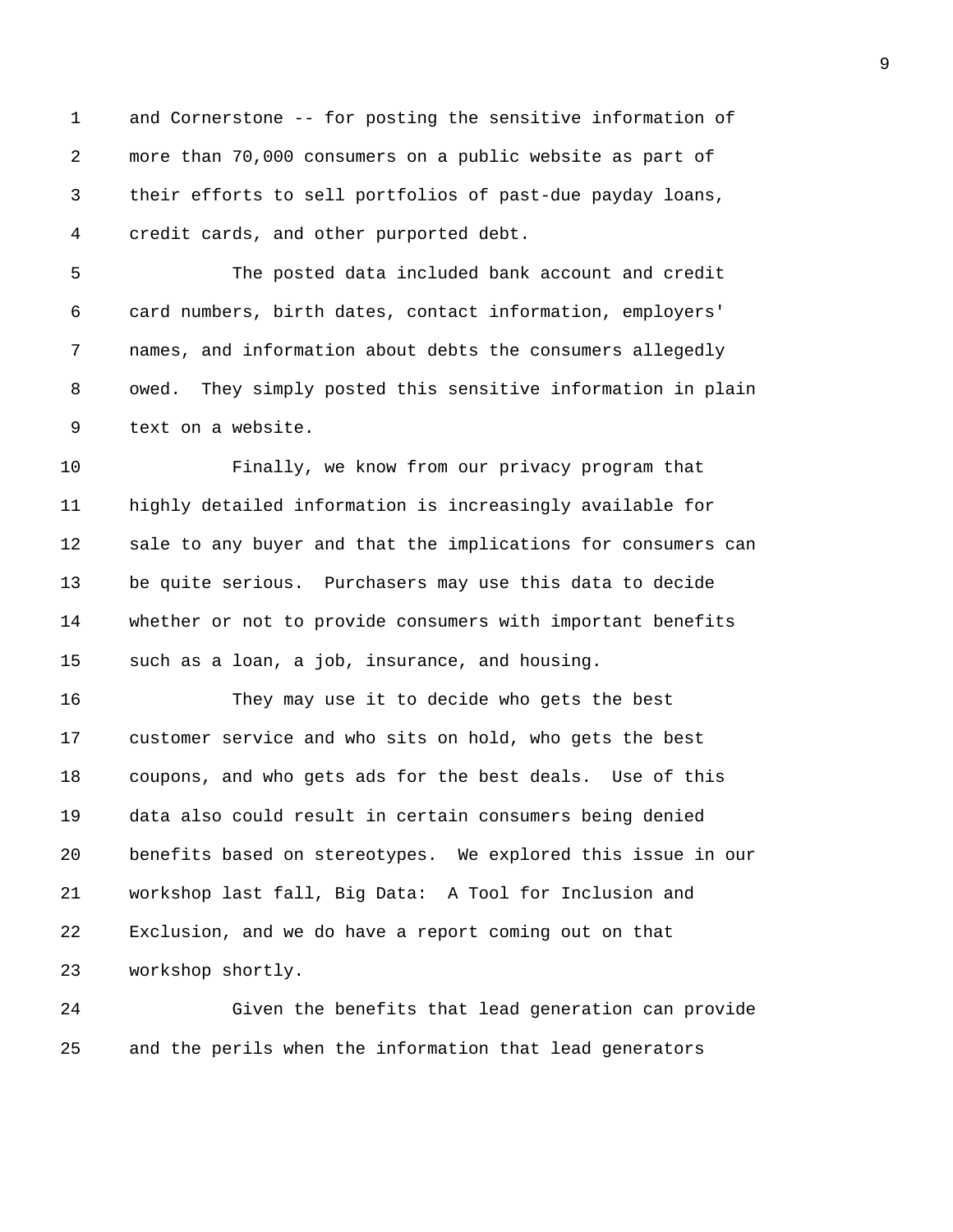and Cornerstone -- for posting the sensitive information of more than 70,000 consumers on a public website as part of their efforts to sell portfolios of past-due payday loans, credit cards, and other purported debt.

The posted data included bank account and credit card numbers, birth dates, contact information, employers' names, and information about debts the consumers allegedly owed. They simply posted this sensitive information in plain text on a website.

Finally, we know from our privacy program that highly detailed information is increasingly available for sale to any buyer and that the implications for consumers can be quite serious. Purchasers may use this data to decide whether or not to provide consumers with important benefits such as a loan, a job, insurance, and housing.

They may use it to decide who gets the best customer service and who sits on hold, who gets the best coupons, and who gets ads for the best deals. Use of this data also could result in certain consumers being denied benefits based on stereotypes. We explored this issue in our workshop last fall, Big Data: A Tool for Inclusion and Exclusion, and we do have a report coming out on that workshop shortly.

Given the benefits that lead generation can provide and the perils when the information that lead generators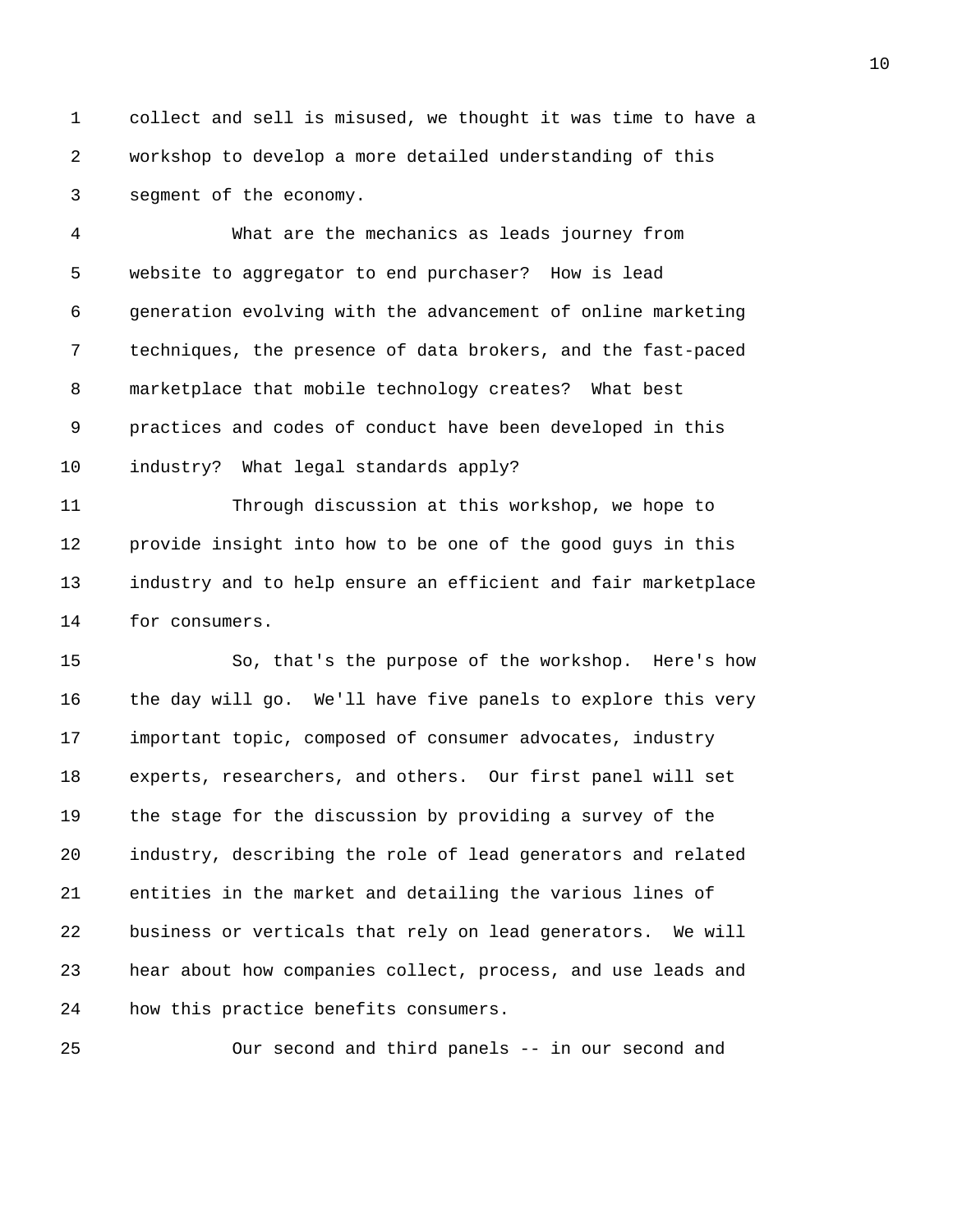collect and sell is misused, we thought it was time to have a workshop to develop a more detailed understanding of this segment of the economy.

What are the mechanics as leads journey from website to aggregator to end purchaser? How is lead generation evolving with the advancement of online marketing techniques, the presence of data brokers, and the fast-paced marketplace that mobile technology creates? What best practices and codes of conduct have been developed in this industry? What legal standards apply?

Through discussion at this workshop, we hope to provide insight into how to be one of the good guys in this industry and to help ensure an efficient and fair marketplace for consumers.

So, that's the purpose of the workshop. Here's how the day will go. We'll have five panels to explore this very important topic, composed of consumer advocates, industry experts, researchers, and others. Our first panel will set the stage for the discussion by providing a survey of the industry, describing the role of lead generators and related entities in the market and detailing the various lines of business or verticals that rely on lead generators. We will hear about how companies collect, process, and use leads and how this practice benefits consumers.

Our second and third panels -- in our second and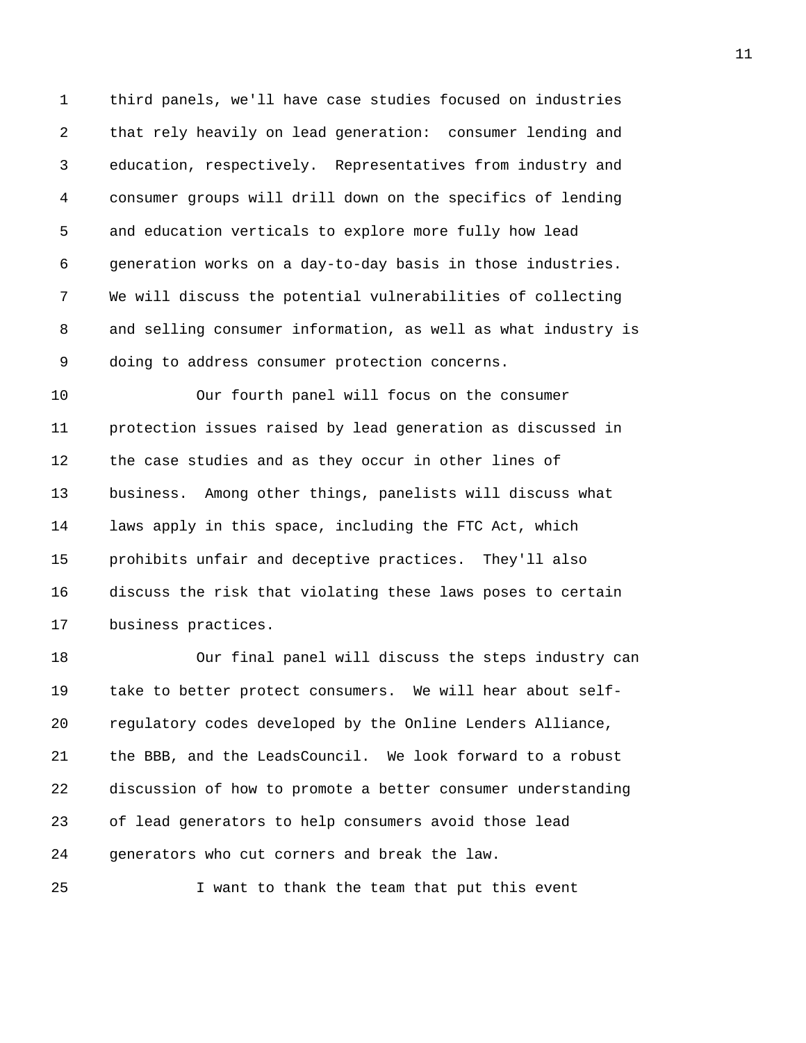third panels, we'll have case studies focused on industries that rely heavily on lead generation: consumer lending and education, respectively. Representatives from industry and consumer groups will drill down on the specifics of lending and education verticals to explore more fully how lead generation works on a day-to-day basis in those industries. We will discuss the potential vulnerabilities of collecting and selling consumer information, as well as what industry is doing to address consumer protection concerns.

Our fourth panel will focus on the consumer protection issues raised by lead generation as discussed in the case studies and as they occur in other lines of business. Among other things, panelists will discuss what laws apply in this space, including the FTC Act, which prohibits unfair and deceptive practices. They'll also discuss the risk that violating these laws poses to certain business practices.

Our final panel will discuss the steps industry can take to better protect consumers. We will hear about self-regulatory codes developed by the Online Lenders Alliance, the BBB, and the LeadsCouncil. We look forward to a robust discussion of how to promote a better consumer understanding of lead generators to help consumers avoid those lead generators who cut corners and break the law.

I want to thank the team that put this event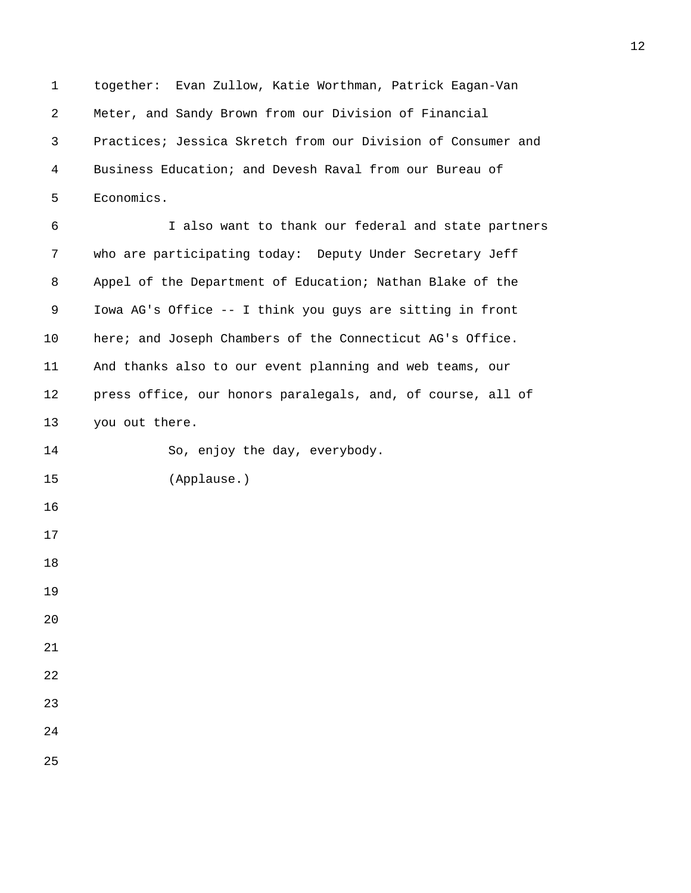together: Evan Zullow, Katie Worthman, Patrick Eagan-Van Meter, and Sandy Brown from our Division of Financial Practices; Jessica Skretch from our Division of Consumer and Business Education; and Devesh Raval from our Bureau of Economics.

I also want to thank our federal and state partners who are participating today: Deputy Under Secretary Jeff Appel of the Department of Education; Nathan Blake of the Iowa AG's Office -- I think you guys are sitting in front here; and Joseph Chambers of the Connecticut AG's Office. And thanks also to our event planning and web teams, our press office, our honors paralegals, and, of course, all of you out there.

So, enjoy the day, everybody.

(Applause.)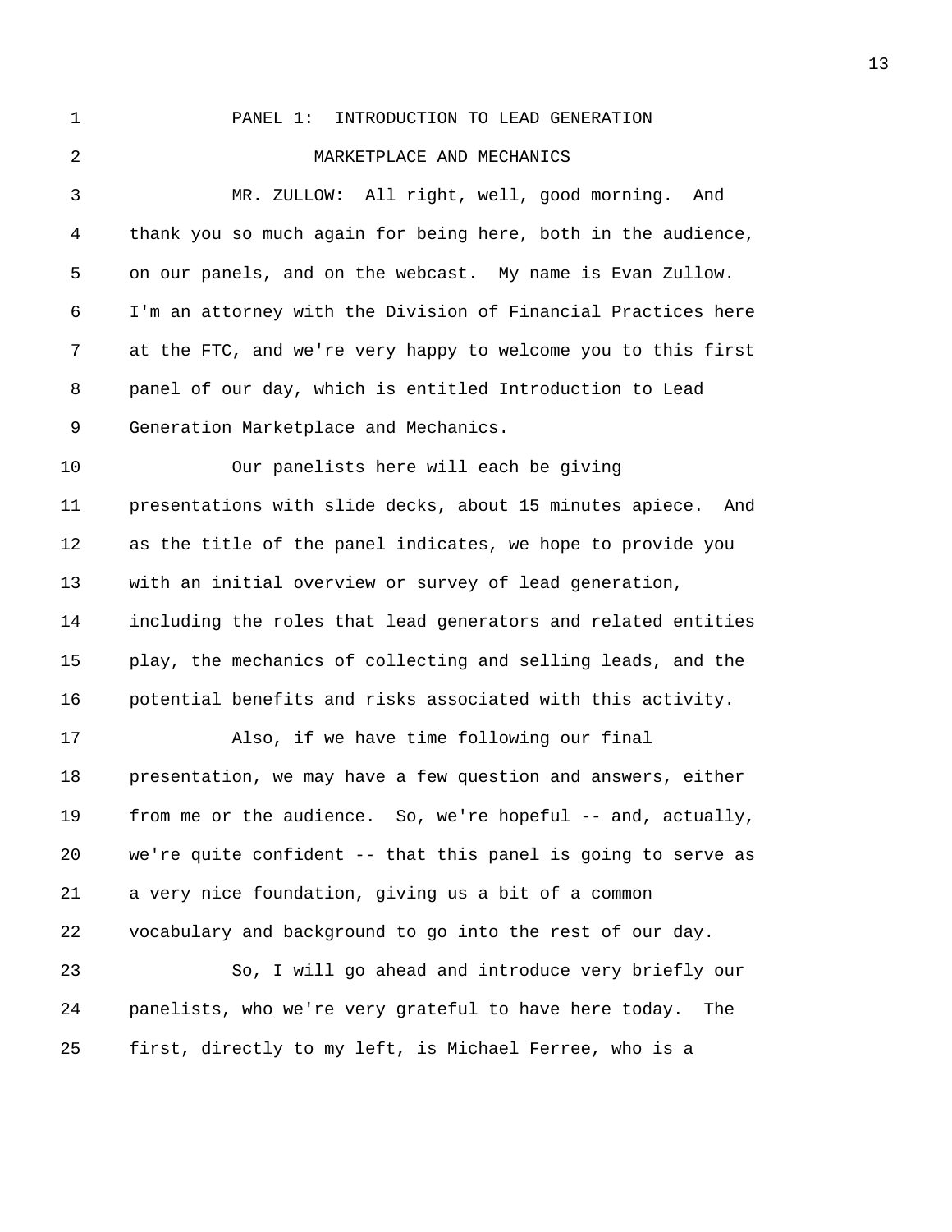PANEL 1: INTRODUCTION TO LEAD GENERATION

MARKETPLACE AND MECHANICS

MR. ZULLOW: All right, well, good morning. And thank you so much again for being here, both in the audience, on our panels, and on the webcast. My name is Evan Zullow. I'm an attorney with the Division of Financial Practices here at the FTC, and we're very happy to welcome you to this first panel of our day, which is entitled Introduction to Lead Generation Marketplace and Mechanics.

Our panelists here will each be giving presentations with slide decks, about 15 minutes apiece. And as the title of the panel indicates, we hope to provide you with an initial overview or survey of lead generation, including the roles that lead generators and related entities play, the mechanics of collecting and selling leads, and the potential benefits and risks associated with this activity.

Also, if we have time following our final presentation, we may have a few question and answers, either from me or the audience. So, we're hopeful -- and, actually, we're quite confident -- that this panel is going to serve as a very nice foundation, giving us a bit of a common vocabulary and background to go into the rest of our day.

So, I will go ahead and introduce very briefly our panelists, who we're very grateful to have here today. The first, directly to my left, is Michael Ferree, who is a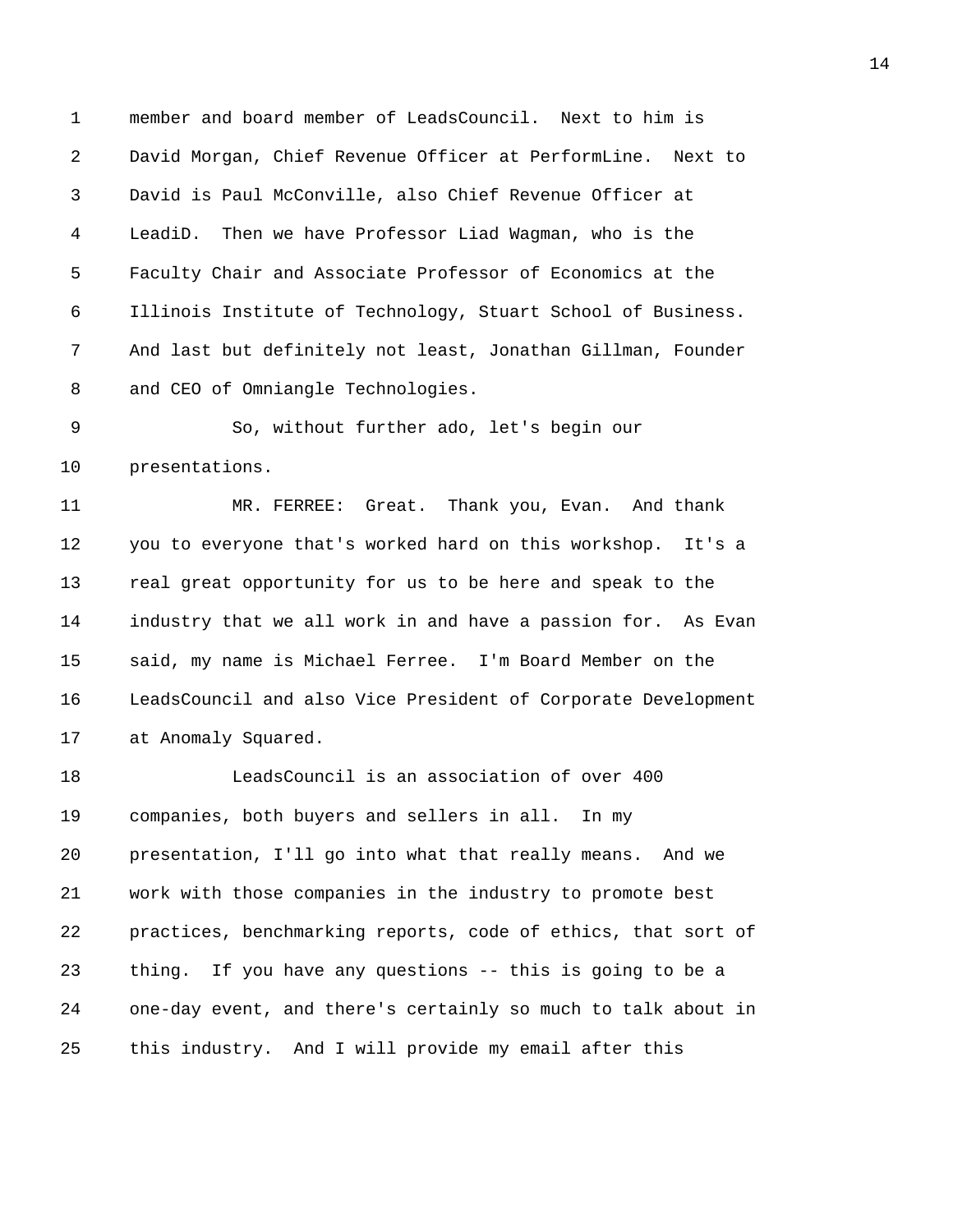member and board member of LeadsCouncil. Next to him is David Morgan, Chief Revenue Officer at PerformLine. Next to David is Paul McConville, also Chief Revenue Officer at LeadiD. Then we have Professor Liad Wagman, who is the Faculty Chair and Associate Professor of Economics at the Illinois Institute of Technology, Stuart School of Business. And last but definitely not least, Jonathan Gillman, Founder and CEO of Omniangle Technologies.

So, without further ado, let's begin our presentations.

MR. FERREE: Great. Thank you, Evan. And thank you to everyone that's worked hard on this workshop. It's a real great opportunity for us to be here and speak to the industry that we all work in and have a passion for. As Evan said, my name is Michael Ferree. I'm Board Member on the LeadsCouncil and also Vice President of Corporate Development at Anomaly Squared.

LeadsCouncil is an association of over 400 companies, both buyers and sellers in all. In my presentation, I'll go into what that really means. And we work with those companies in the industry to promote best practices, benchmarking reports, code of ethics, that sort of thing. If you have any questions -- this is going to be a one-day event, and there's certainly so much to talk about in this industry. And I will provide my email after this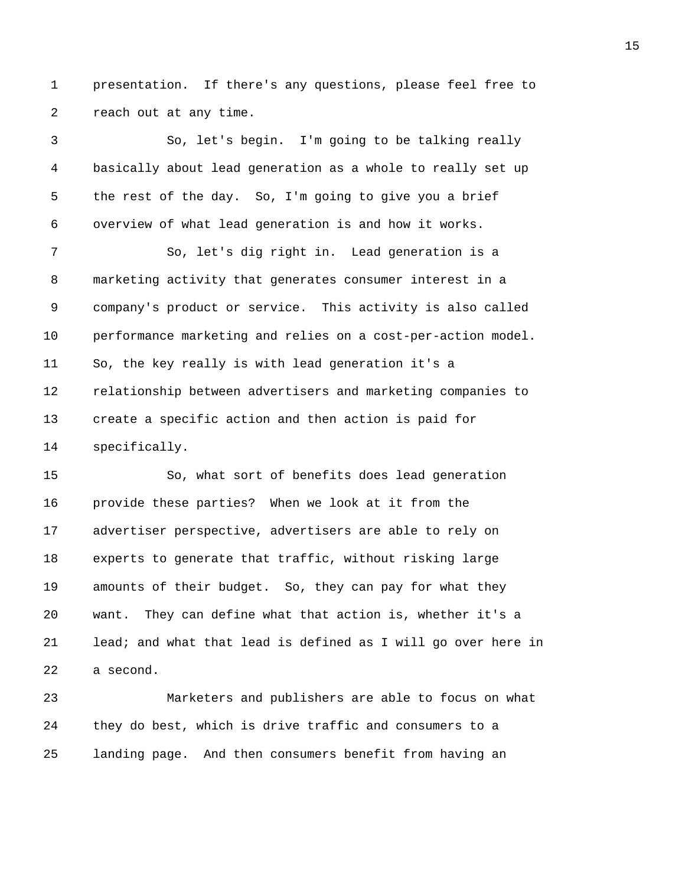presentation. If there's any questions, please feel free to reach out at any time.

So, let's begin. I'm going to be talking really basically about lead generation as a whole to really set up the rest of the day. So, I'm going to give you a brief overview of what lead generation is and how it works.

So, let's dig right in. Lead generation is a marketing activity that generates consumer interest in a company's product or service. This activity is also called performance marketing and relies on a cost-per-action model. So, the key really is with lead generation it's a relationship between advertisers and marketing companies to create a specific action and then action is paid for specifically.

So, what sort of benefits does lead generation provide these parties? When we look at it from the advertiser perspective, advertisers are able to rely on experts to generate that traffic, without risking large amounts of their budget. So, they can pay for what they want. They can define what that action is, whether it's a lead; and what that lead is defined as I will go over here in a second.

Marketers and publishers are able to focus on what they do best, which is drive traffic and consumers to a landing page. And then consumers benefit from having an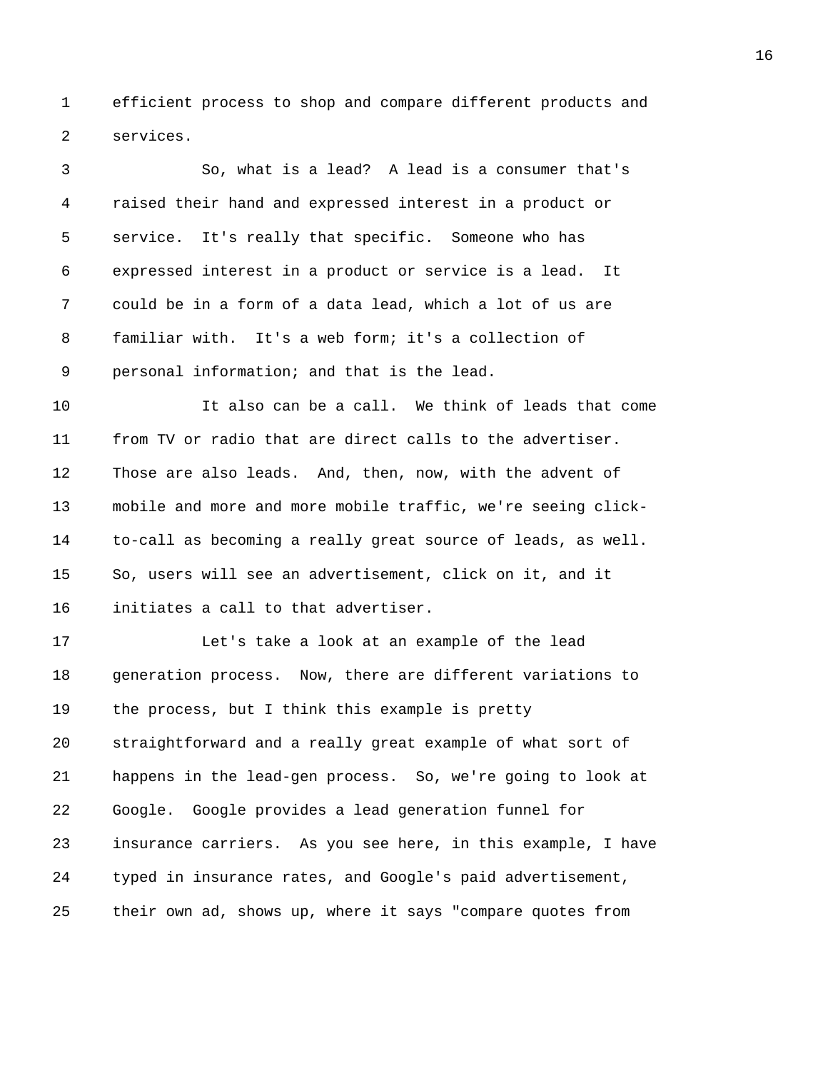efficient process to shop and compare different products and services.

So, what is a lead? A lead is a consumer that's raised their hand and expressed interest in a product or service. It's really that specific. Someone who has expressed interest in a product or service is a lead. It could be in a form of a data lead, which a lot of us are familiar with. It's a web form; it's a collection of personal information; and that is the lead.

It also can be a call. We think of leads that come from TV or radio that are direct calls to the advertiser. Those are also leads. And, then, now, with the advent of mobile and more and more mobile traffic, we're seeing click-to-call as becoming a really great source of leads, as well. So, users will see an advertisement, click on it, and it initiates a call to that advertiser.

Let's take a look at an example of the lead generation process. Now, there are different variations to the process, but I think this example is pretty straightforward and a really great example of what sort of happens in the lead-gen process. So, we're going to look at Google. Google provides a lead generation funnel for insurance carriers. As you see here, in this example, I have typed in insurance rates, and Google's paid advertisement, their own ad, shows up, where it says "compare quotes from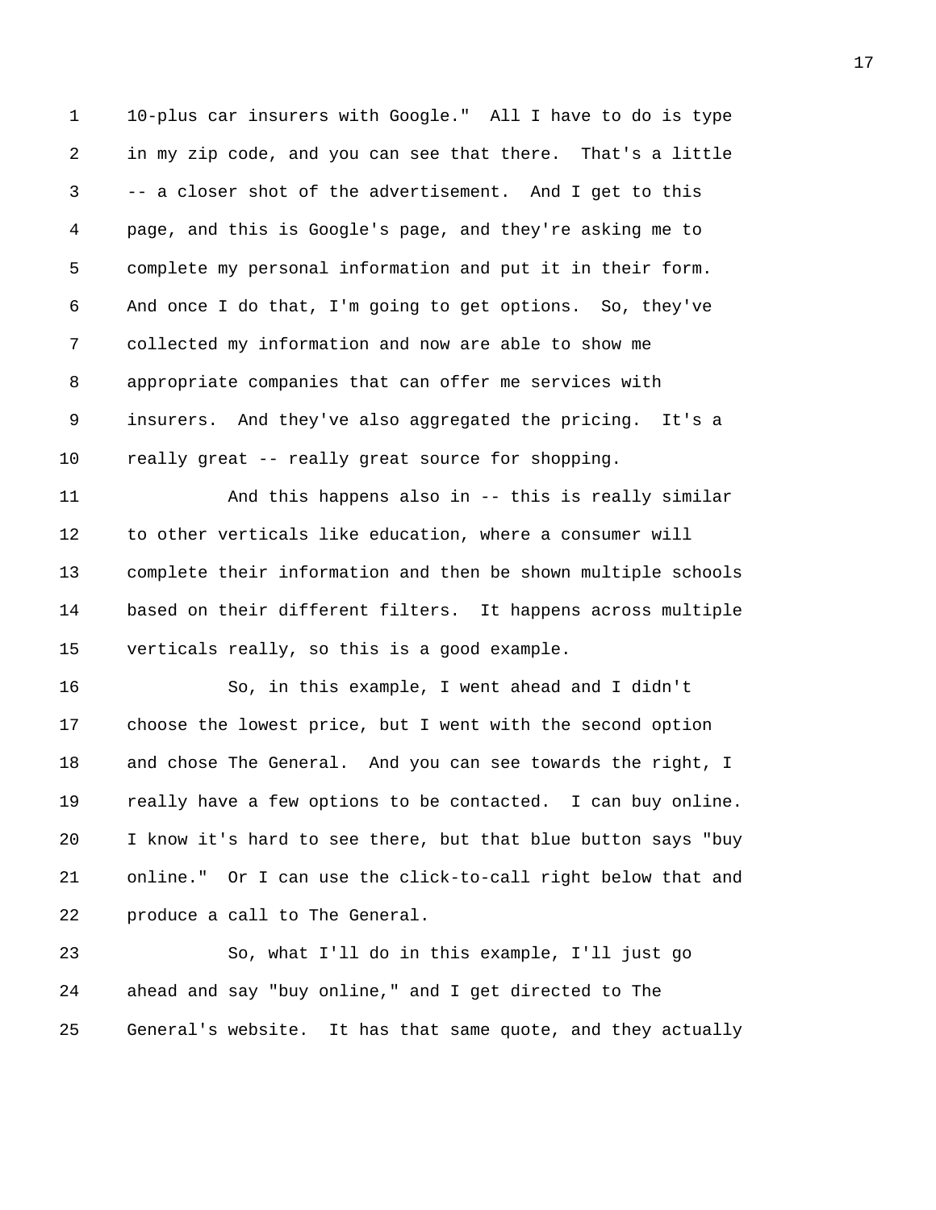10-plus car insurers with Google." All I have to do is type in my zip code, and you can see that there. That's a little -- a closer shot of the advertisement. And I get to this page, and this is Google's page, and they're asking me to complete my personal information and put it in their form. And once I do that, I'm going to get options. So, they've collected my information and now are able to show me appropriate companies that can offer me services with insurers. And they've also aggregated the pricing. It's a really great -- really great source for shopping.

And this happens also in -- this is really similar to other verticals like education, where a consumer will complete their information and then be shown multiple schools based on their different filters. It happens across multiple verticals really, so this is a good example.

So, in this example, I went ahead and I didn't choose the lowest price, but I went with the second option and chose The General. And you can see towards the right, I really have a few options to be contacted. I can buy online. I know it's hard to see there, but that blue button says "buy online." Or I can use the click-to-call right below that and produce a call to The General.

So, what I'll do in this example, I'll just go ahead and say "buy online," and I get directed to The General's website. It has that same quote, and they actually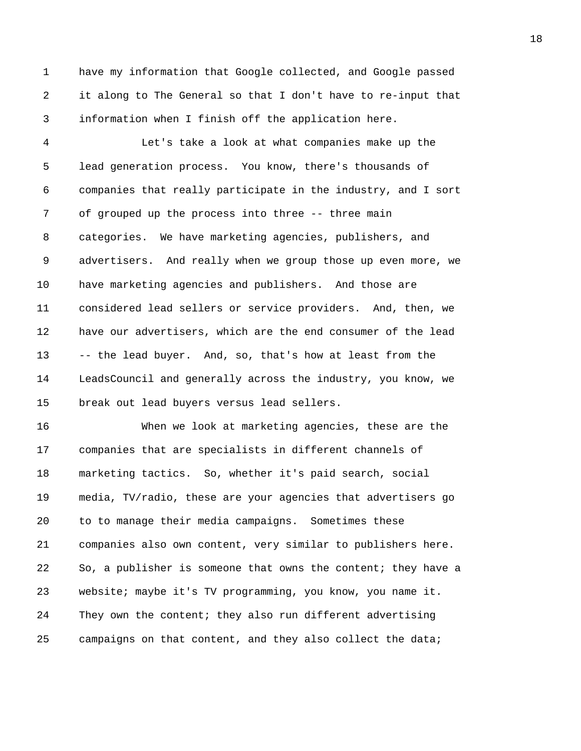have my information that Google collected, and Google passed it along to The General so that I don't have to re-input that information when I finish off the application here.

Let's take a look at what companies make up the lead generation process. You know, there's thousands of companies that really participate in the industry, and I sort of grouped up the process into three -- three main categories. We have marketing agencies, publishers, and advertisers. And really when we group those up even more, we have marketing agencies and publishers. And those are considered lead sellers or service providers. And, then, we have our advertisers, which are the end consumer of the lead -- the lead buyer. And, so, that's how at least from the LeadsCouncil and generally across the industry, you know, we break out lead buyers versus lead sellers.

When we look at marketing agencies, these are the companies that are specialists in different channels of marketing tactics. So, whether it's paid search, social media, TV/radio, these are your agencies that advertisers go to to manage their media campaigns. Sometimes these companies also own content, very similar to publishers here. So, a publisher is someone that owns the content; they have a website; maybe it's TV programming, you know, you name it. They own the content; they also run different advertising campaigns on that content, and they also collect the data;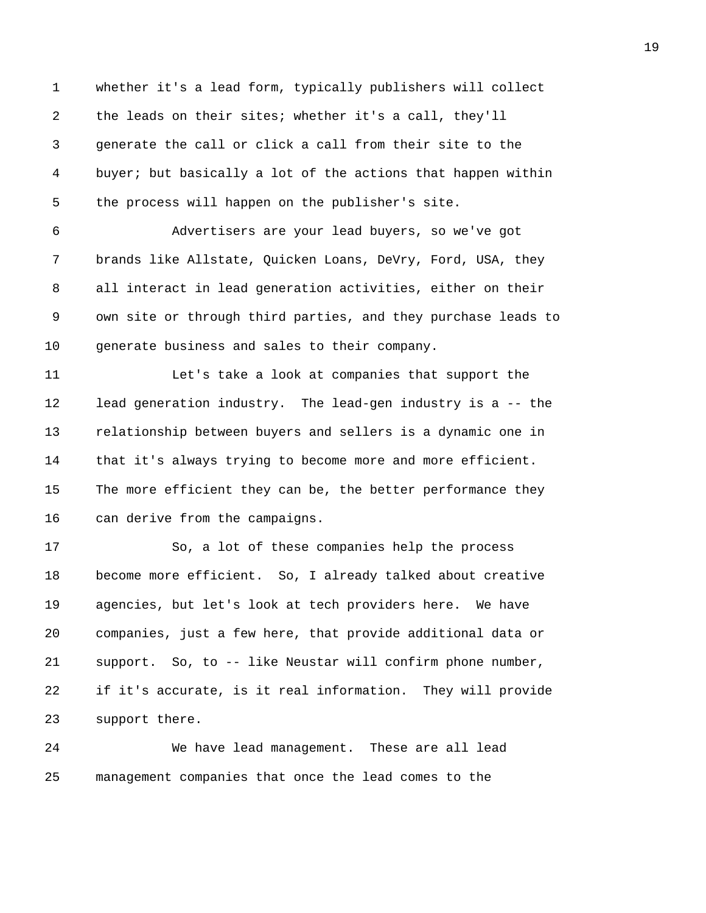whether it's a lead form, typically publishers will collect the leads on their sites; whether it's a call, they'll generate the call or click a call from their site to the buyer; but basically a lot of the actions that happen within the process will happen on the publisher's site.

Advertisers are your lead buyers, so we've got brands like Allstate, Quicken Loans, DeVry, Ford, USA, they all interact in lead generation activities, either on their own site or through third parties, and they purchase leads to generate business and sales to their company.

Let's take a look at companies that support the lead generation industry. The lead-gen industry is a -- the relationship between buyers and sellers is a dynamic one in that it's always trying to become more and more efficient. The more efficient they can be, the better performance they can derive from the campaigns.

So, a lot of these companies help the process become more efficient. So, I already talked about creative agencies, but let's look at tech providers here. We have companies, just a few here, that provide additional data or support. So, to -- like Neustar will confirm phone number, if it's accurate, is it real information. They will provide support there.

We have lead management. These are all lead management companies that once the lead comes to the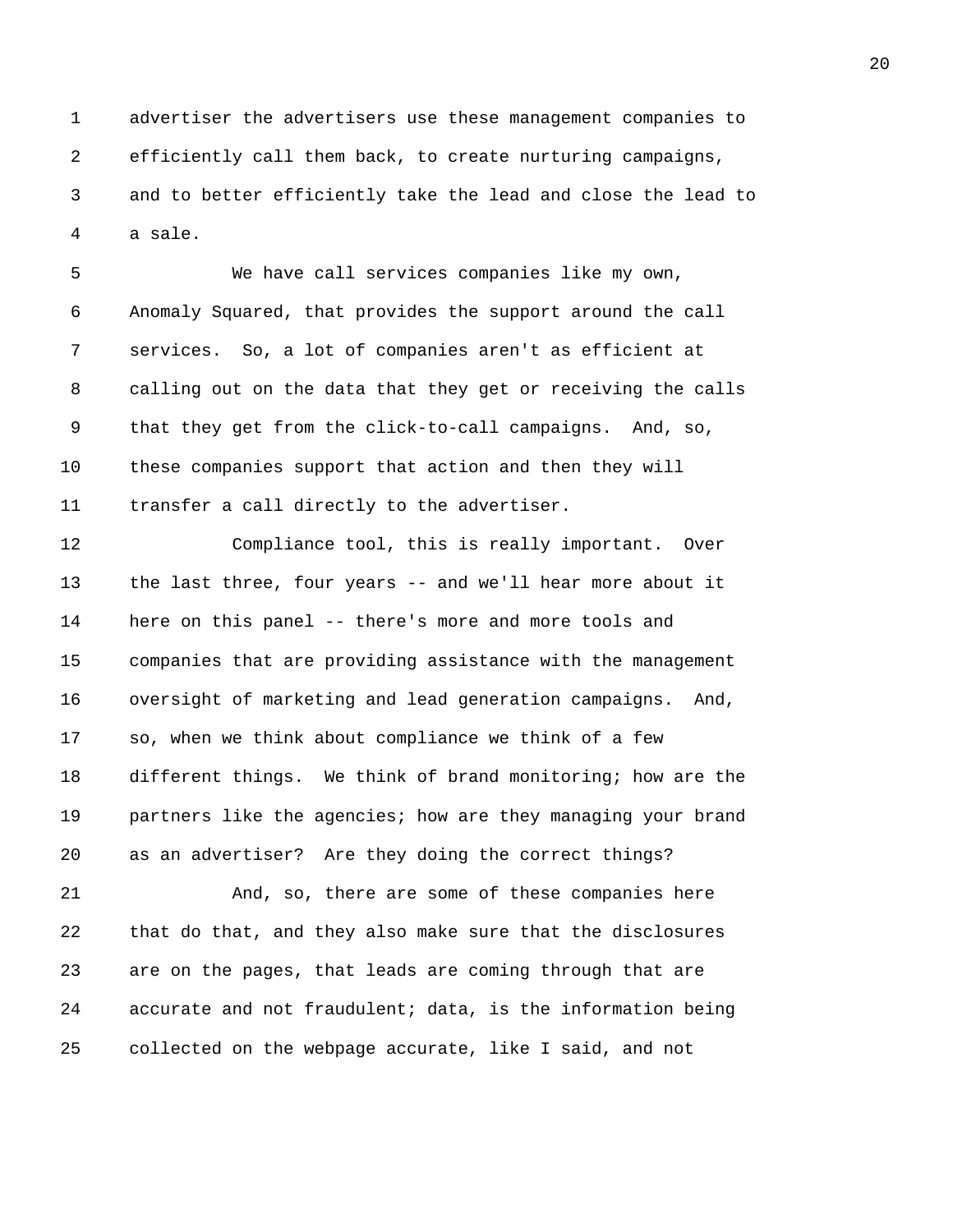advertiser the advertisers use these management companies to efficiently call them back, to create nurturing campaigns, and to better efficiently take the lead and close the lead to a sale.

We have call services companies like my own, Anomaly Squared, that provides the support around the call services. So, a lot of companies aren't as efficient at calling out on the data that they get or receiving the calls that they get from the click-to-call campaigns. And, so, these companies support that action and then they will transfer a call directly to the advertiser.

Compliance tool, this is really important. Over the last three, four years -- and we'll hear more about it here on this panel -- there's more and more tools and companies that are providing assistance with the management oversight of marketing and lead generation campaigns. And, so, when we think about compliance we think of a few different things. We think of brand monitoring; how are the partners like the agencies; how are they managing your brand as an advertiser? Are they doing the correct things?

And, so, there are some of these companies here that do that, and they also make sure that the disclosures are on the pages, that leads are coming through that are accurate and not fraudulent; data, is the information being collected on the webpage accurate, like I said, and not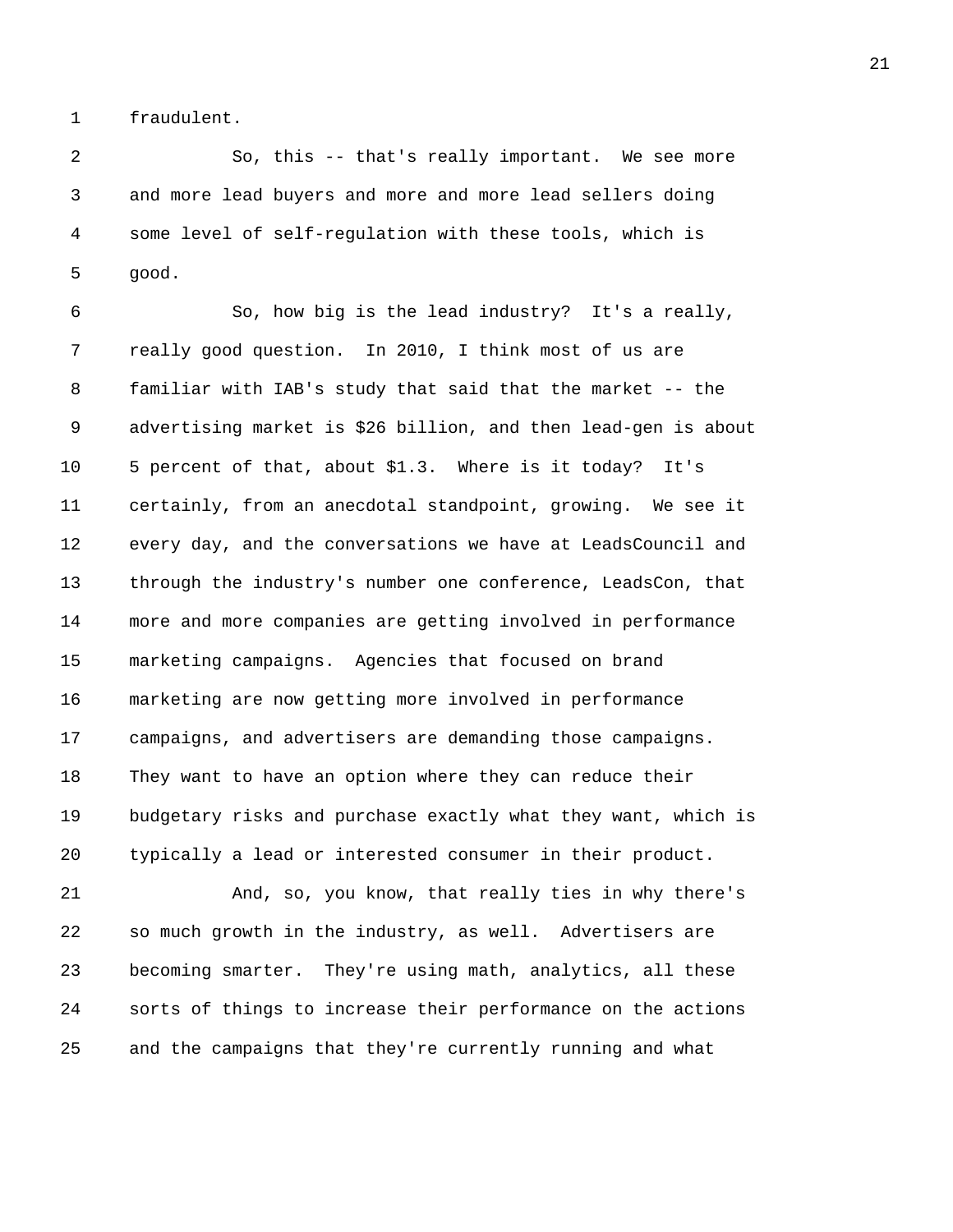fraudulent.

So, this -- that's really important. We see more and more lead buyers and more and more lead sellers doing some level of self-regulation with these tools, which is good.

So, how big is the lead industry? It's a really, really good question. In 2010, I think most of us are familiar with IAB's study that said that the market -- the advertising market is $26 billion, and then lead-gen is about 5 percent of that, about $1.3. Where is it today? It's certainly, from an anecdotal standpoint, growing. We see it every day, and the conversations we have at LeadsCouncil and through the industry's number one conference, LeadsCon, that more and more companies are getting involved in performance marketing campaigns. Agencies that focused on brand marketing are now getting more involved in performance campaigns, and advertisers are demanding those campaigns. They want to have an option where they can reduce their budgetary risks and purchase exactly what they want, which is typically a lead or interested consumer in their product.

And, so, you know, that really ties in why there's so much growth in the industry, as well. Advertisers are becoming smarter. They're using math, analytics, all these sorts of things to increase their performance on the actions and the campaigns that they're currently running and what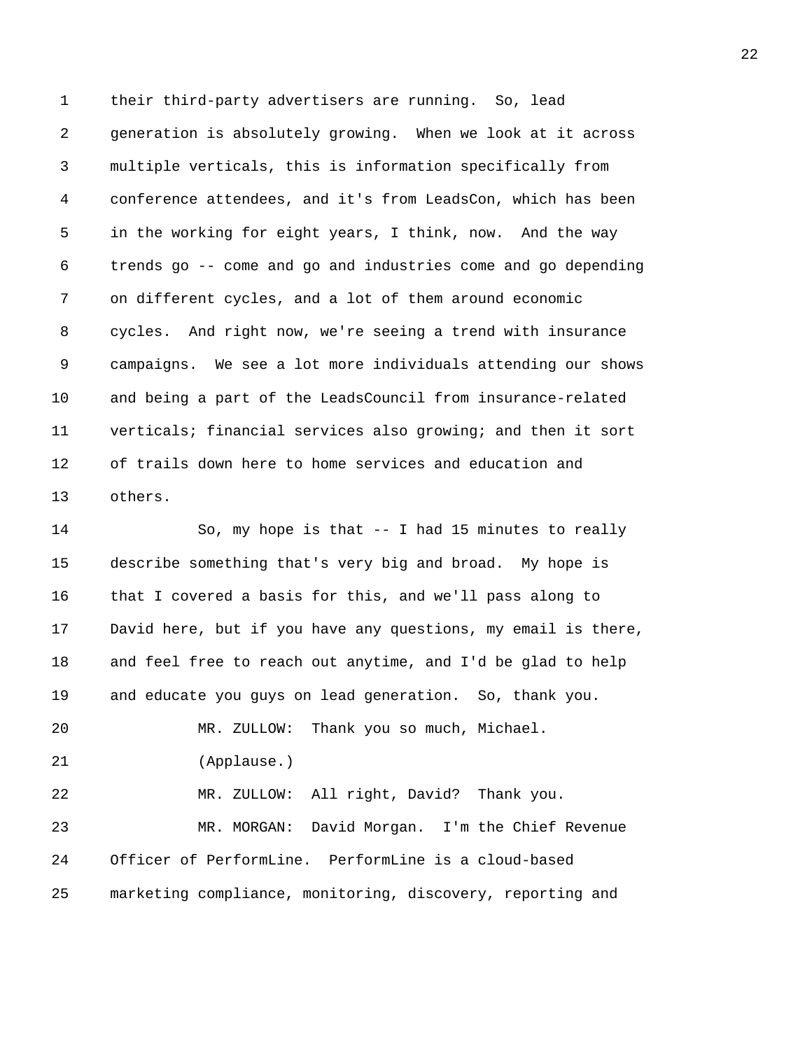their third-party advertisers are running. So, lead generation is absolutely growing. When we look at it across multiple verticals, this is information specifically from conference attendees, and it's from LeadsCon, which has been in the working for eight years, I think, now. And the way trends go -- come and go and industries come and go depending on different cycles, and a lot of them around economic cycles. And right now, we're seeing a trend with insurance campaigns. We see a lot more individuals attending our shows and being a part of the LeadsCouncil from insurance-related verticals; financial services also growing; and then it sort of trails down here to home services and education and others.

So, my hope is that -- I had 15 minutes to really describe something that's very big and broad. My hope is that I covered a basis for this, and we'll pass along to David here, but if you have any questions, my email is there, and feel free to reach out anytime, and I'd be glad to help and educate you guys on lead generation. So, thank you.

MR. ZULLOW: Thank you so much, Michael.

(Applause.)

MR. ZULLOW: All right, David? Thank you.

MR. MORGAN: David Morgan. I'm the Chief Revenue Officer of PerformLine. PerformLine is a cloud-based marketing compliance, monitoring, discovery, reporting and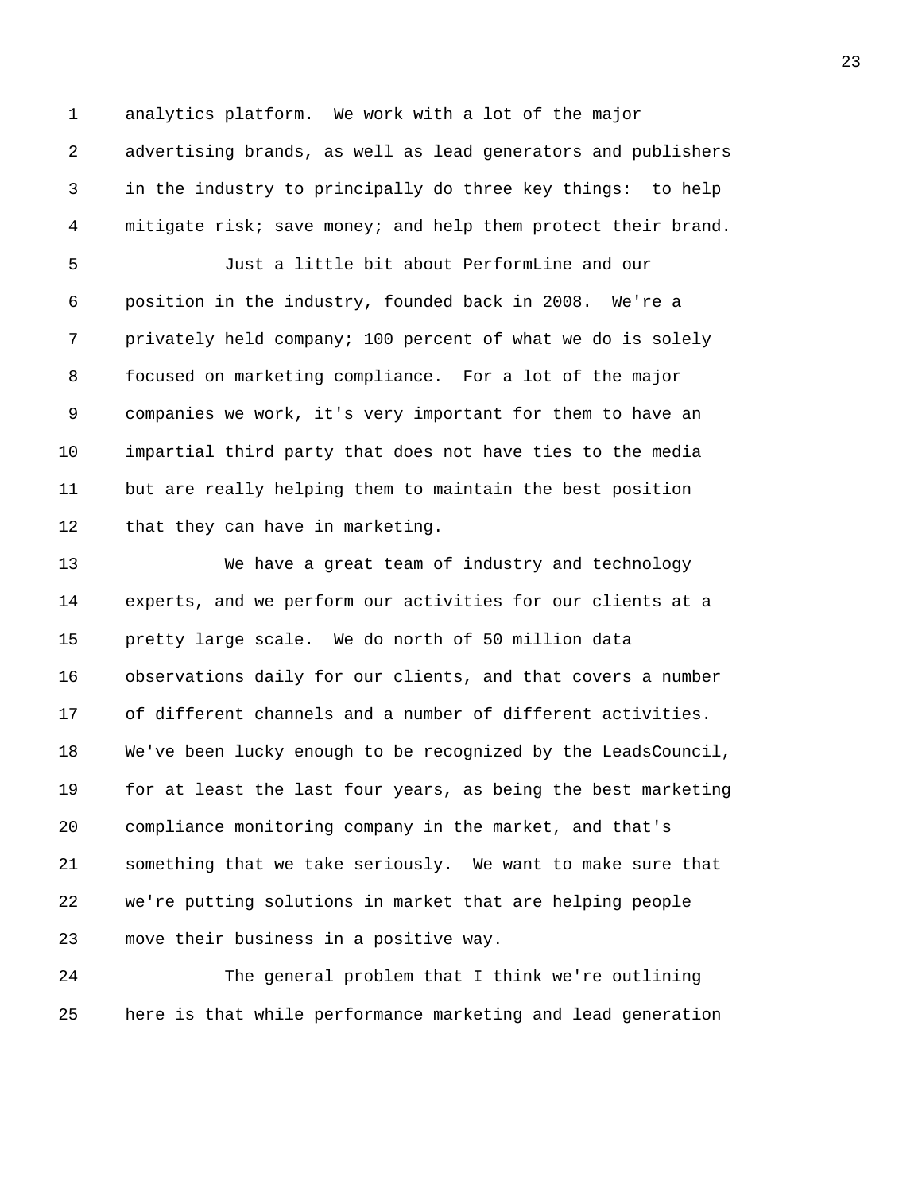analytics platform. We work with a lot of the major advertising brands, as well as lead generators and publishers in the industry to principally do three key things: to help mitigate risk; save money; and help them protect their brand.

Just a little bit about PerformLine and our position in the industry, founded back in 2008. We're a privately held company; 100 percent of what we do is solely focused on marketing compliance. For a lot of the major companies we work, it's very important for them to have an impartial third party that does not have ties to the media but are really helping them to maintain the best position that they can have in marketing.

We have a great team of industry and technology experts, and we perform our activities for our clients at a pretty large scale. We do north of 50 million data observations daily for our clients, and that covers a number of different channels and a number of different activities. We've been lucky enough to be recognized by the LeadsCouncil, for at least the last four years, as being the best marketing compliance monitoring company in the market, and that's something that we take seriously. We want to make sure that we're putting solutions in market that are helping people move their business in a positive way.

The general problem that I think we're outlining here is that while performance marketing and lead generation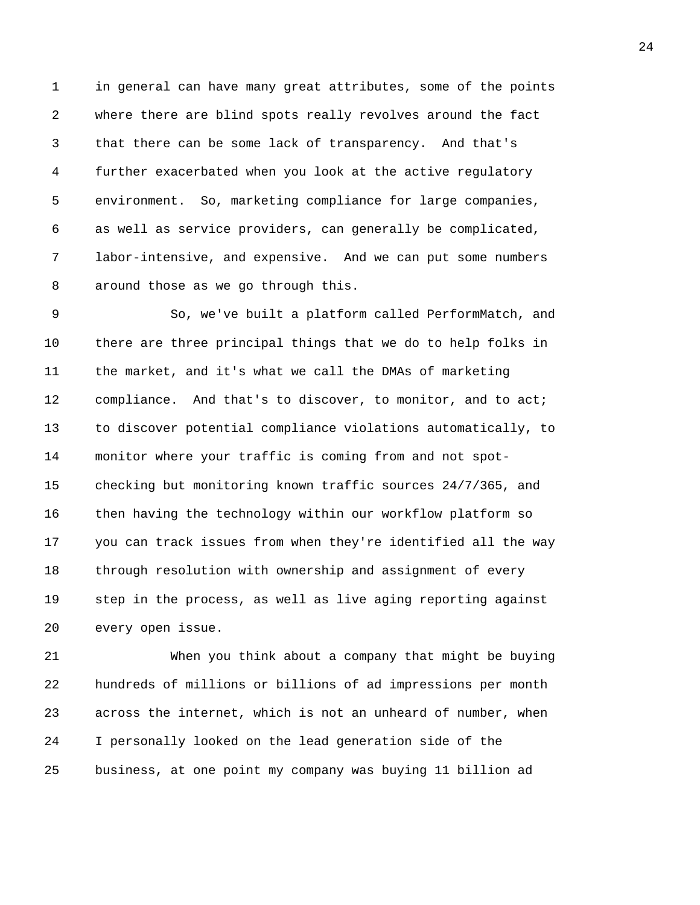in general can have many great attributes, some of the points where there are blind spots really revolves around the fact that there can be some lack of transparency. And that's further exacerbated when you look at the active regulatory environment. So, marketing compliance for large companies, as well as service providers, can generally be complicated, labor-intensive, and expensive. And we can put some numbers around those as we go through this.

So, we've built a platform called PerformMatch, and there are three principal things that we do to help folks in the market, and it's what we call the DMAs of marketing compliance. And that's to discover, to monitor, and to act; to discover potential compliance violations automatically, to monitor where your traffic is coming from and not spot-checking but monitoring known traffic sources 24/7/365, and then having the technology within our workflow platform so you can track issues from when they're identified all the way through resolution with ownership and assignment of every step in the process, as well as live aging reporting against every open issue.

When you think about a company that might be buying hundreds of millions or billions of ad impressions per month across the internet, which is not an unheard of number, when I personally looked on the lead generation side of the business, at one point my company was buying 11 billion ad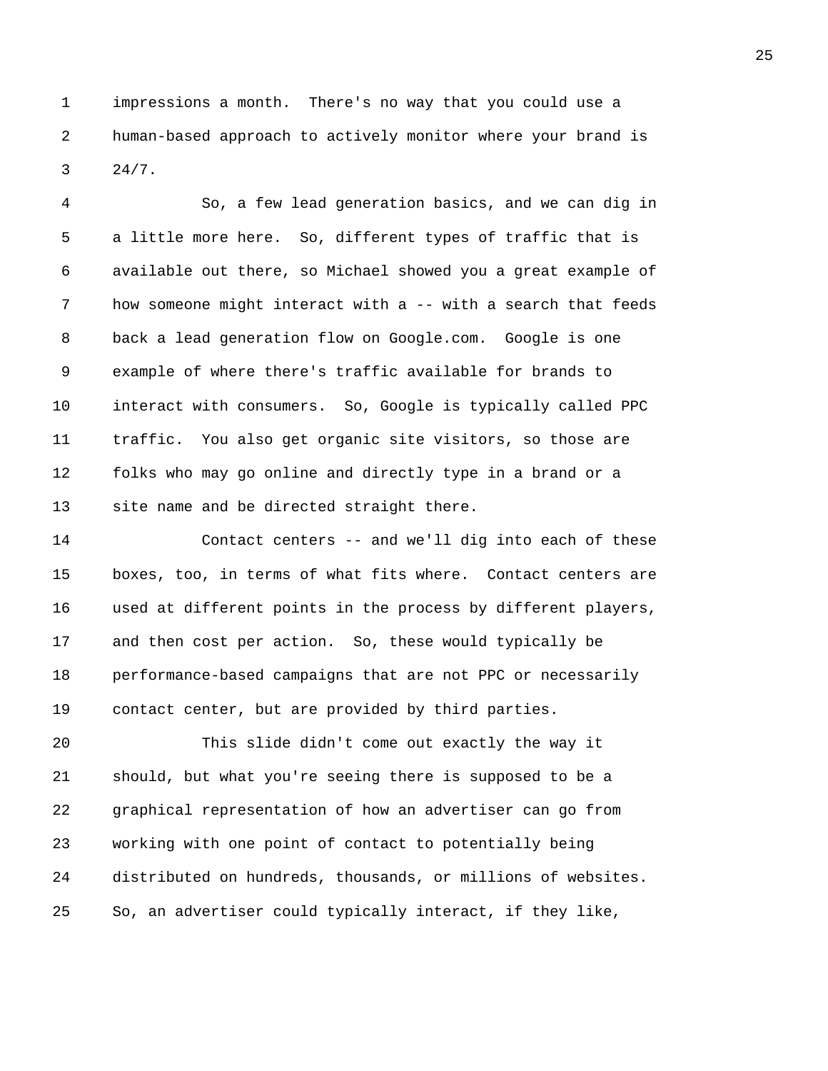impressions a month. There's no way that you could use a human-based approach to actively monitor where your brand is 24/7.

So, a few lead generation basics, and we can dig in a little more here. So, different types of traffic that is available out there, so Michael showed you a great example of how someone might interact with a -- with a search that feeds back a lead generation flow on Google.com. Google is one example of where there's traffic available for brands to interact with consumers. So, Google is typically called PPC traffic. You also get organic site visitors, so those are folks who may go online and directly type in a brand or a site name and be directed straight there.

Contact centers -- and we'll dig into each of these boxes, too, in terms of what fits where. Contact centers are used at different points in the process by different players, and then cost per action. So, these would typically be performance-based campaigns that are not PPC or necessarily contact center, but are provided by third parties.

This slide didn't come out exactly the way it should, but what you're seeing there is supposed to be a graphical representation of how an advertiser can go from working with one point of contact to potentially being distributed on hundreds, thousands, or millions of websites. So, an advertiser could typically interact, if they like,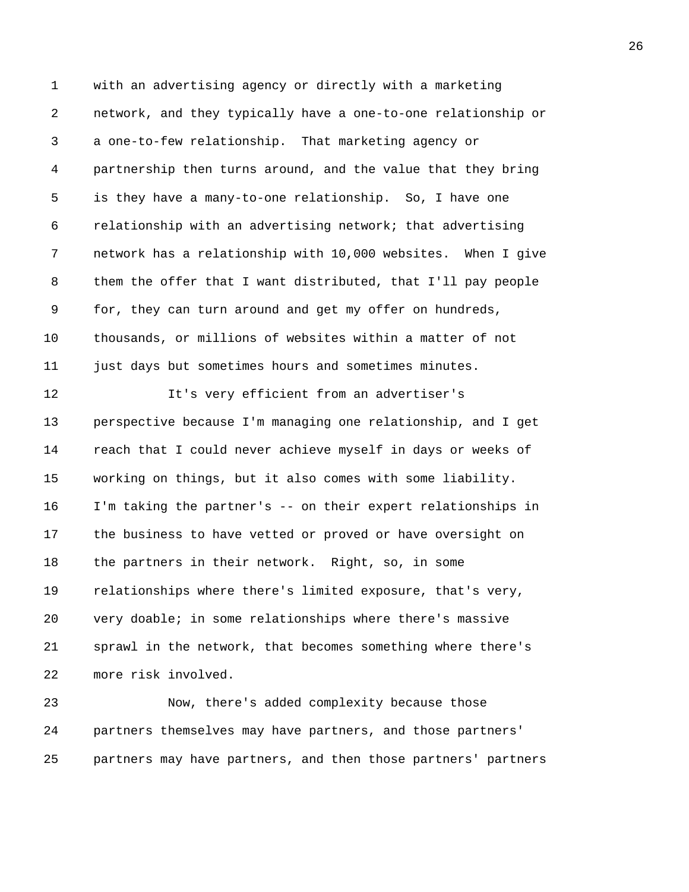with an advertising agency or directly with a marketing network, and they typically have a one-to-one relationship or a one-to-few relationship. That marketing agency or partnership then turns around, and the value that they bring is they have a many-to-one relationship. So, I have one relationship with an advertising network; that advertising network has a relationship with 10,000 websites. When I give them the offer that I want distributed, that I'll pay people for, they can turn around and get my offer on hundreds, thousands, or millions of websites within a matter of not just days but sometimes hours and sometimes minutes.

It's very efficient from an advertiser's perspective because I'm managing one relationship, and I get reach that I could never achieve myself in days or weeks of working on things, but it also comes with some liability. I'm taking the partner's -- on their expert relationships in the business to have vetted or proved or have oversight on the partners in their network. Right, so, in some relationships where there's limited exposure, that's very, very doable; in some relationships where there's massive sprawl in the network, that becomes something where there's more risk involved.

Now, there's added complexity because those partners themselves may have partners, and those partners' partners may have partners, and then those partners' partners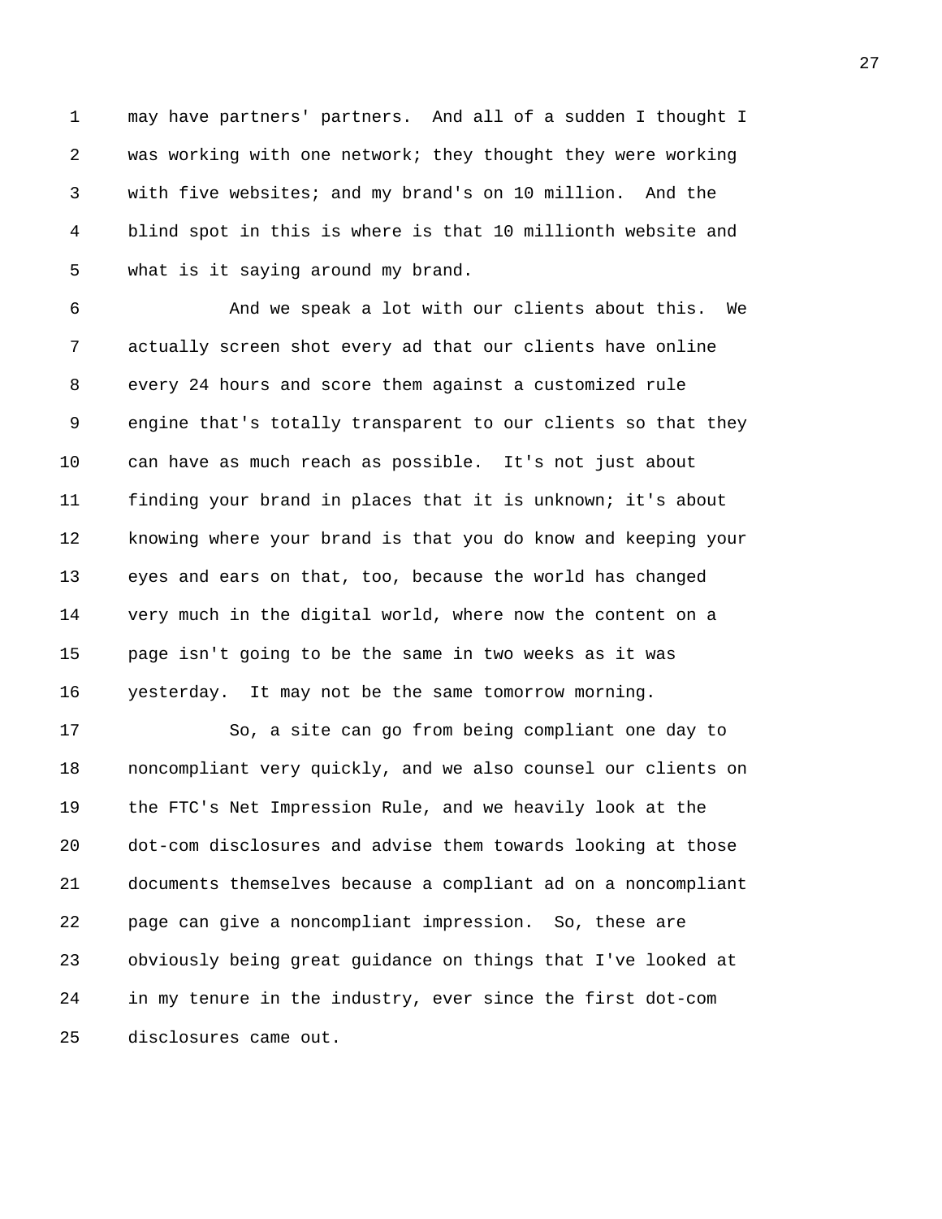may have partners' partners. And all of a sudden I thought I was working with one network; they thought they were working with five websites; and my brand's on 10 million. And the blind spot in this is where is that 10 millionth website and what is it saying around my brand.

And we speak a lot with our clients about this. We actually screen shot every ad that our clients have online every 24 hours and score them against a customized rule engine that's totally transparent to our clients so that they can have as much reach as possible. It's not just about finding your brand in places that it is unknown; it's about knowing where your brand is that you do know and keeping your eyes and ears on that, too, because the world has changed very much in the digital world, where now the content on a page isn't going to be the same in two weeks as it was yesterday. It may not be the same tomorrow morning.

So, a site can go from being compliant one day to noncompliant very quickly, and we also counsel our clients on the FTC's Net Impression Rule, and we heavily look at the dot-com disclosures and advise them towards looking at those documents themselves because a compliant ad on a noncompliant page can give a noncompliant impression. So, these are obviously being great guidance on things that I've looked at in my tenure in the industry, ever since the first dot-com disclosures came out.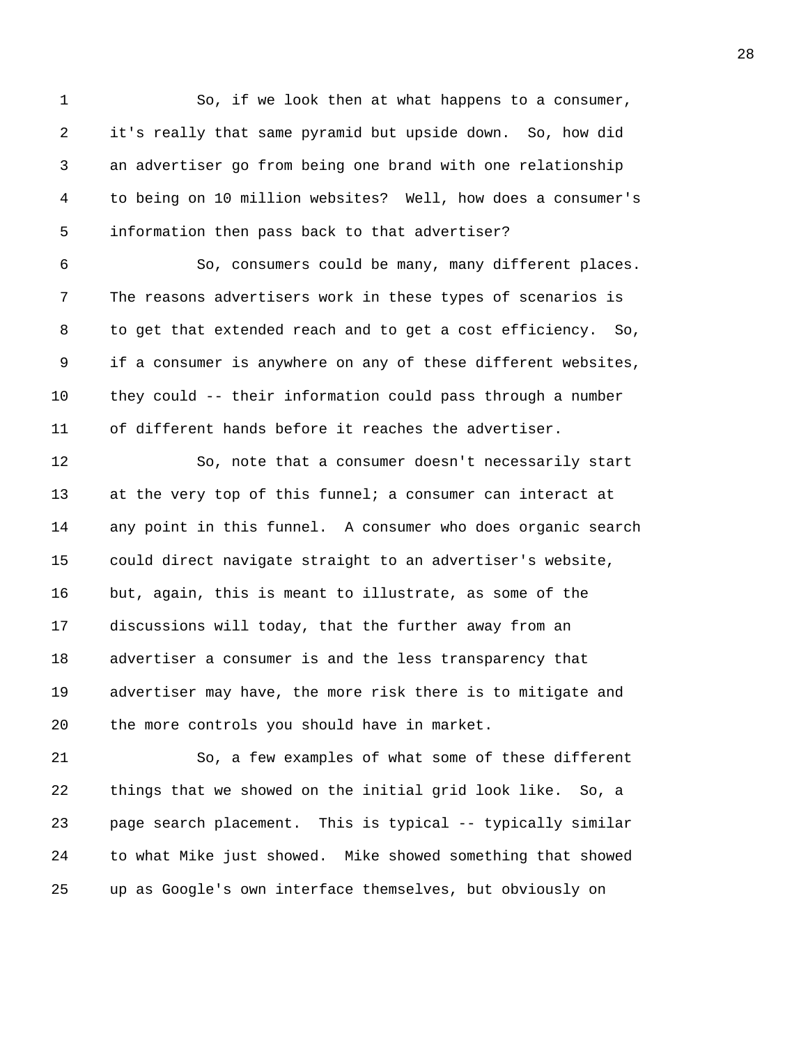So, if we look then at what happens to a consumer, it's really that same pyramid but upside down. So, how did an advertiser go from being one brand with one relationship to being on 10 million websites? Well, how does a consumer's information then pass back to that advertiser?

So, consumers could be many, many different places. The reasons advertisers work in these types of scenarios is to get that extended reach and to get a cost efficiency. So, if a consumer is anywhere on any of these different websites, they could -- their information could pass through a number of different hands before it reaches the advertiser.

So, note that a consumer doesn't necessarily start at the very top of this funnel; a consumer can interact at any point in this funnel. A consumer who does organic search could direct navigate straight to an advertiser's website, but, again, this is meant to illustrate, as some of the discussions will today, that the further away from an advertiser a consumer is and the less transparency that advertiser may have, the more risk there is to mitigate and the more controls you should have in market.

So, a few examples of what some of these different things that we showed on the initial grid look like. So, a page search placement. This is typical -- typically similar to what Mike just showed. Mike showed something that showed up as Google's own interface themselves, but obviously on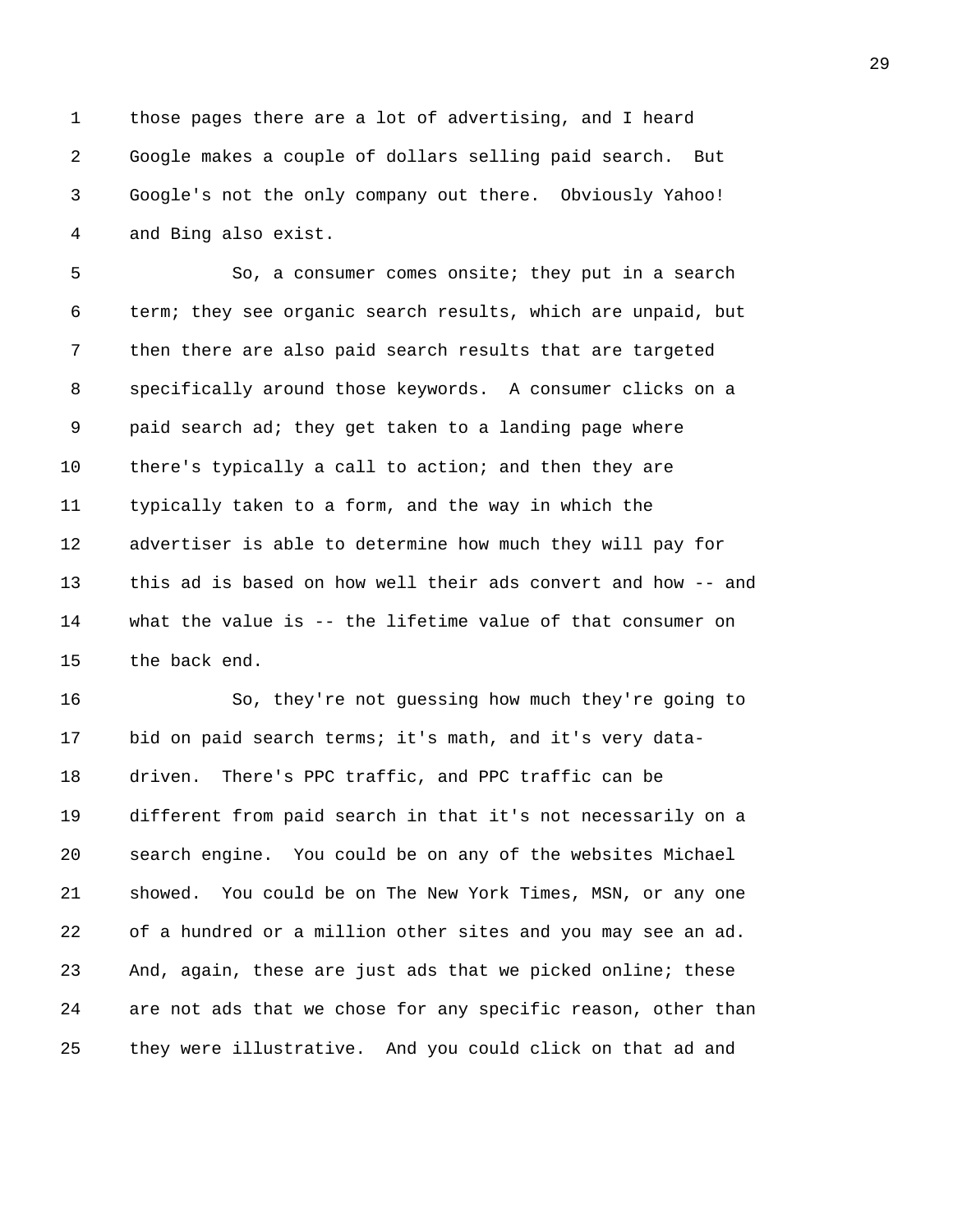those pages there are a lot of advertising, and I heard Google makes a couple of dollars selling paid search. But Google's not the only company out there. Obviously Yahoo! and Bing also exist.

So, a consumer comes onsite; they put in a search term; they see organic search results, which are unpaid, but then there are also paid search results that are targeted specifically around those keywords. A consumer clicks on a paid search ad; they get taken to a landing page where there's typically a call to action; and then they are typically taken to a form, and the way in which the advertiser is able to determine how much they will pay for this ad is based on how well their ads convert and how -- and what the value is -- the lifetime value of that consumer on the back end.

So, they're not guessing how much they're going to bid on paid search terms; it's math, and it's very data-driven. There's PPC traffic, and PPC traffic can be different from paid search in that it's not necessarily on a search engine. You could be on any of the websites Michael showed. You could be on The New York Times, MSN, or any one of a hundred or a million other sites and you may see an ad. And, again, these are just ads that we picked online; these are not ads that we chose for any specific reason, other than they were illustrative. And you could click on that ad and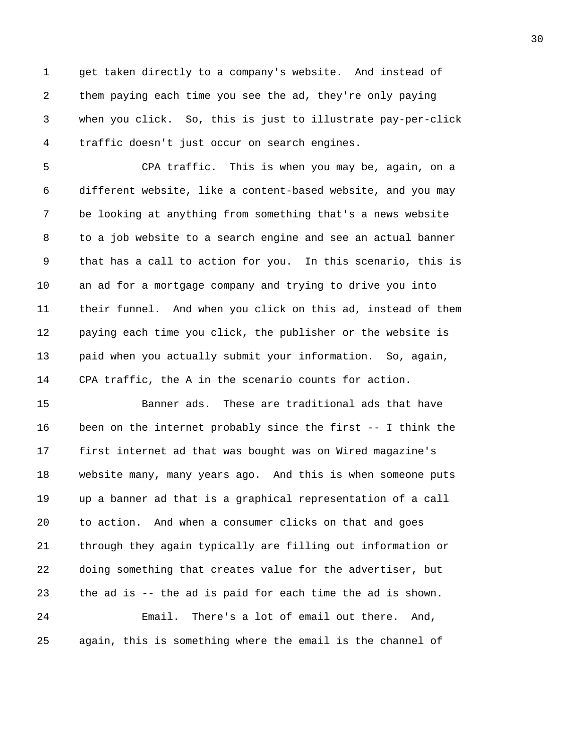get taken directly to a company's website. And instead of them paying each time you see the ad, they're only paying when you click. So, this is just to illustrate pay-per-click traffic doesn't just occur on search engines.

CPA traffic. This is when you may be, again, on a different website, like a content-based website, and you may be looking at anything from something that's a news website to a job website to a search engine and see an actual banner that has a call to action for you. In this scenario, this is an ad for a mortgage company and trying to drive you into their funnel. And when you click on this ad, instead of them paying each time you click, the publisher or the website is paid when you actually submit your information. So, again, CPA traffic, the A in the scenario counts for action.

Banner ads. These are traditional ads that have been on the internet probably since the first -- I think the first internet ad that was bought was on Wired magazine's website many, many years ago. And this is when someone puts up a banner ad that is a graphical representation of a call to action. And when a consumer clicks on that and goes through they again typically are filling out information or doing something that creates value for the advertiser, but the ad is -- the ad is paid for each time the ad is shown.

Email. There's a lot of email out there. And, again, this is something where the email is the channel of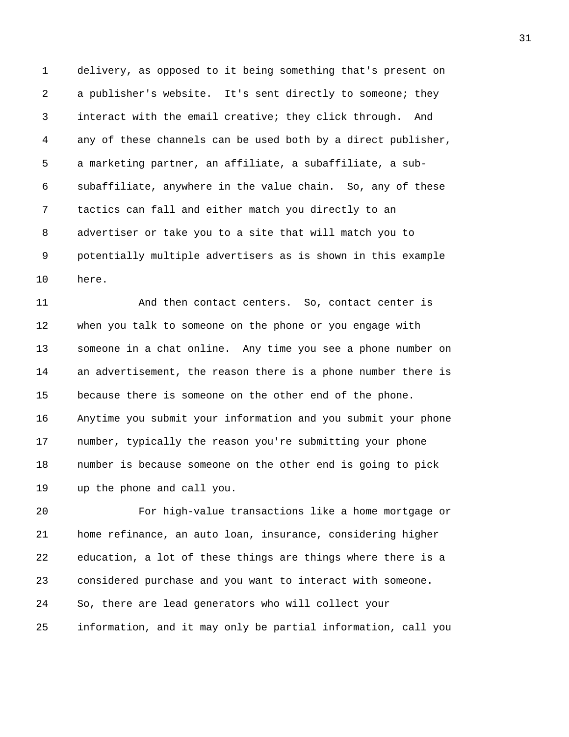delivery, as opposed to it being something that's present on a publisher's website. It's sent directly to someone; they interact with the email creative; they click through. And any of these channels can be used both by a direct publisher, a marketing partner, an affiliate, a subaffiliate, a sub-subaffiliate, anywhere in the value chain. So, any of these tactics can fall and either match you directly to an advertiser or take you to a site that will match you to potentially multiple advertisers as is shown in this example here.

And then contact centers. So, contact center is when you talk to someone on the phone or you engage with someone in a chat online. Any time you see a phone number on an advertisement, the reason there is a phone number there is because there is someone on the other end of the phone. Anytime you submit your information and you submit your phone number, typically the reason you're submitting your phone number is because someone on the other end is going to pick up the phone and call you.

For high-value transactions like a home mortgage or home refinance, an auto loan, insurance, considering higher education, a lot of these things are things where there is a considered purchase and you want to interact with someone. So, there are lead generators who will collect your information, and it may only be partial information, call you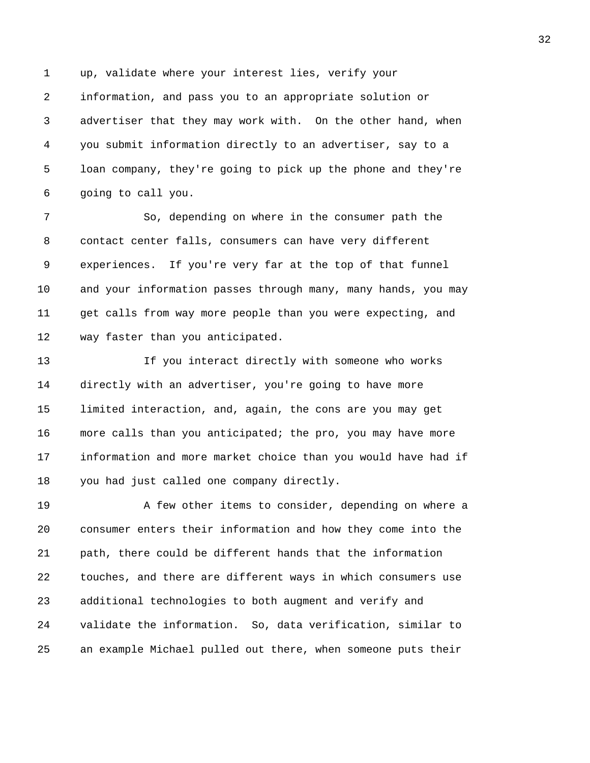up, validate where your interest lies, verify your information, and pass you to an appropriate solution or advertiser that they may work with. On the other hand, when you submit information directly to an advertiser, say to a loan company, they're going to pick up the phone and they're going to call you.

So, depending on where in the consumer path the contact center falls, consumers can have very different experiences. If you're very far at the top of that funnel and your information passes through many, many hands, you may get calls from way more people than you were expecting, and way faster than you anticipated.

If you interact directly with someone who works directly with an advertiser, you're going to have more limited interaction, and, again, the cons are you may get more calls than you anticipated; the pro, you may have more information and more market choice than you would have had if you had just called one company directly.

A few other items to consider, depending on where a consumer enters their information and how they come into the path, there could be different hands that the information touches, and there are different ways in which consumers use additional technologies to both augment and verify and validate the information. So, data verification, similar to an example Michael pulled out there, when someone puts their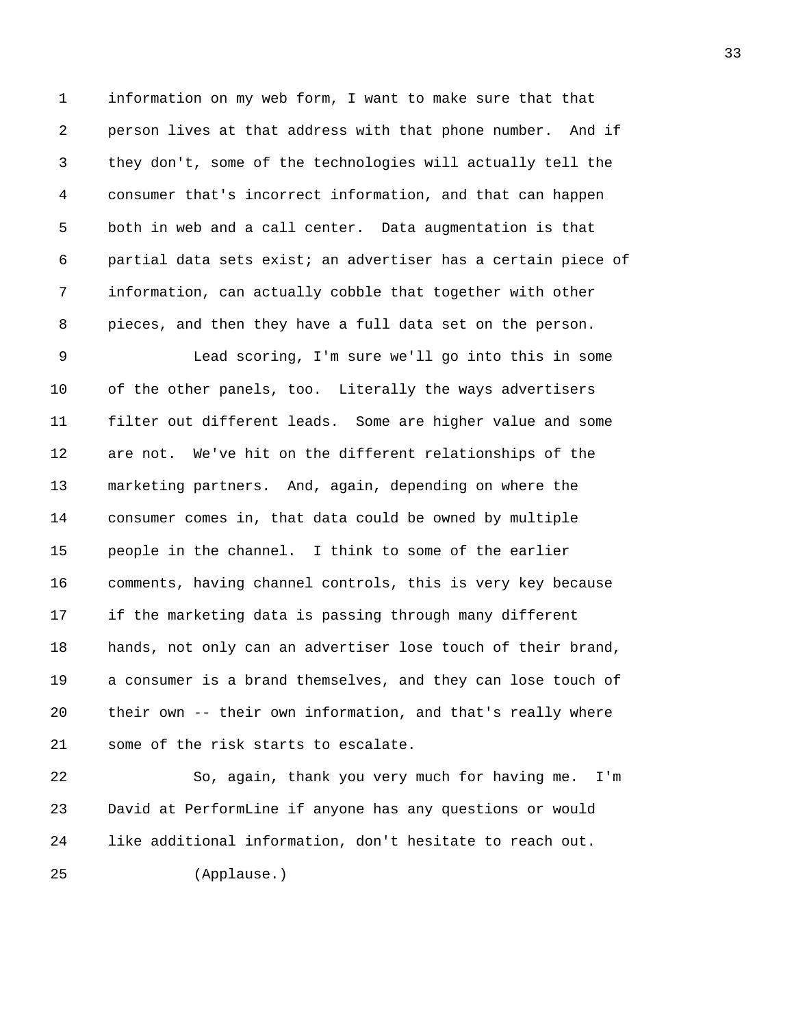information on my web form, I want to make sure that that person lives at that address with that phone number. And if they don't, some of the technologies will actually tell the consumer that's incorrect information, and that can happen both in web and a call center. Data augmentation is that partial data sets exist; an advertiser has a certain piece of information, can actually cobble that together with other pieces, and then they have a full data set on the person.

Lead scoring, I'm sure we'll go into this in some of the other panels, too. Literally the ways advertisers filter out different leads. Some are higher value and some are not. We've hit on the different relationships of the marketing partners. And, again, depending on where the consumer comes in, that data could be owned by multiple people in the channel. I think to some of the earlier comments, having channel controls, this is very key because if the marketing data is passing through many different hands, not only can an advertiser lose touch of their brand, a consumer is a brand themselves, and they can lose touch of their own -- their own information, and that's really where some of the risk starts to escalate.

So, again, thank you very much for having me. I'm David at PerformLine if anyone has any questions or would like additional information, don't hesitate to reach out.

(Applause.)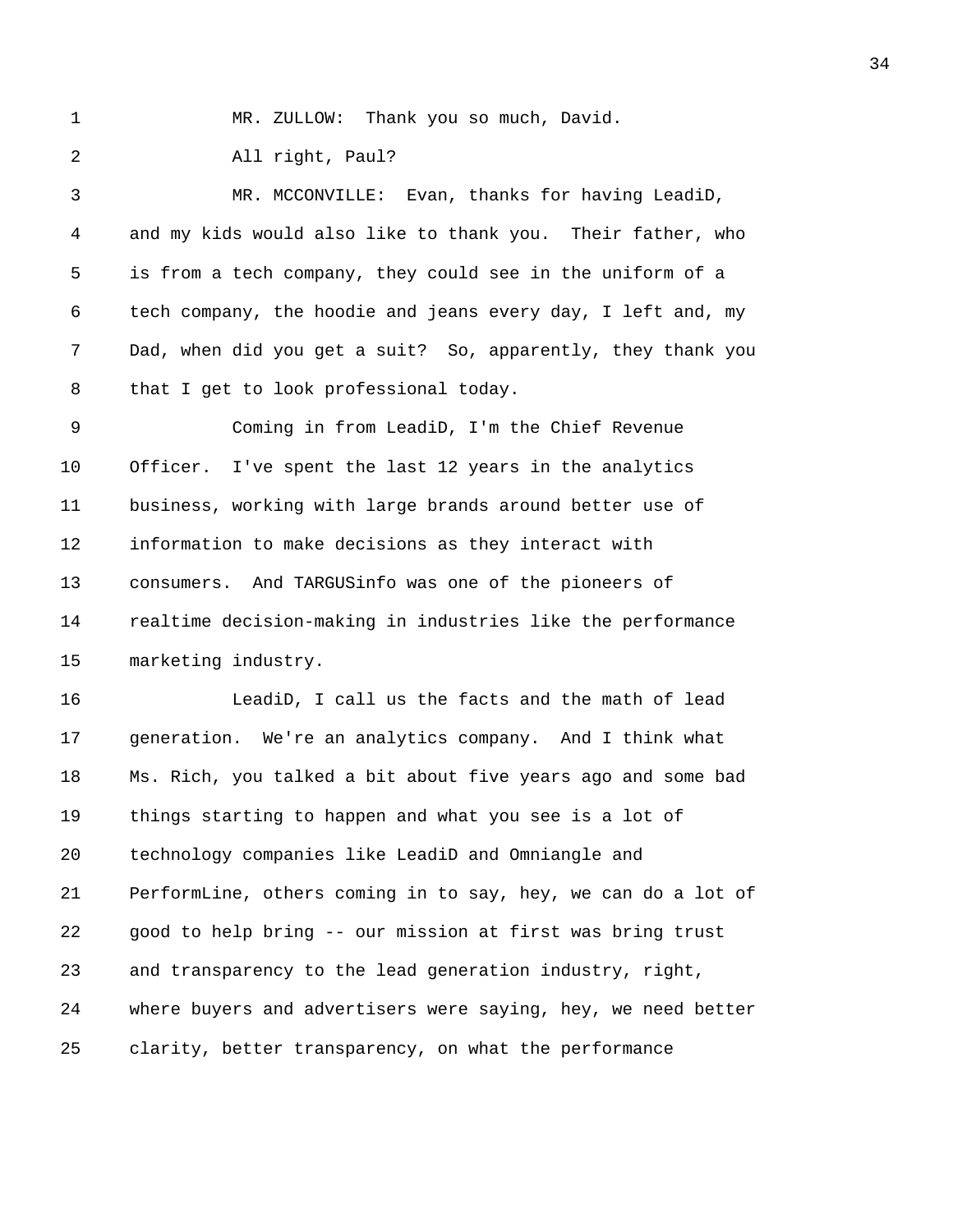MR. ZULLOW: Thank you so much, David.

All right, Paul?

MR. MCCONVILLE: Evan, thanks for having LeadiD, and my kids would also like to thank you. Their father, who is from a tech company, they could see in the uniform of a tech company, the hoodie and jeans every day, I left and, my Dad, when did you get a suit? So, apparently, they thank you that I get to look professional today.

Coming in from LeadiD, I'm the Chief Revenue Officer. I've spent the last 12 years in the analytics business, working with large brands around better use of information to make decisions as they interact with consumers. And TARGUSinfo was one of the pioneers of realtime decision-making in industries like the performance marketing industry.

LeadiD, I call us the facts and the math of lead generation. We're an analytics company. And I think what Ms. Rich, you talked a bit about five years ago and some bad things starting to happen and what you see is a lot of technology companies like LeadiD and Omniangle and PerformLine, others coming in to say, hey, we can do a lot of good to help bring -- our mission at first was bring trust and transparency to the lead generation industry, right, where buyers and advertisers were saying, hey, we need better clarity, better transparency, on what the performance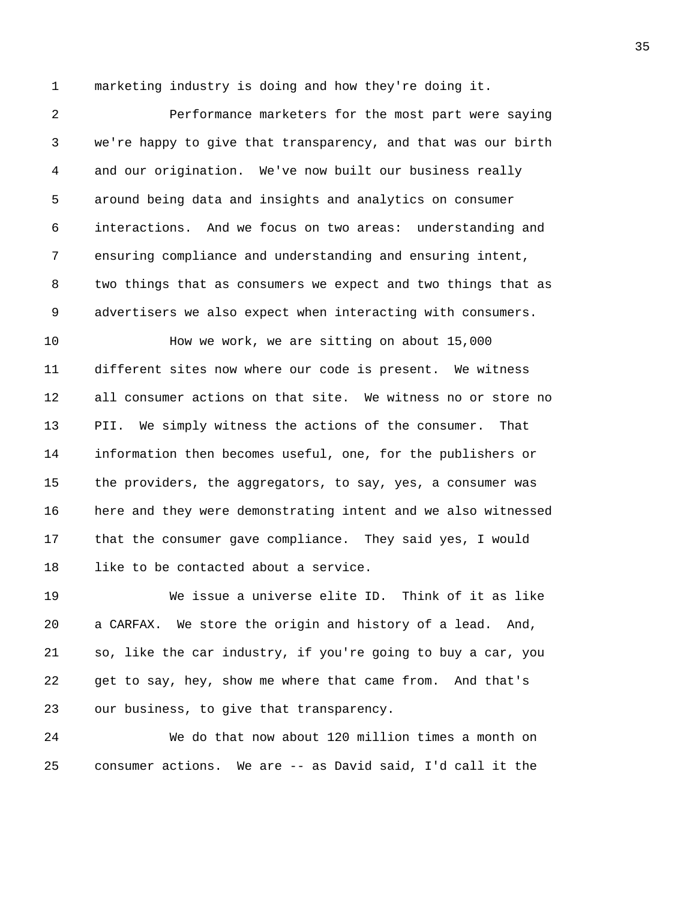marketing industry is doing and how they're doing it.

Performance marketers for the most part were saying we're happy to give that transparency, and that was our birth and our origination. We've now built our business really around being data and insights and analytics on consumer interactions. And we focus on two areas: understanding and ensuring compliance and understanding and ensuring intent, two things that as consumers we expect and two things that as advertisers we also expect when interacting with consumers.

How we work, we are sitting on about 15,000 different sites now where our code is present. We witness all consumer actions on that site. We witness no or store no PII. We simply witness the actions of the consumer. That information then becomes useful, one, for the publishers or the providers, the aggregators, to say, yes, a consumer was here and they were demonstrating intent and we also witnessed that the consumer gave compliance. They said yes, I would like to be contacted about a service.

We issue a universe elite ID. Think of it as like a CARFAX. We store the origin and history of a lead. And, so, like the car industry, if you're going to buy a car, you get to say, hey, show me where that came from. And that's our business, to give that transparency.

We do that now about 120 million times a month on consumer actions. We are -- as David said, I'd call it the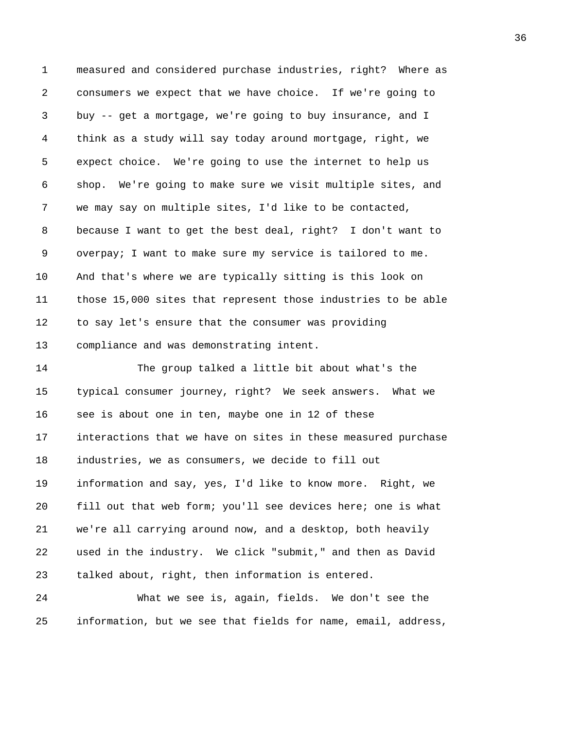measured and considered purchase industries, right? Where as consumers we expect that we have choice. If we're going to buy -- get a mortgage, we're going to buy insurance, and I think as a study will say today around mortgage, right, we expect choice. We're going to use the internet to help us shop. We're going to make sure we visit multiple sites, and we may say on multiple sites, I'd like to be contacted, because I want to get the best deal, right? I don't want to overpay; I want to make sure my service is tailored to me. And that's where we are typically sitting is this look on those 15,000 sites that represent those industries to be able to say let's ensure that the consumer was providing compliance and was demonstrating intent.

The group talked a little bit about what's the typical consumer journey, right? We seek answers. What we see is about one in ten, maybe one in 12 of these interactions that we have on sites in these measured purchase industries, we as consumers, we decide to fill out information and say, yes, I'd like to know more. Right, we fill out that web form; you'll see devices here; one is what we're all carrying around now, and a desktop, both heavily used in the industry. We click "submit," and then as David talked about, right, then information is entered.

What we see is, again, fields. We don't see the information, but we see that fields for name, email, address,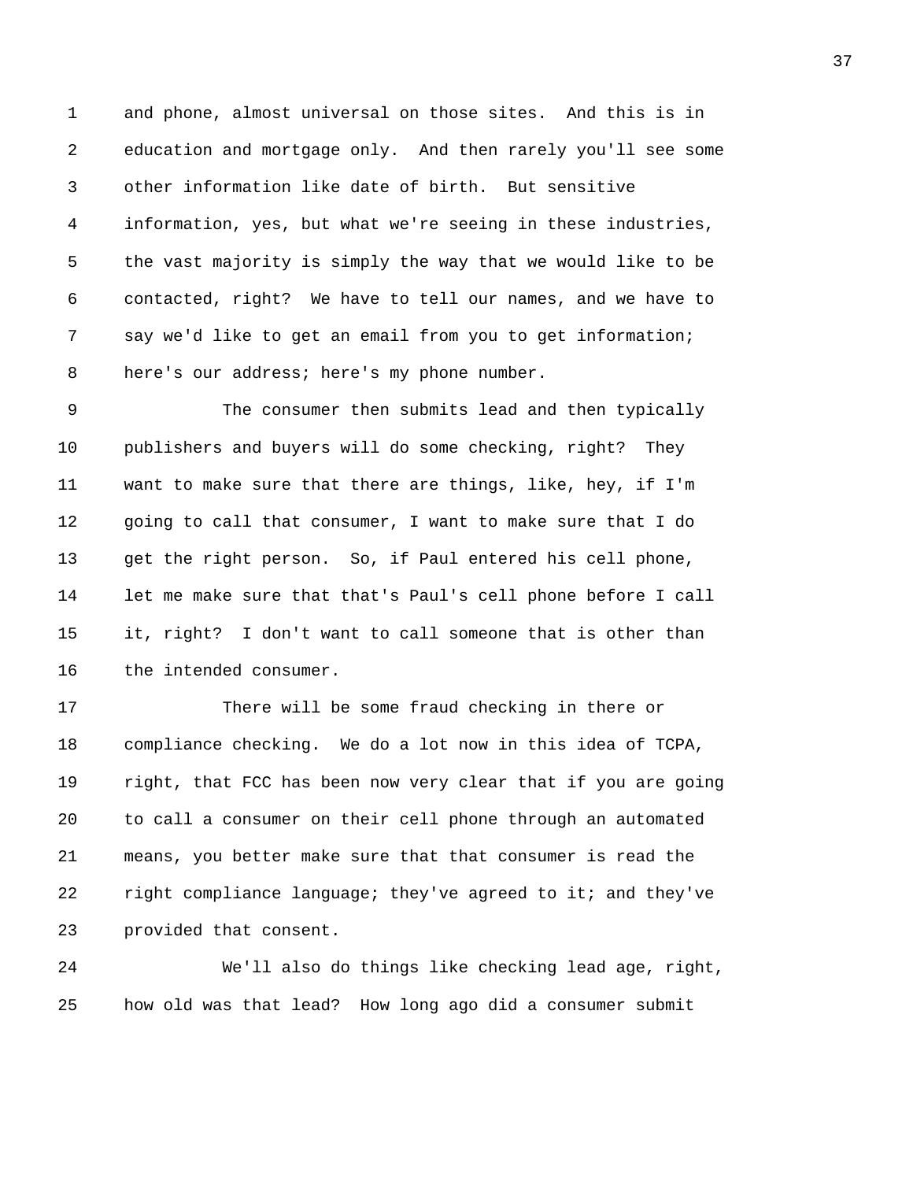and phone, almost universal on those sites. And this is in education and mortgage only. And then rarely you'll see some other information like date of birth. But sensitive information, yes, but what we're seeing in these industries, the vast majority is simply the way that we would like to be contacted, right? We have to tell our names, and we have to say we'd like to get an email from you to get information; here's our address; here's my phone number.

The consumer then submits lead and then typically publishers and buyers will do some checking, right? They want to make sure that there are things, like, hey, if I'm going to call that consumer, I want to make sure that I do get the right person. So, if Paul entered his cell phone, let me make sure that that's Paul's cell phone before I call it, right? I don't want to call someone that is other than the intended consumer.

There will be some fraud checking in there or compliance checking. We do a lot now in this idea of TCPA, right, that FCC has been now very clear that if you are going to call a consumer on their cell phone through an automated means, you better make sure that that consumer is read the right compliance language; they've agreed to it; and they've provided that consent.

We'll also do things like checking lead age, right, how old was that lead? How long ago did a consumer submit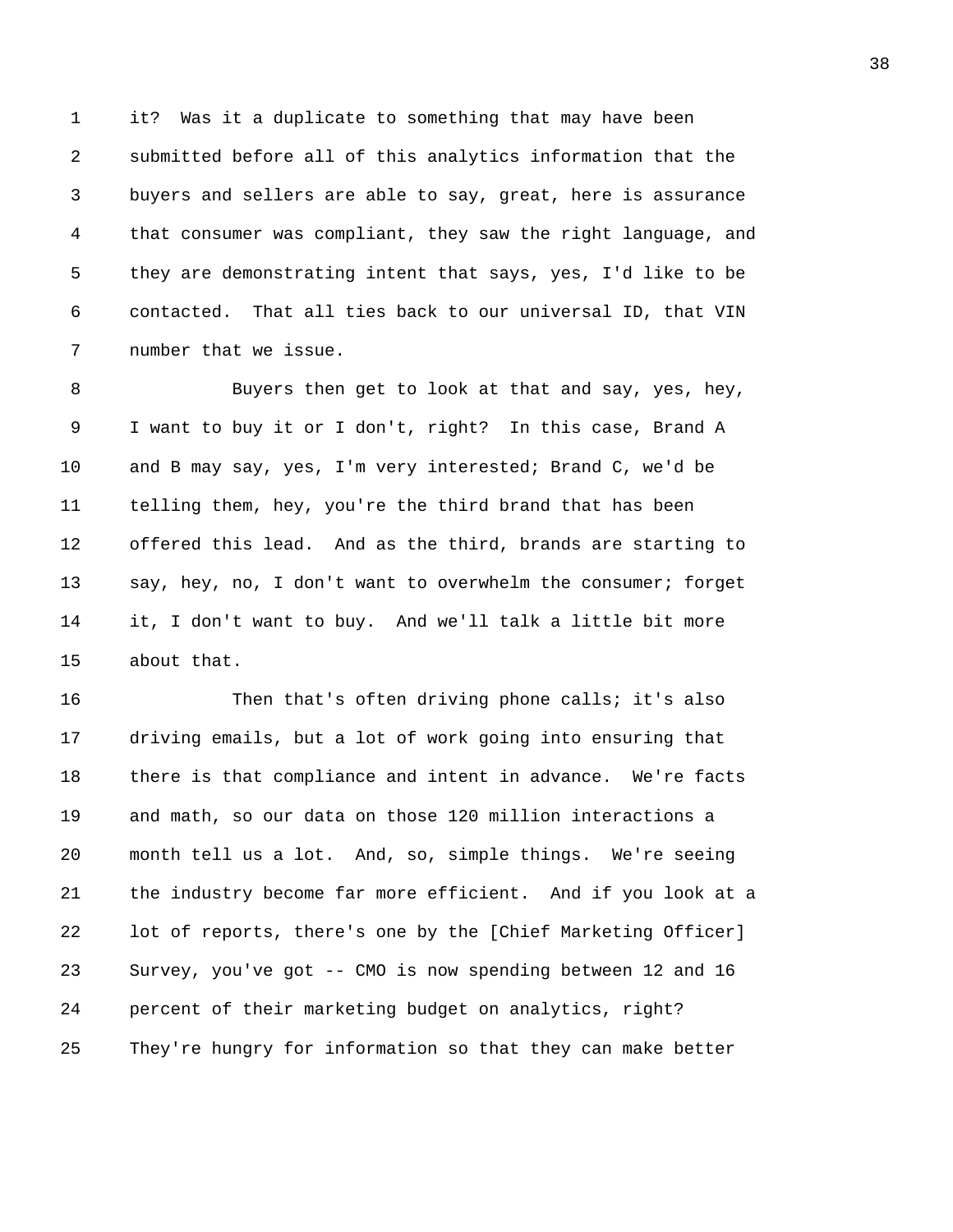it? Was it a duplicate to something that may have been submitted before all of this analytics information that the buyers and sellers are able to say, great, here is assurance that consumer was compliant, they saw the right language, and they are demonstrating intent that says, yes, I'd like to be contacted. That all ties back to our universal ID, that VIN number that we issue.

Buyers then get to look at that and say, yes, hey, I want to buy it or I don't, right? In this case, Brand A and B may say, yes, I'm very interested; Brand C, we'd be telling them, hey, you're the third brand that has been offered this lead. And as the third, brands are starting to say, hey, no, I don't want to overwhelm the consumer; forget it, I don't want to buy. And we'll talk a little bit more about that.

Then that's often driving phone calls; it's also driving emails, but a lot of work going into ensuring that there is that compliance and intent in advance. We're facts and math, so our data on those 120 million interactions a month tell us a lot. And, so, simple things. We're seeing the industry become far more efficient. And if you look at a lot of reports, there's one by the [Chief Marketing Officer] Survey, you've got -- CMO is now spending between 12 and 16 percent of their marketing budget on analytics, right? They're hungry for information so that they can make better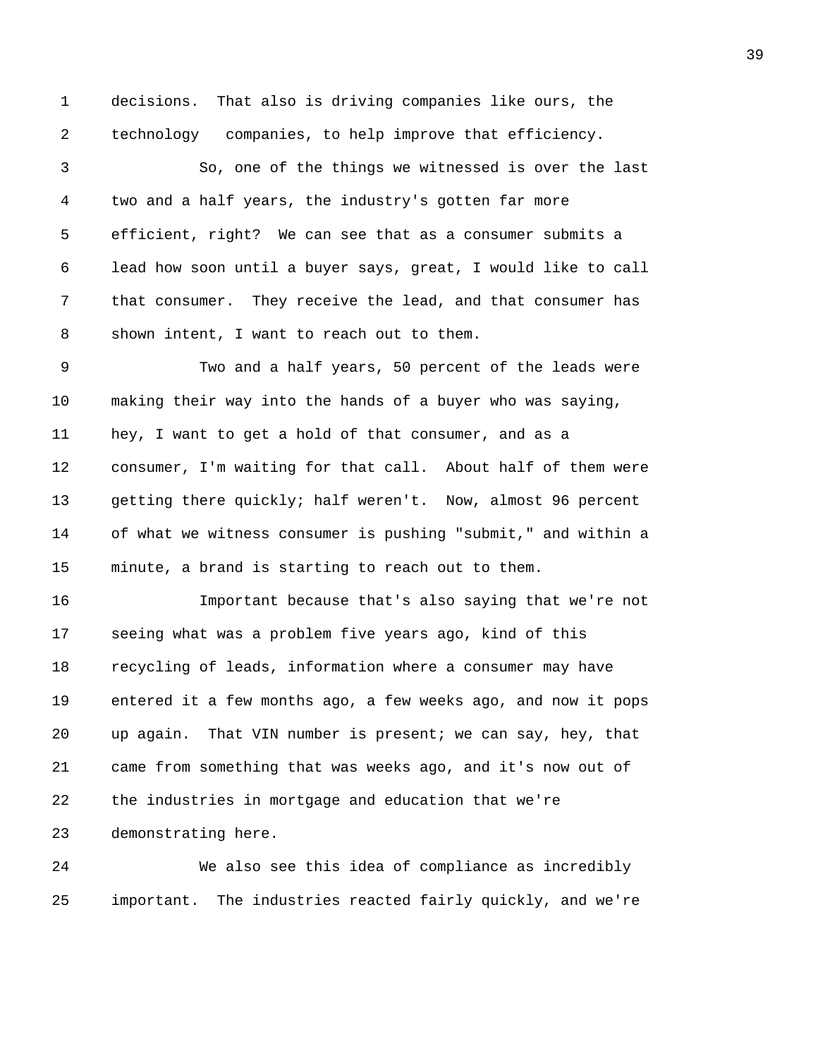decisions. That also is driving companies like ours, the technology companies, to help improve that efficiency.

So, one of the things we witnessed is over the last two and a half years, the industry's gotten far more efficient, right? We can see that as a consumer submits a lead how soon until a buyer says, great, I would like to call that consumer. They receive the lead, and that consumer has shown intent, I want to reach out to them.

Two and a half years, 50 percent of the leads were making their way into the hands of a buyer who was saying, hey, I want to get a hold of that consumer, and as a consumer, I'm waiting for that call. About half of them were getting there quickly; half weren't. Now, almost 96 percent of what we witness consumer is pushing "submit," and within a minute, a brand is starting to reach out to them.

Important because that's also saying that we're not seeing what was a problem five years ago, kind of this recycling of leads, information where a consumer may have entered it a few months ago, a few weeks ago, and now it pops up again. That VIN number is present; we can say, hey, that came from something that was weeks ago, and it's now out of the industries in mortgage and education that we're demonstrating here.

We also see this idea of compliance as incredibly important. The industries reacted fairly quickly, and we're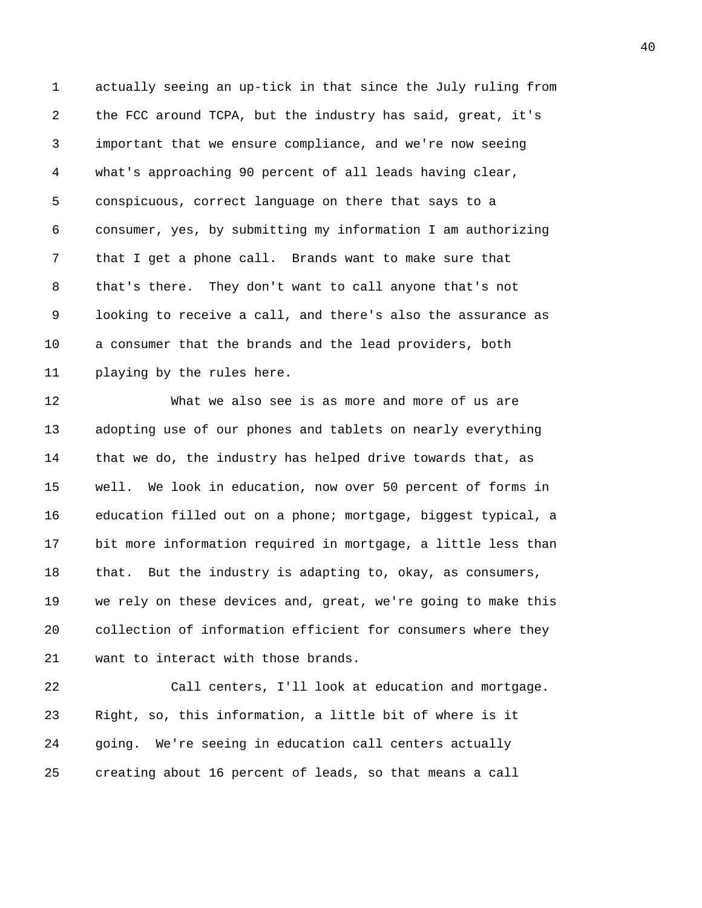actually seeing an up-tick in that since the July ruling from the FCC around TCPA, but the industry has said, great, it's important that we ensure compliance, and we're now seeing what's approaching 90 percent of all leads having clear, conspicuous, correct language on there that says to a consumer, yes, by submitting my information I am authorizing that I get a phone call. Brands want to make sure that that's there. They don't want to call anyone that's not looking to receive a call, and there's also the assurance as a consumer that the brands and the lead providers, both playing by the rules here.

What we also see is as more and more of us are adopting use of our phones and tablets on nearly everything that we do, the industry has helped drive towards that, as well. We look in education, now over 50 percent of forms in education filled out on a phone; mortgage, biggest typical, a bit more information required in mortgage, a little less than that. But the industry is adapting to, okay, as consumers, we rely on these devices and, great, we're going to make this collection of information efficient for consumers where they want to interact with those brands.

Call centers, I'll look at education and mortgage. Right, so, this information, a little bit of where is it going. We're seeing in education call centers actually creating about 16 percent of leads, so that means a call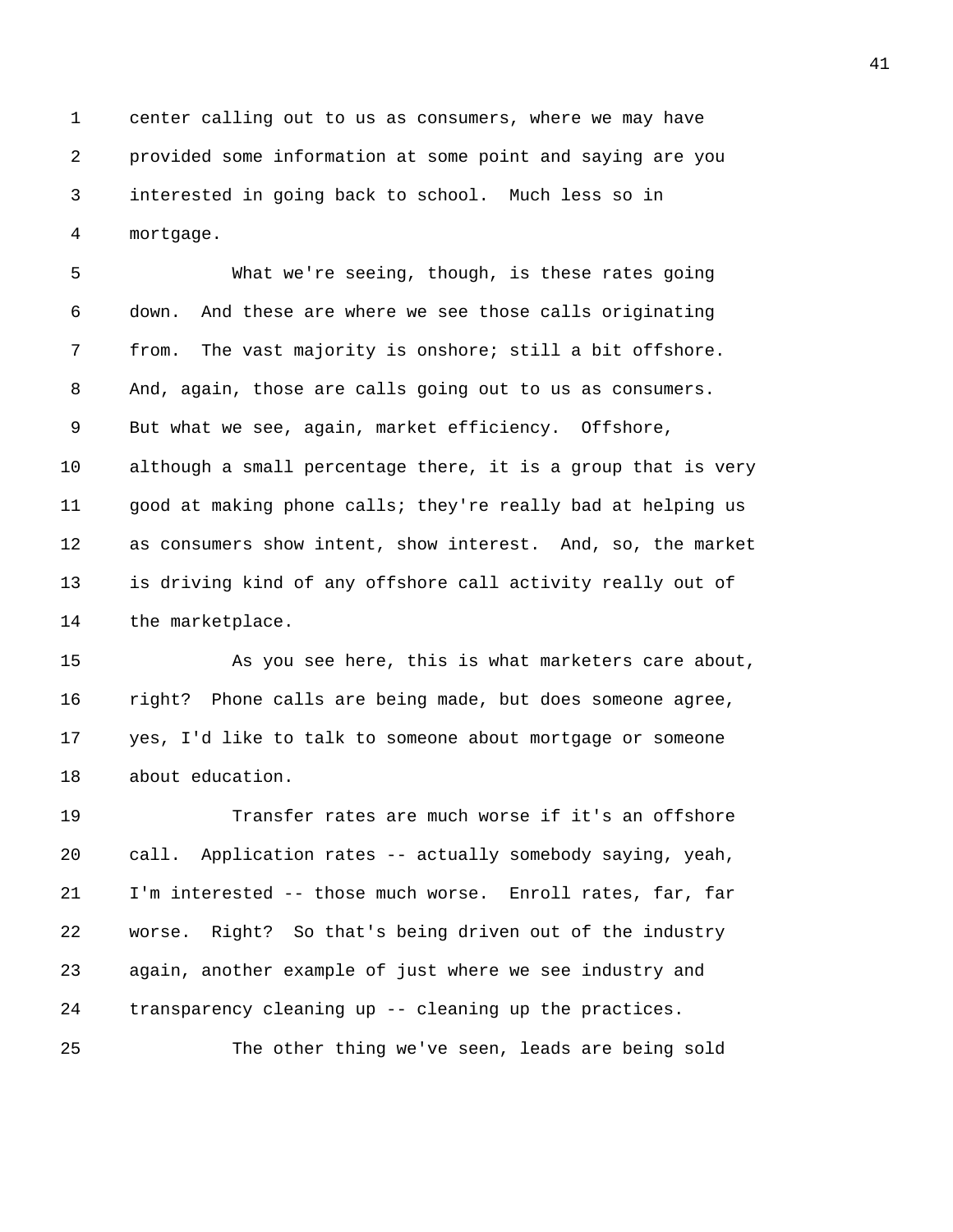center calling out to us as consumers, where we may have provided some information at some point and saying are you interested in going back to school. Much less so in mortgage.

What we're seeing, though, is these rates going down. And these are where we see those calls originating from. The vast majority is onshore; still a bit offshore. And, again, those are calls going out to us as consumers. But what we see, again, market efficiency. Offshore, although a small percentage there, it is a group that is very good at making phone calls; they're really bad at helping us as consumers show intent, show interest. And, so, the market is driving kind of any offshore call activity really out of the marketplace.

As you see here, this is what marketers care about, right? Phone calls are being made, but does someone agree, yes, I'd like to talk to someone about mortgage or someone about education.

Transfer rates are much worse if it's an offshore call. Application rates -- actually somebody saying, yeah, I'm interested -- those much worse. Enroll rates, far, far worse. Right? So that's being driven out of the industry again, another example of just where we see industry and transparency cleaning up -- cleaning up the practices.

The other thing we've seen, leads are being sold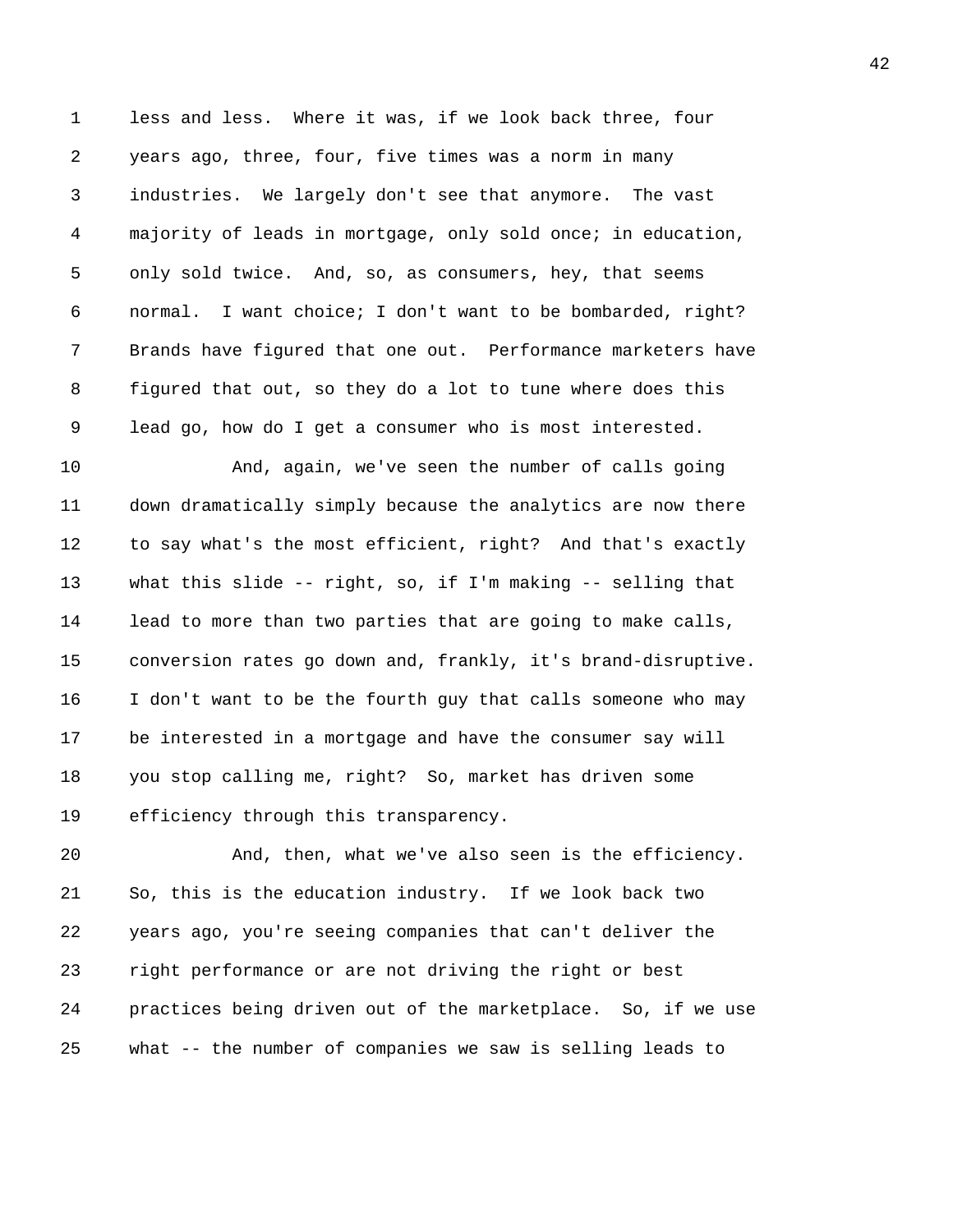less and less. Where it was, if we look back three, four years ago, three, four, five times was a norm in many industries. We largely don't see that anymore. The vast majority of leads in mortgage, only sold once; in education, only sold twice. And, so, as consumers, hey, that seems normal. I want choice; I don't want to be bombarded, right? Brands have figured that one out. Performance marketers have figured that out, so they do a lot to tune where does this lead go, how do I get a consumer who is most interested.

And, again, we've seen the number of calls going down dramatically simply because the analytics are now there to say what's the most efficient, right? And that's exactly what this slide -- right, so, if I'm making -- selling that lead to more than two parties that are going to make calls, conversion rates go down and, frankly, it's brand-disruptive. I don't want to be the fourth guy that calls someone who may be interested in a mortgage and have the consumer say will you stop calling me, right? So, market has driven some efficiency through this transparency.

And, then, what we've also seen is the efficiency. So, this is the education industry. If we look back two years ago, you're seeing companies that can't deliver the right performance or are not driving the right or best practices being driven out of the marketplace. So, if we use what -- the number of companies we saw is selling leads to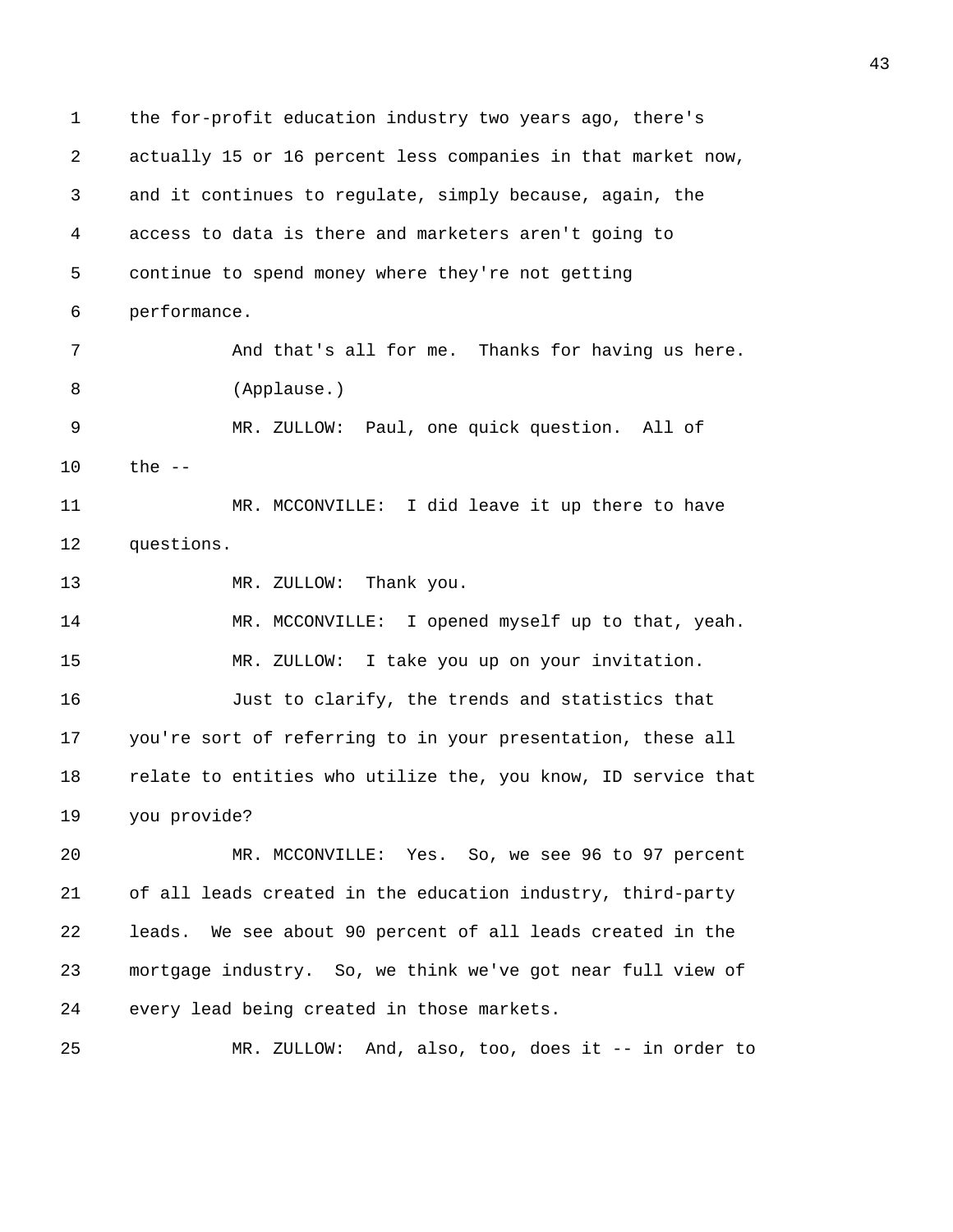the for-profit education industry two years ago, there's actually 15 or 16 percent less companies in that market now, and it continues to regulate, simply because, again, the access to data is there and marketers aren't going to continue to spend money where they're not getting performance.

And that's all for me. Thanks for having us here.

(Applause.)

MR. ZULLOW: Paul, one quick question. All of the --

MR. MCCONVILLE: I did leave it up there to have questions.

MR. ZULLOW: Thank you.

MR. MCCONVILLE: I opened myself up to that, yeah.

MR. ZULLOW: I take you up on your invitation.

Just to clarify, the trends and statistics that you're sort of referring to in your presentation, these all relate to entities who utilize the, you know, ID service that you provide?

MR. MCCONVILLE: Yes. So, we see 96 to 97 percent of all leads created in the education industry, third-party leads. We see about 90 percent of all leads created in the mortgage industry. So, we think we've got near full view of every lead being created in those markets.

MR. ZULLOW: And, also, too, does it -- in order to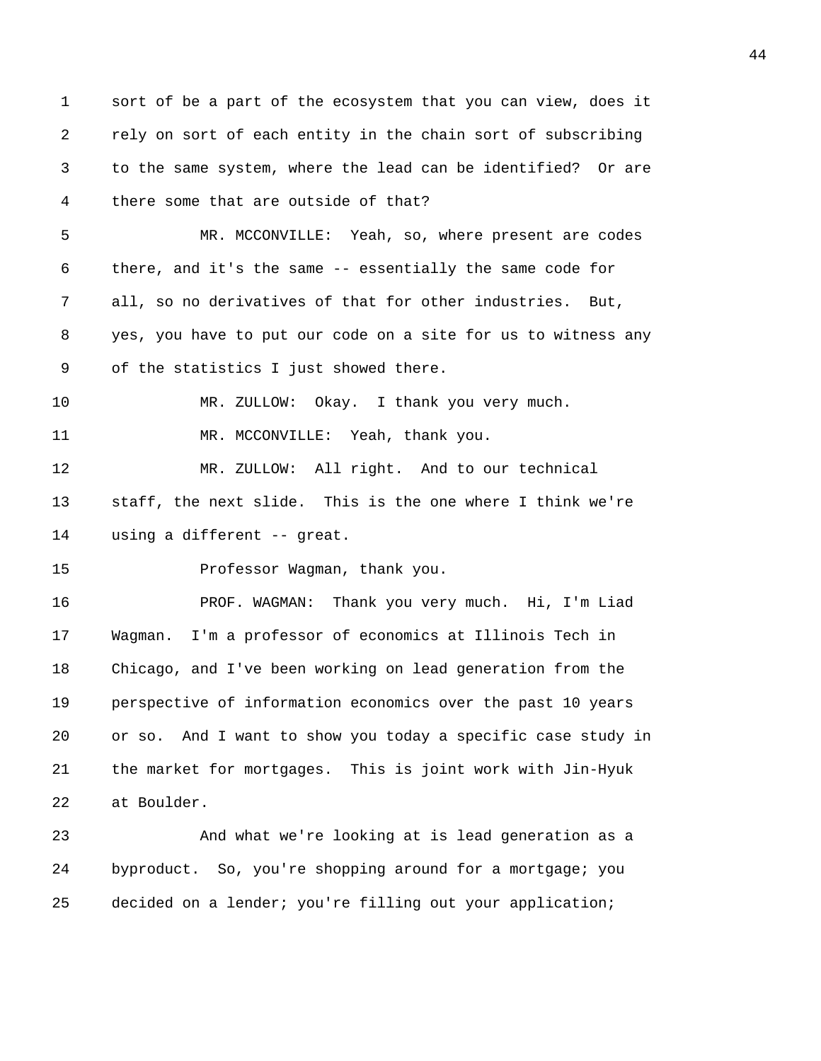sort of be a part of the ecosystem that you can view, does it rely on sort of each entity in the chain sort of subscribing to the same system, where the lead can be identified? Or are there some that are outside of that?

MR. MCCONVILLE: Yeah, so, where present are codes there, and it's the same -- essentially the same code for all, so no derivatives of that for other industries. But, yes, you have to put our code on a site for us to witness any of the statistics I just showed there.

MR. ZULLOW: Okay. I thank you very much.

MR. MCCONVILLE: Yeah, thank you.

MR. ZULLOW: All right. And to our technical staff, the next slide. This is the one where I think we're using a different -- great.

Professor Wagman, thank you.

PROF. WAGMAN: Thank you very much. Hi, I'm Liad Wagman. I'm a professor of economics at Illinois Tech in Chicago, and I've been working on lead generation from the perspective of information economics over the past 10 years or so. And I want to show you today a specific case study in the market for mortgages. This is joint work with Jin-Hyuk at Boulder.

And what we're looking at is lead generation as a byproduct. So, you're shopping around for a mortgage; you decided on a lender; you're filling out your application;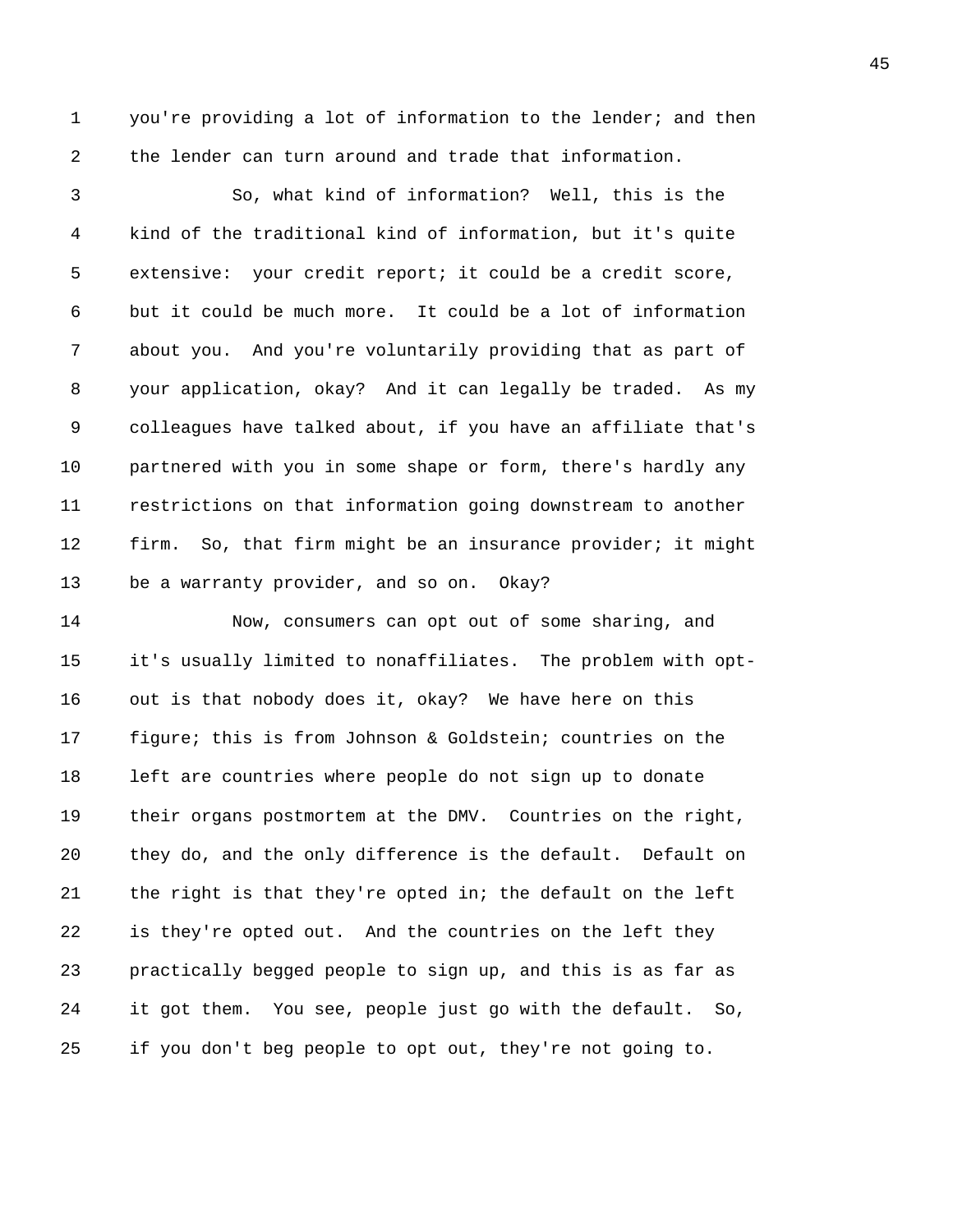you're providing a lot of information to the lender; and then the lender can turn around and trade that information.

So, what kind of information? Well, this is the kind of the traditional kind of information, but it's quite extensive: your credit report; it could be a credit score, but it could be much more. It could be a lot of information about you. And you're voluntarily providing that as part of your application, okay? And it can legally be traded. As my colleagues have talked about, if you have an affiliate that's partnered with you in some shape or form, there's hardly any restrictions on that information going downstream to another firm. So, that firm might be an insurance provider; it might be a warranty provider, and so on. Okay?

Now, consumers can opt out of some sharing, and it's usually limited to nonaffiliates. The problem with opt-out is that nobody does it, okay? We have here on this figure; this is from Johnson & Goldstein; countries on the left are countries where people do not sign up to donate their organs postmortem at the DMV. Countries on the right, they do, and the only difference is the default. Default on the right is that they're opted in; the default on the left is they're opted out. And the countries on the left they practically begged people to sign up, and this is as far as it got them. You see, people just go with the default. So, if you don't beg people to opt out, they're not going to.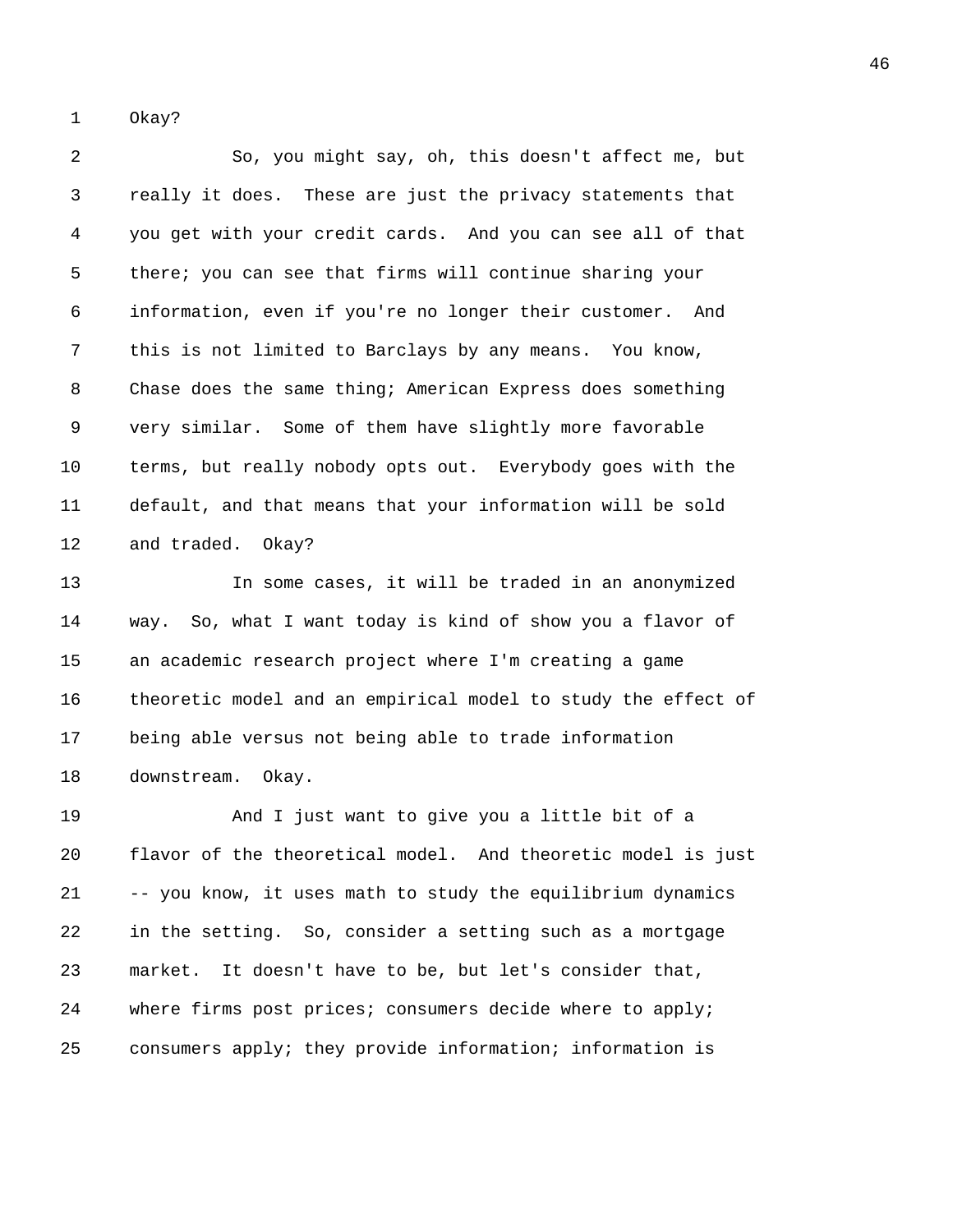Okay?

So, you might say, oh, this doesn't affect me, but really it does. These are just the privacy statements that you get with your credit cards. And you can see all of that there; you can see that firms will continue sharing your information, even if you're no longer their customer. And this is not limited to Barclays by any means. You know, Chase does the same thing; American Express does something very similar. Some of them have slightly more favorable terms, but really nobody opts out. Everybody goes with the default, and that means that your information will be sold and traded. Okay?

In some cases, it will be traded in an anonymized way. So, what I want today is kind of show you a flavor of an academic research project where I'm creating a game theoretic model and an empirical model to study the effect of being able versus not being able to trade information downstream. Okay.

And I just want to give you a little bit of a flavor of the theoretical model. And theoretic model is just -- you know, it uses math to study the equilibrium dynamics in the setting. So, consider a setting such as a mortgage market. It doesn't have to be, but let's consider that, where firms post prices; consumers decide where to apply; consumers apply; they provide information; information is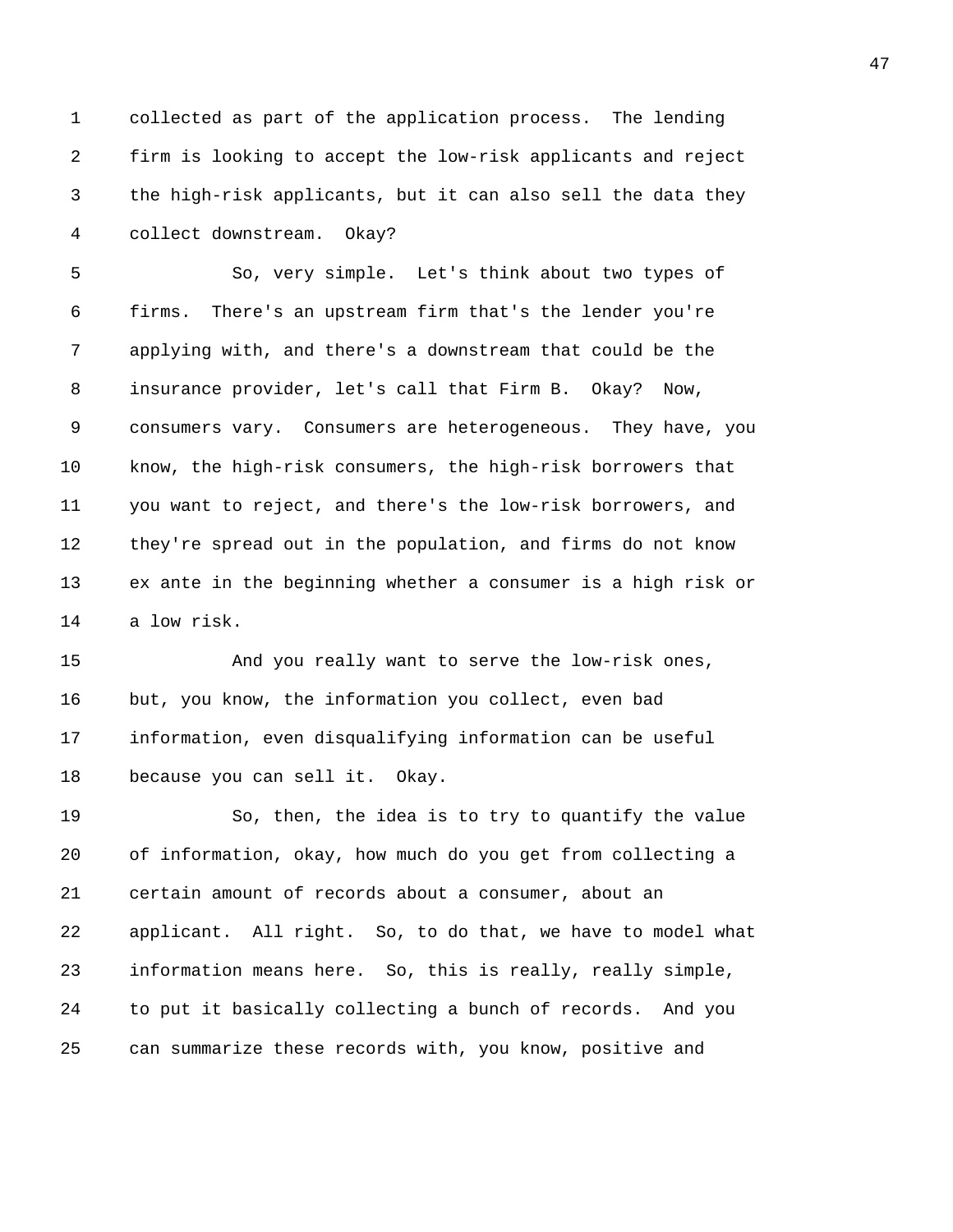collected as part of the application process. The lending firm is looking to accept the low-risk applicants and reject the high-risk applicants, but it can also sell the data they collect downstream. Okay?

So, very simple. Let's think about two types of firms. There's an upstream firm that's the lender you're applying with, and there's a downstream that could be the insurance provider, let's call that Firm B. Okay? Now, consumers vary. Consumers are heterogeneous. They have, you know, the high-risk consumers, the high-risk borrowers that you want to reject, and there's the low-risk borrowers, and they're spread out in the population, and firms do not know ex ante in the beginning whether a consumer is a high risk or a low risk.

And you really want to serve the low-risk ones, but, you know, the information you collect, even bad information, even disqualifying information can be useful because you can sell it. Okay.

So, then, the idea is to try to quantify the value of information, okay, how much do you get from collecting a certain amount of records about a consumer, about an applicant. All right. So, to do that, we have to model what information means here. So, this is really, really simple, to put it basically collecting a bunch of records. And you can summarize these records with, you know, positive and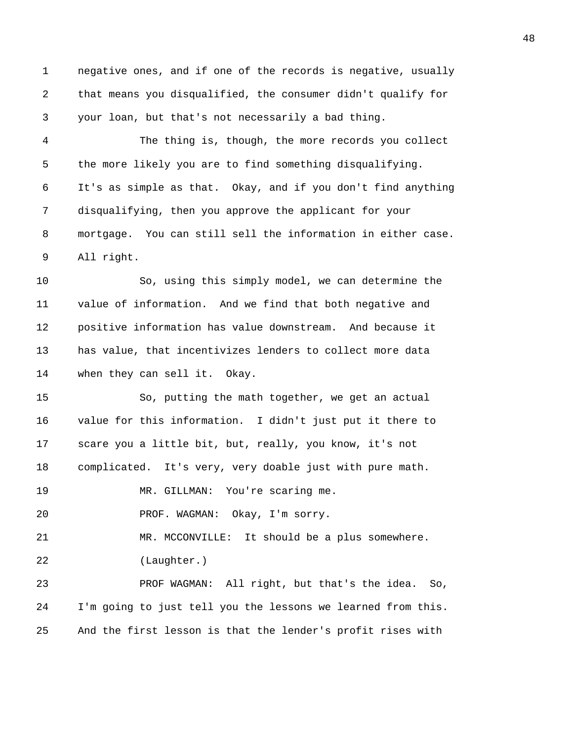negative ones, and if one of the records is negative, usually that means you disqualified, the consumer didn't qualify for your loan, but that's not necessarily a bad thing.

The thing is, though, the more records you collect the more likely you are to find something disqualifying. It's as simple as that. Okay, and if you don't find anything disqualifying, then you approve the applicant for your mortgage. You can still sell the information in either case. All right.

So, using this simply model, we can determine the value of information. And we find that both negative and positive information has value downstream. And because it has value, that incentivizes lenders to collect more data when they can sell it. Okay.

So, putting the math together, we get an actual value for this information. I didn't just put it there to scare you a little bit, but, really, you know, it's not complicated. It's very, very doable just with pure math.

MR. GILLMAN: You're scaring me.

PROF. WAGMAN: Okay, I'm sorry.

MR. MCCONVILLE: It should be a plus somewhere.

(Laughter.)

PROF WAGMAN: All right, but that's the idea. So, I'm going to just tell you the lessons we learned from this. And the first lesson is that the lender's profit rises with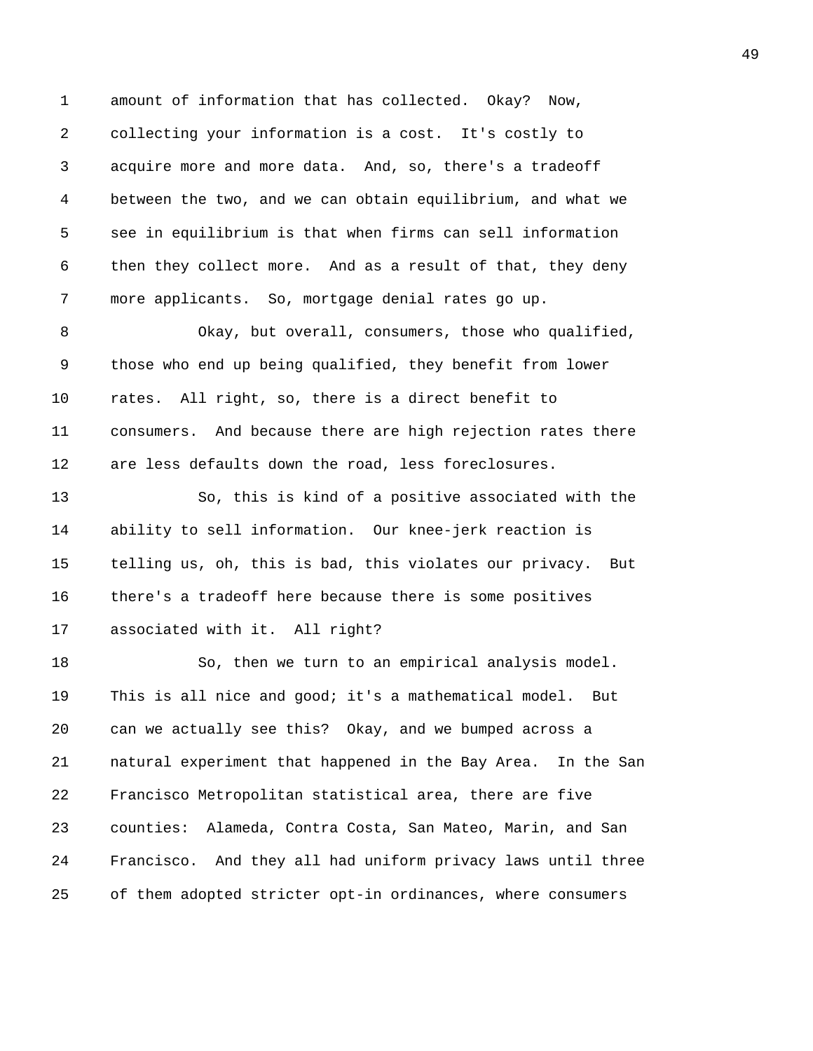amount of information that has collected. Okay? Now, collecting your information is a cost. It's costly to acquire more and more data. And, so, there's a tradeoff between the two, and we can obtain equilibrium, and what we see in equilibrium is that when firms can sell information then they collect more. And as a result of that, they deny more applicants. So, mortgage denial rates go up.

Okay, but overall, consumers, those who qualified, those who end up being qualified, they benefit from lower rates. All right, so, there is a direct benefit to consumers. And because there are high rejection rates there are less defaults down the road, less foreclosures.

So, this is kind of a positive associated with the ability to sell information. Our knee-jerk reaction is telling us, oh, this is bad, this violates our privacy. But there's a tradeoff here because there is some positives associated with it. All right?

So, then we turn to an empirical analysis model. This is all nice and good; it's a mathematical model. But can we actually see this? Okay, and we bumped across a natural experiment that happened in the Bay Area. In the San Francisco Metropolitan statistical area, there are five counties: Alameda, Contra Costa, San Mateo, Marin, and San Francisco. And they all had uniform privacy laws until three of them adopted stricter opt-in ordinances, where consumers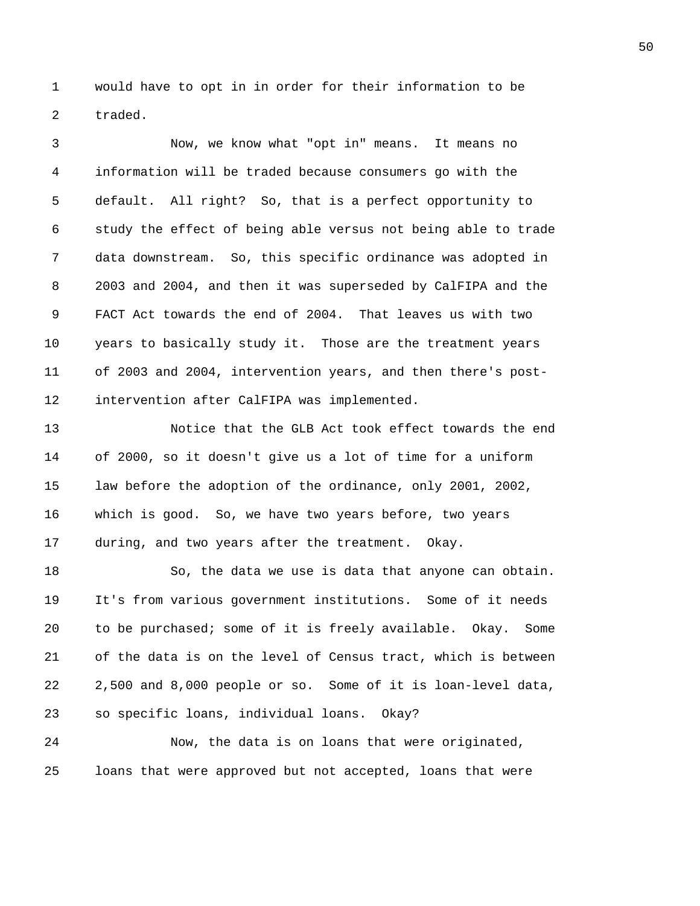would have to opt in in order for their information to be traded.

Now, we know what "opt in" means. It means no information will be traded because consumers go with the default. All right? So, that is a perfect opportunity to study the effect of being able versus not being able to trade data downstream. So, this specific ordinance was adopted in 2003 and 2004, and then it was superseded by CalFIPA and the FACT Act towards the end of 2004. That leaves us with two years to basically study it. Those are the treatment years of 2003 and 2004, intervention years, and then there's post-intervention after CalFIPA was implemented.

Notice that the GLB Act took effect towards the end of 2000, so it doesn't give us a lot of time for a uniform law before the adoption of the ordinance, only 2001, 2002, which is good. So, we have two years before, two years during, and two years after the treatment. Okay.

So, the data we use is data that anyone can obtain. It's from various government institutions. Some of it needs to be purchased; some of it is freely available. Okay. Some of the data is on the level of Census tract, which is between 2,500 and 8,000 people or so. Some of it is loan-level data, so specific loans, individual loans. Okay?

Now, the data is on loans that were originated, loans that were approved but not accepted, loans that were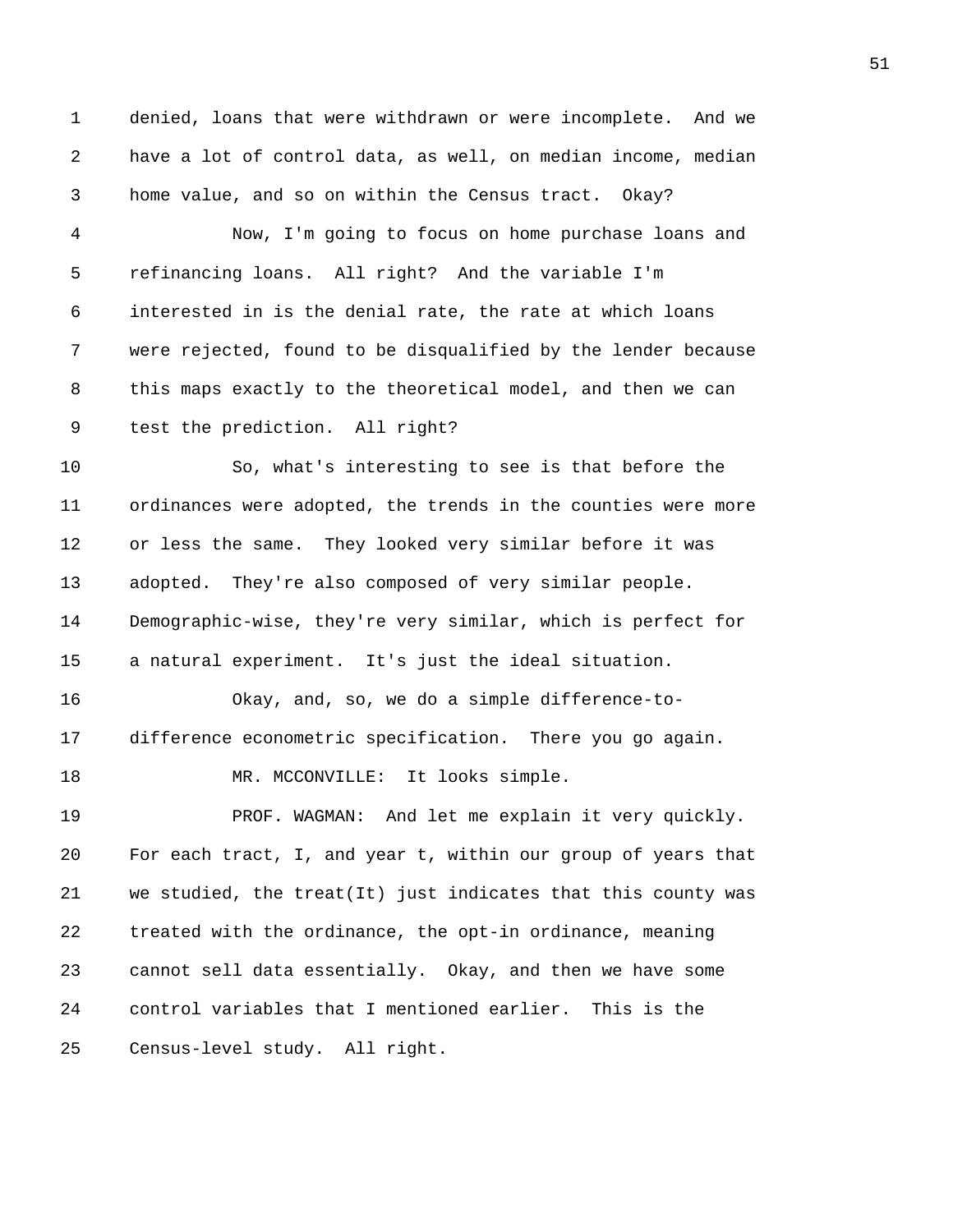denied, loans that were withdrawn or were incomplete. And we have a lot of control data, as well, on median income, median home value, and so on within the Census tract. Okay?

Now, I'm going to focus on home purchase loans and refinancing loans. All right? And the variable I'm interested in is the denial rate, the rate at which loans were rejected, found to be disqualified by the lender because this maps exactly to the theoretical model, and then we can test the prediction. All right?

So, what's interesting to see is that before the ordinances were adopted, the trends in the counties were more or less the same. They looked very similar before it was adopted. They're also composed of very similar people. Demographic-wise, they're very similar, which is perfect for a natural experiment. It's just the ideal situation.

Okay, and, so, we do a simple difference-to-difference econometric specification. There you go again.

MR. MCCONVILLE: It looks simple.

PROF. WAGMAN: And let me explain it very quickly. For each tract, I, and year t, within our group of years that we studied, the treat(It) just indicates that this county was treated with the ordinance, the opt-in ordinance, meaning cannot sell data essentially. Okay, and then we have some control variables that I mentioned earlier. This is the Census-level study. All right.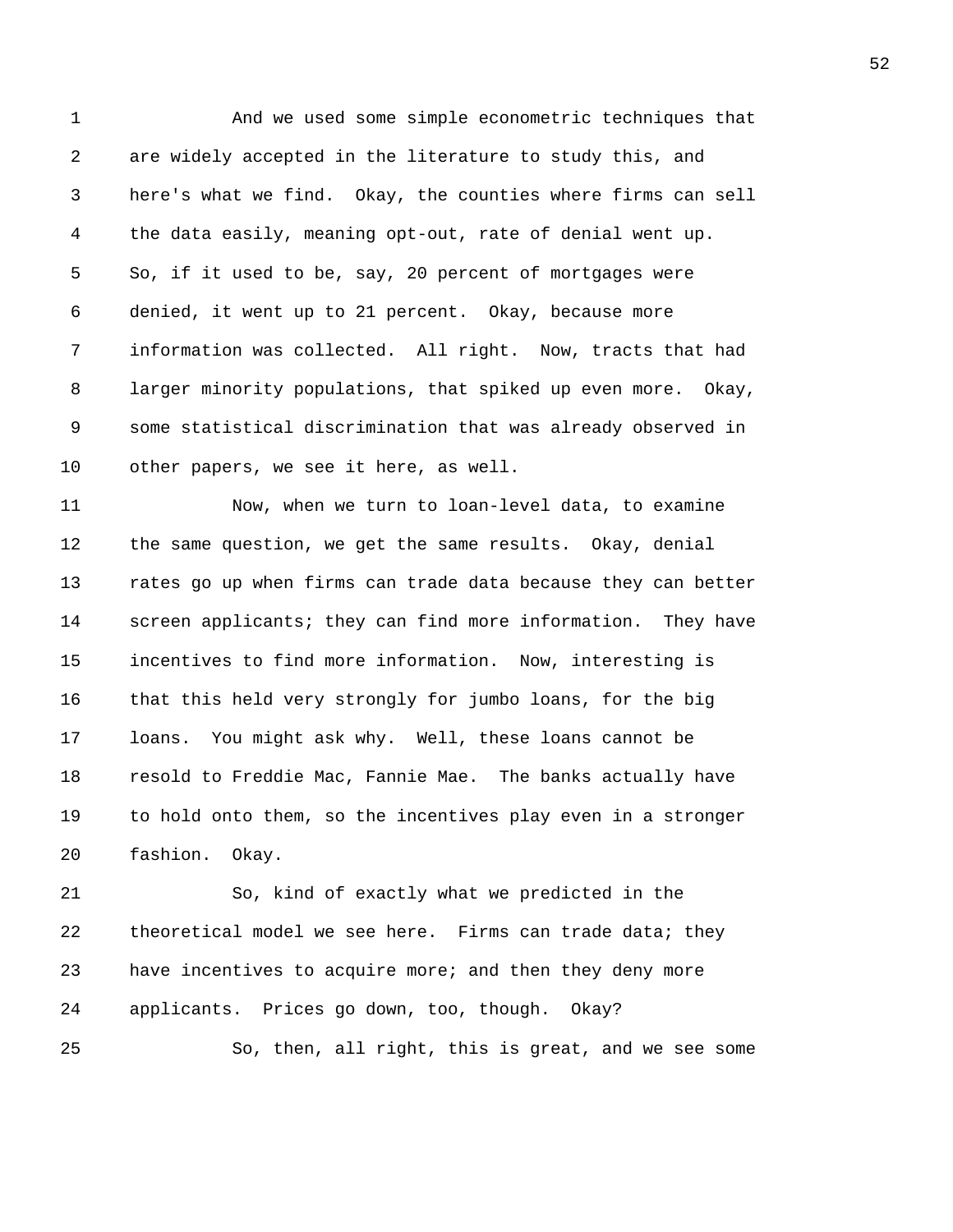And we used some simple econometric techniques that are widely accepted in the literature to study this, and here's what we find. Okay, the counties where firms can sell the data easily, meaning opt-out, rate of denial went up. So, if it used to be, say, 20 percent of mortgages were denied, it went up to 21 percent. Okay, because more information was collected. All right. Now, tracts that had larger minority populations, that spiked up even more. Okay, some statistical discrimination that was already observed in other papers, we see it here, as well.

Now, when we turn to loan-level data, to examine the same question, we get the same results. Okay, denial rates go up when firms can trade data because they can better screen applicants; they can find more information. They have incentives to find more information. Now, interesting is that this held very strongly for jumbo loans, for the big loans. You might ask why. Well, these loans cannot be resold to Freddie Mac, Fannie Mae. The banks actually have to hold onto them, so the incentives play even in a stronger fashion. Okay.

So, kind of exactly what we predicted in the theoretical model we see here. Firms can trade data; they have incentives to acquire more; and then they deny more applicants. Prices go down, too, though. Okay?

So, then, all right, this is great, and we see some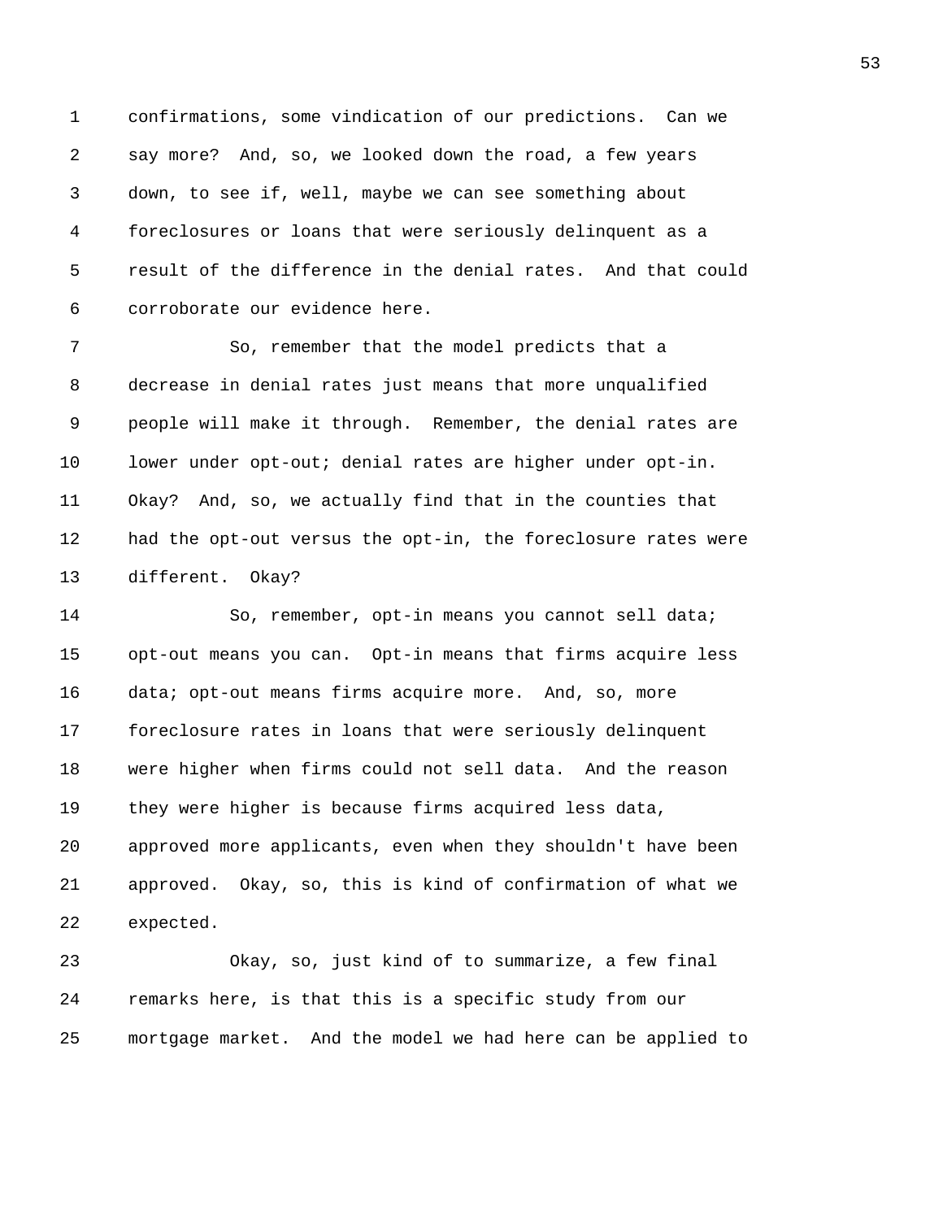confirmations, some vindication of our predictions. Can we say more? And, so, we looked down the road, a few years down, to see if, well, maybe we can see something about foreclosures or loans that were seriously delinquent as a result of the difference in the denial rates. And that could corroborate our evidence here.

So, remember that the model predicts that a decrease in denial rates just means that more unqualified people will make it through. Remember, the denial rates are lower under opt-out; denial rates are higher under opt-in. Okay? And, so, we actually find that in the counties that had the opt-out versus the opt-in, the foreclosure rates were different. Okay?

So, remember, opt-in means you cannot sell data; opt-out means you can. Opt-in means that firms acquire less data; opt-out means firms acquire more. And, so, more foreclosure rates in loans that were seriously delinquent were higher when firms could not sell data. And the reason they were higher is because firms acquired less data, approved more applicants, even when they shouldn't have been approved. Okay, so, this is kind of confirmation of what we expected.

Okay, so, just kind of to summarize, a few final remarks here, is that this is a specific study from our mortgage market. And the model we had here can be applied to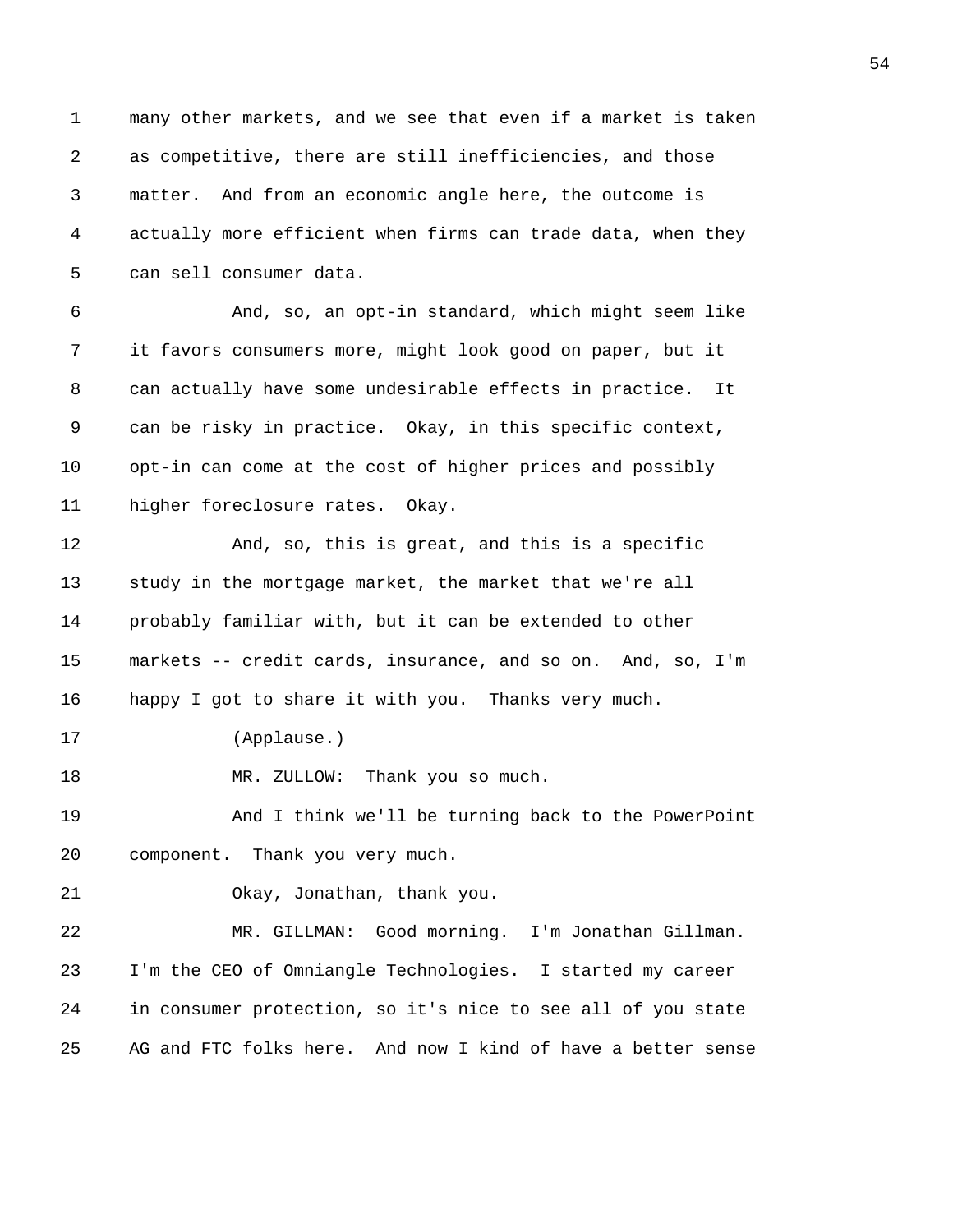many other markets, and we see that even if a market is taken as competitive, there are still inefficiencies, and those matter. And from an economic angle here, the outcome is actually more efficient when firms can trade data, when they can sell consumer data.

And, so, an opt-in standard, which might seem like it favors consumers more, might look good on paper, but it can actually have some undesirable effects in practice. It can be risky in practice. Okay, in this specific context, opt-in can come at the cost of higher prices and possibly higher foreclosure rates. Okay.

And, so, this is great, and this is a specific study in the mortgage market, the market that we're all probably familiar with, but it can be extended to other markets -- credit cards, insurance, and so on. And, so, I'm happy I got to share it with you. Thanks very much.

(Applause.)

MR. ZULLOW: Thank you so much.

And I think we'll be turning back to the PowerPoint component. Thank you very much.

Okay, Jonathan, thank you.

MR. GILLMAN: Good morning. I'm Jonathan Gillman. I'm the CEO of Omniangle Technologies. I started my career in consumer protection, so it's nice to see all of you state AG and FTC folks here. And now I kind of have a better sense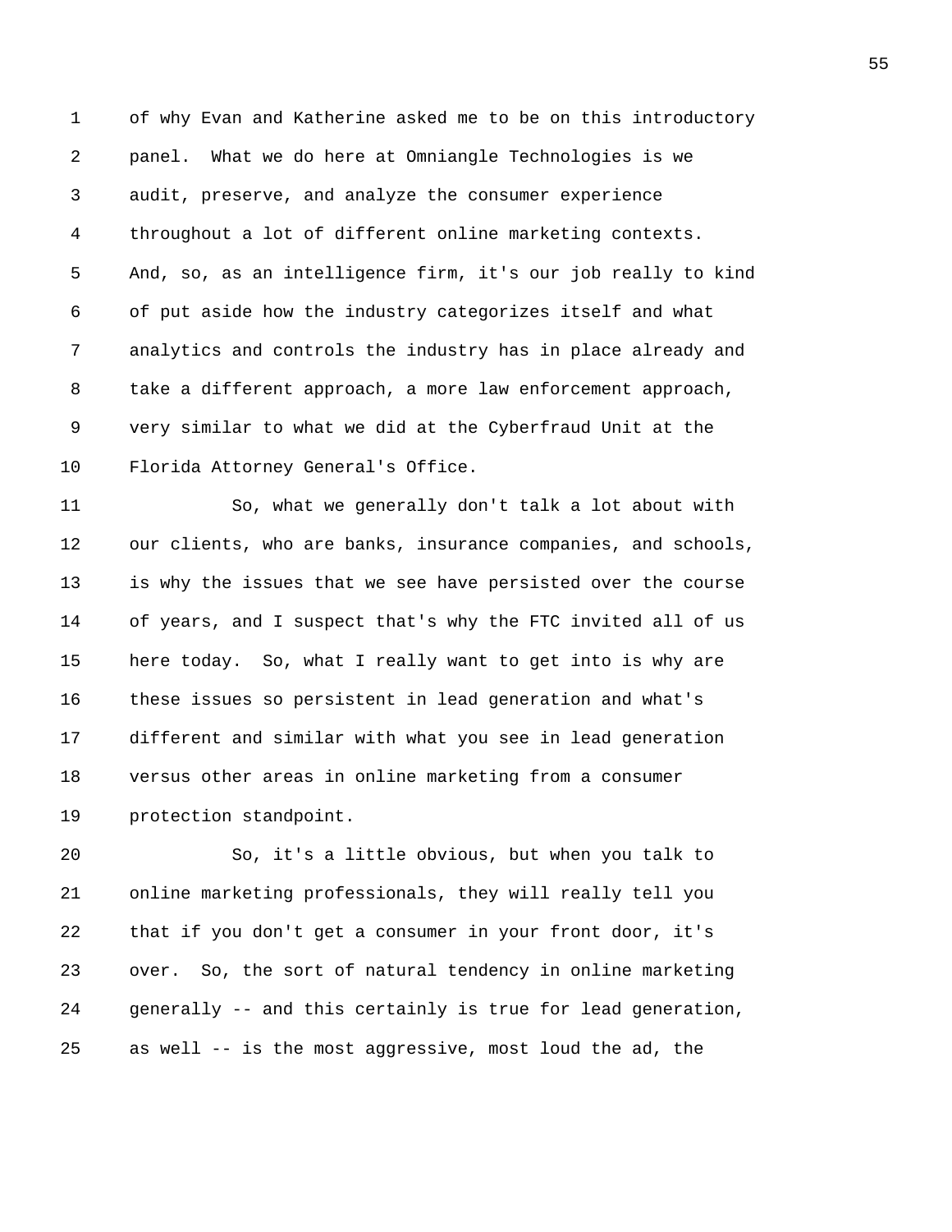of why Evan and Katherine asked me to be on this introductory panel. What we do here at Omniangle Technologies is we audit, preserve, and analyze the consumer experience throughout a lot of different online marketing contexts. And, so, as an intelligence firm, it's our job really to kind of put aside how the industry categorizes itself and what analytics and controls the industry has in place already and take a different approach, a more law enforcement approach, very similar to what we did at the Cyberfraud Unit at the Florida Attorney General's Office.

So, what we generally don't talk a lot about with our clients, who are banks, insurance companies, and schools, is why the issues that we see have persisted over the course of years, and I suspect that's why the FTC invited all of us here today. So, what I really want to get into is why are these issues so persistent in lead generation and what's different and similar with what you see in lead generation versus other areas in online marketing from a consumer protection standpoint.

So, it's a little obvious, but when you talk to online marketing professionals, they will really tell you that if you don't get a consumer in your front door, it's over. So, the sort of natural tendency in online marketing generally -- and this certainly is true for lead generation, as well -- is the most aggressive, most loud the ad, the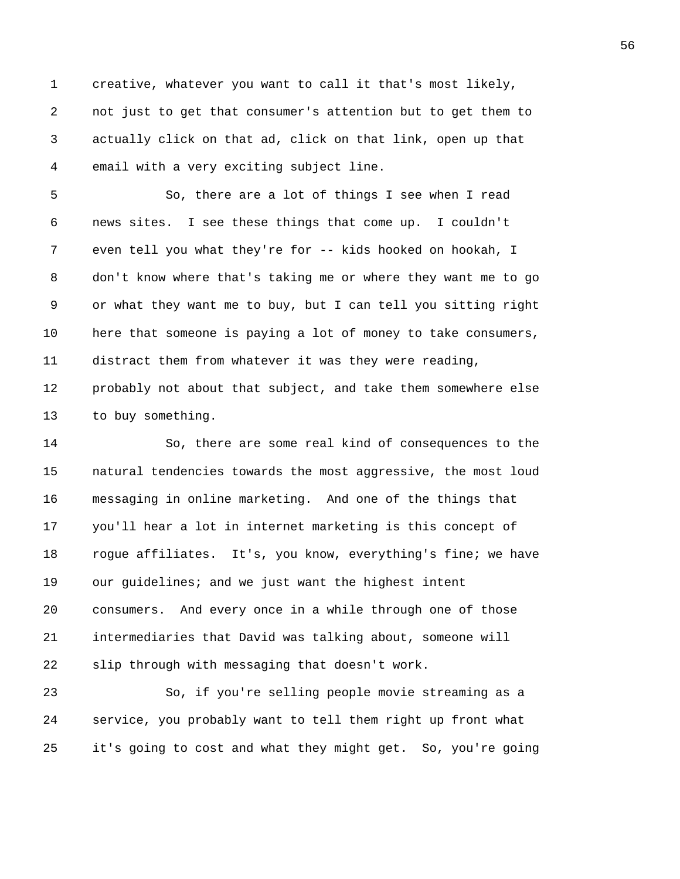creative, whatever you want to call it that's most likely, not just to get that consumer's attention but to get them to actually click on that ad, click on that link, open up that email with a very exciting subject line.

So, there are a lot of things I see when I read news sites. I see these things that come up. I couldn't even tell you what they're for -- kids hooked on hookah, I don't know where that's taking me or where they want me to go or what they want me to buy, but I can tell you sitting right here that someone is paying a lot of money to take consumers, distract them from whatever it was they were reading, probably not about that subject, and take them somewhere else to buy something.

So, there are some real kind of consequences to the natural tendencies towards the most aggressive, the most loud messaging in online marketing. And one of the things that you'll hear a lot in internet marketing is this concept of rogue affiliates. It's, you know, everything's fine; we have our guidelines; and we just want the highest intent consumers. And every once in a while through one of those intermediaries that David was talking about, someone will slip through with messaging that doesn't work.

So, if you're selling people movie streaming as a service, you probably want to tell them right up front what it's going to cost and what they might get. So, you're going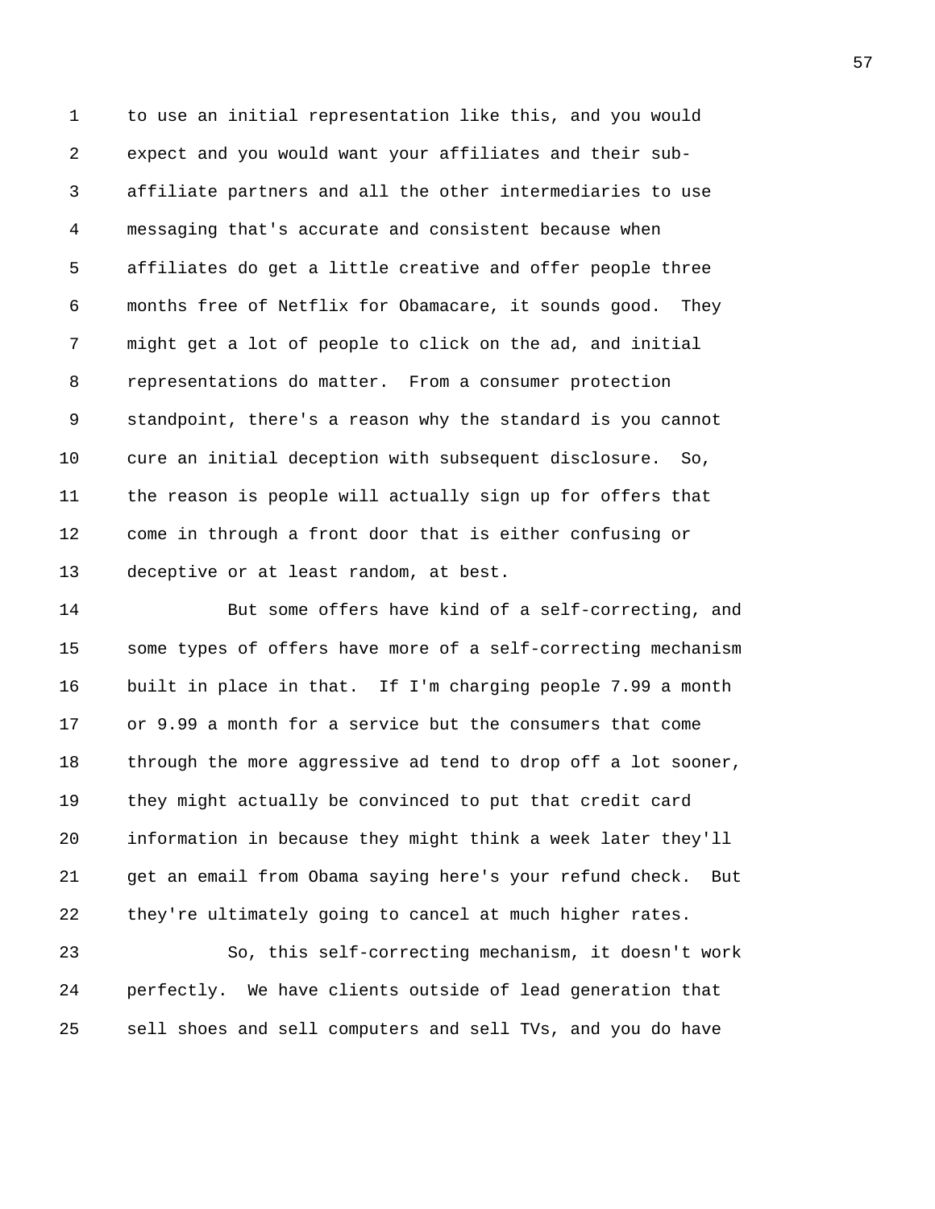to use an initial representation like this, and you would expect and you would want your affiliates and their sub-affiliate partners and all the other intermediaries to use messaging that's accurate and consistent because when affiliates do get a little creative and offer people three months free of Netflix for Obamacare, it sounds good. They might get a lot of people to click on the ad, and initial representations do matter. From a consumer protection standpoint, there's a reason why the standard is you cannot cure an initial deception with subsequent disclosure. So, the reason is people will actually sign up for offers that come in through a front door that is either confusing or deceptive or at least random, at best.

But some offers have kind of a self-correcting, and some types of offers have more of a self-correcting mechanism built in place in that. If I'm charging people 7.99 a month or 9.99 a month for a service but the consumers that come through the more aggressive ad tend to drop off a lot sooner, they might actually be convinced to put that credit card information in because they might think a week later they'll get an email from Obama saying here's your refund check. But they're ultimately going to cancel at much higher rates.

So, this self-correcting mechanism, it doesn't work perfectly. We have clients outside of lead generation that sell shoes and sell computers and sell TVs, and you do have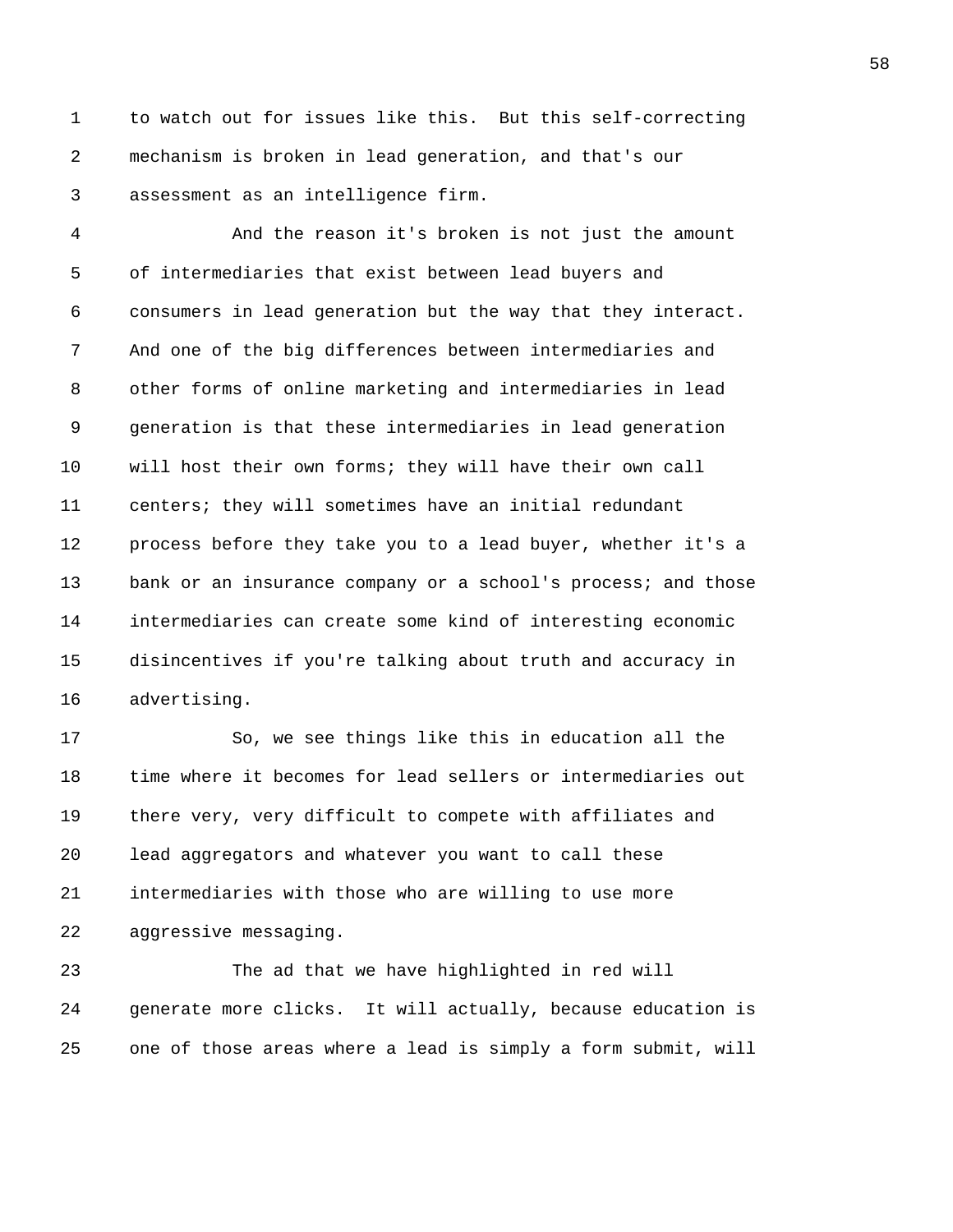to watch out for issues like this. But this self-correcting mechanism is broken in lead generation, and that's our assessment as an intelligence firm.

And the reason it's broken is not just the amount of intermediaries that exist between lead buyers and consumers in lead generation but the way that they interact. And one of the big differences between intermediaries and other forms of online marketing and intermediaries in lead generation is that these intermediaries in lead generation will host their own forms; they will have their own call centers; they will sometimes have an initial redundant process before they take you to a lead buyer, whether it's a bank or an insurance company or a school's process; and those intermediaries can create some kind of interesting economic disincentives if you're talking about truth and accuracy in advertising.

So, we see things like this in education all the time where it becomes for lead sellers or intermediaries out there very, very difficult to compete with affiliates and lead aggregators and whatever you want to call these intermediaries with those who are willing to use more aggressive messaging.

The ad that we have highlighted in red will generate more clicks. It will actually, because education is one of those areas where a lead is simply a form submit, will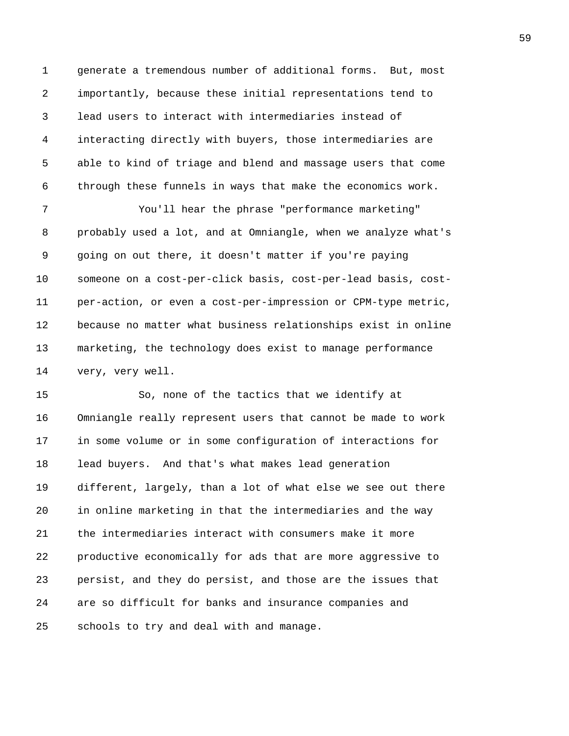generate a tremendous number of additional forms. But, most importantly, because these initial representations tend to lead users to interact with intermediaries instead of interacting directly with buyers, those intermediaries are able to kind of triage and blend and massage users that come through these funnels in ways that make the economics work.

You'll hear the phrase "performance marketing" probably used a lot, and at Omniangle, when we analyze what's going on out there, it doesn't matter if you're paying someone on a cost-per-click basis, cost-per-lead basis, cost-per-action, or even a cost-per-impression or CPM-type metric, because no matter what business relationships exist in online marketing, the technology does exist to manage performance very, very well.

So, none of the tactics that we identify at Omniangle really represent users that cannot be made to work in some volume or in some configuration of interactions for lead buyers. And that's what makes lead generation different, largely, than a lot of what else we see out there in online marketing in that the intermediaries and the way the intermediaries interact with consumers make it more productive economically for ads that are more aggressive to persist, and they do persist, and those are the issues that are so difficult for banks and insurance companies and schools to try and deal with and manage.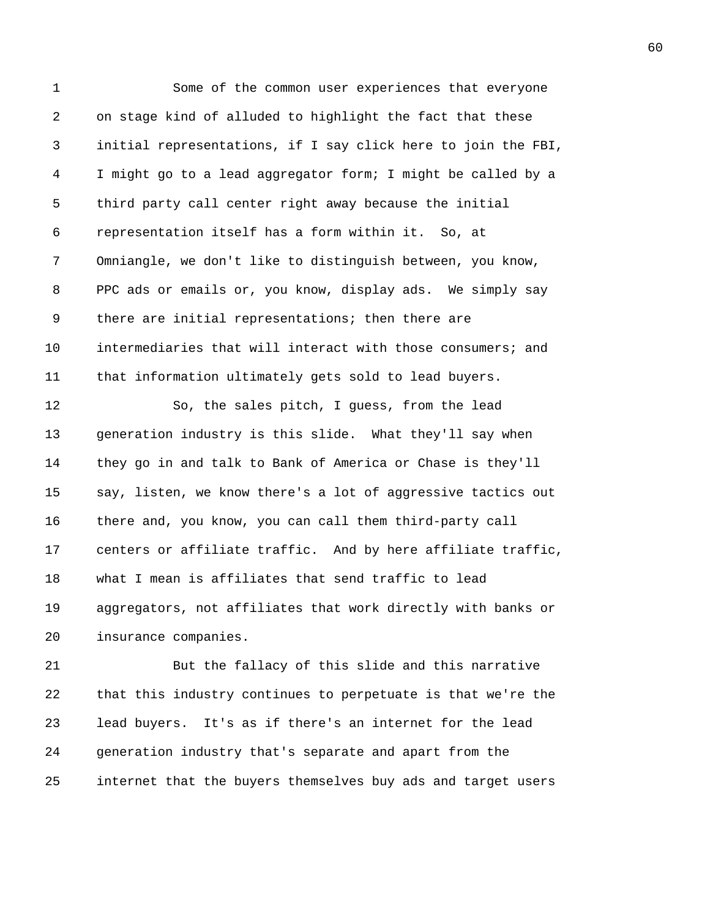Some of the common user experiences that everyone on stage kind of alluded to highlight the fact that these initial representations, if I say click here to join the FBI, I might go to a lead aggregator form; I might be called by a third party call center right away because the initial representation itself has a form within it. So, at Omniangle, we don't like to distinguish between, you know, PPC ads or emails or, you know, display ads. We simply say there are initial representations; then there are intermediaries that will interact with those consumers; and that information ultimately gets sold to lead buyers.

So, the sales pitch, I guess, from the lead generation industry is this slide. What they'll say when they go in and talk to Bank of America or Chase is they'll say, listen, we know there's a lot of aggressive tactics out there and, you know, you can call them third-party call centers or affiliate traffic. And by here affiliate traffic, what I mean is affiliates that send traffic to lead aggregators, not affiliates that work directly with banks or insurance companies.

But the fallacy of this slide and this narrative that this industry continues to perpetuate is that we're the lead buyers. It's as if there's an internet for the lead generation industry that's separate and apart from the internet that the buyers themselves buy ads and target users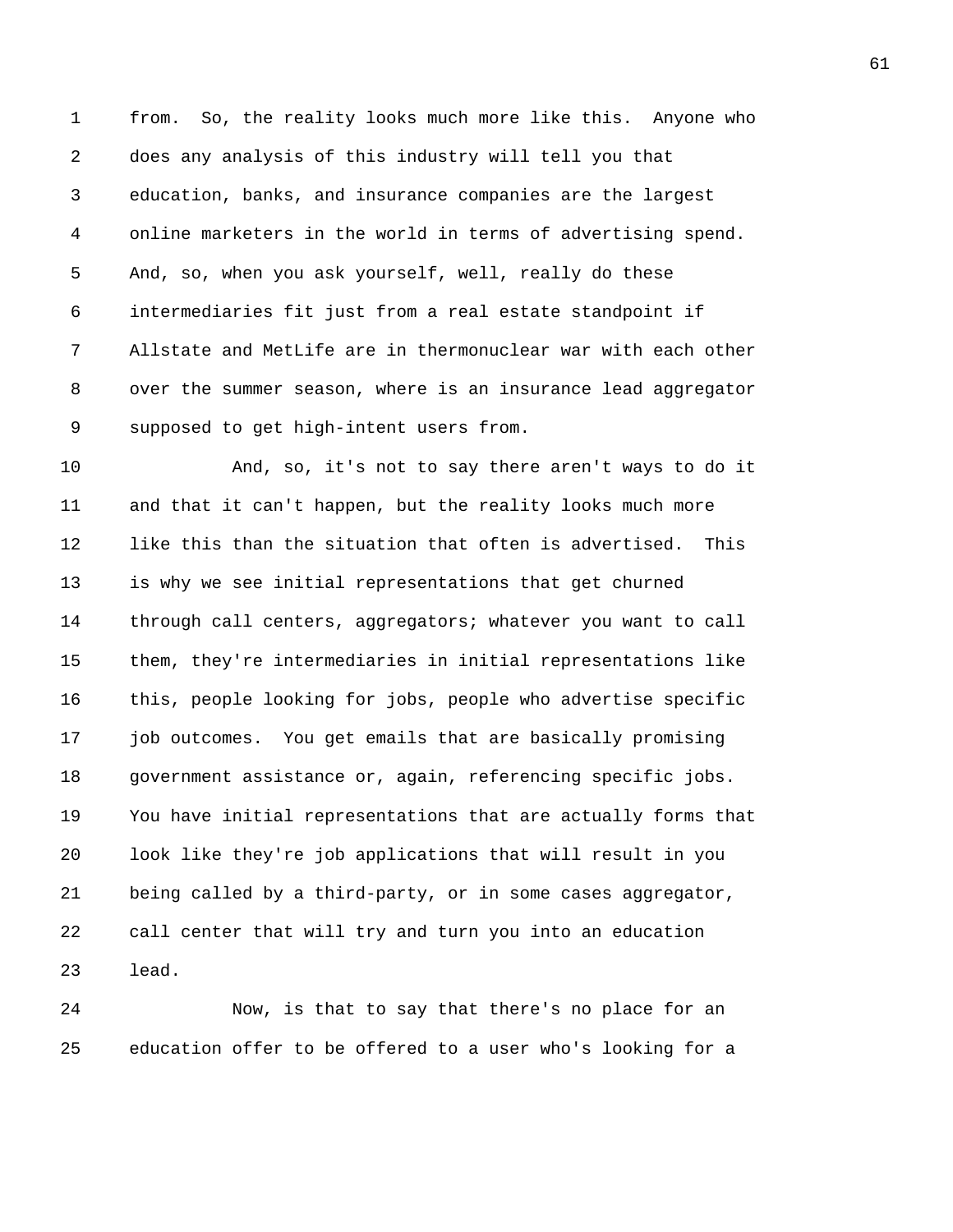from. So, the reality looks much more like this. Anyone who does any analysis of this industry will tell you that education, banks, and insurance companies are the largest online marketers in the world in terms of advertising spend. And, so, when you ask yourself, well, really do these intermediaries fit just from a real estate standpoint if Allstate and MetLife are in thermonuclear war with each other over the summer season, where is an insurance lead aggregator supposed to get high-intent users from.

And, so, it's not to say there aren't ways to do it and that it can't happen, but the reality looks much more like this than the situation that often is advertised. This is why we see initial representations that get churned through call centers, aggregators; whatever you want to call them, they're intermediaries in initial representations like this, people looking for jobs, people who advertise specific job outcomes. You get emails that are basically promising government assistance or, again, referencing specific jobs. You have initial representations that are actually forms that look like they're job applications that will result in you being called by a third-party, or in some cases aggregator, call center that will try and turn you into an education lead.

Now, is that to say that there's no place for an education offer to be offered to a user who's looking for a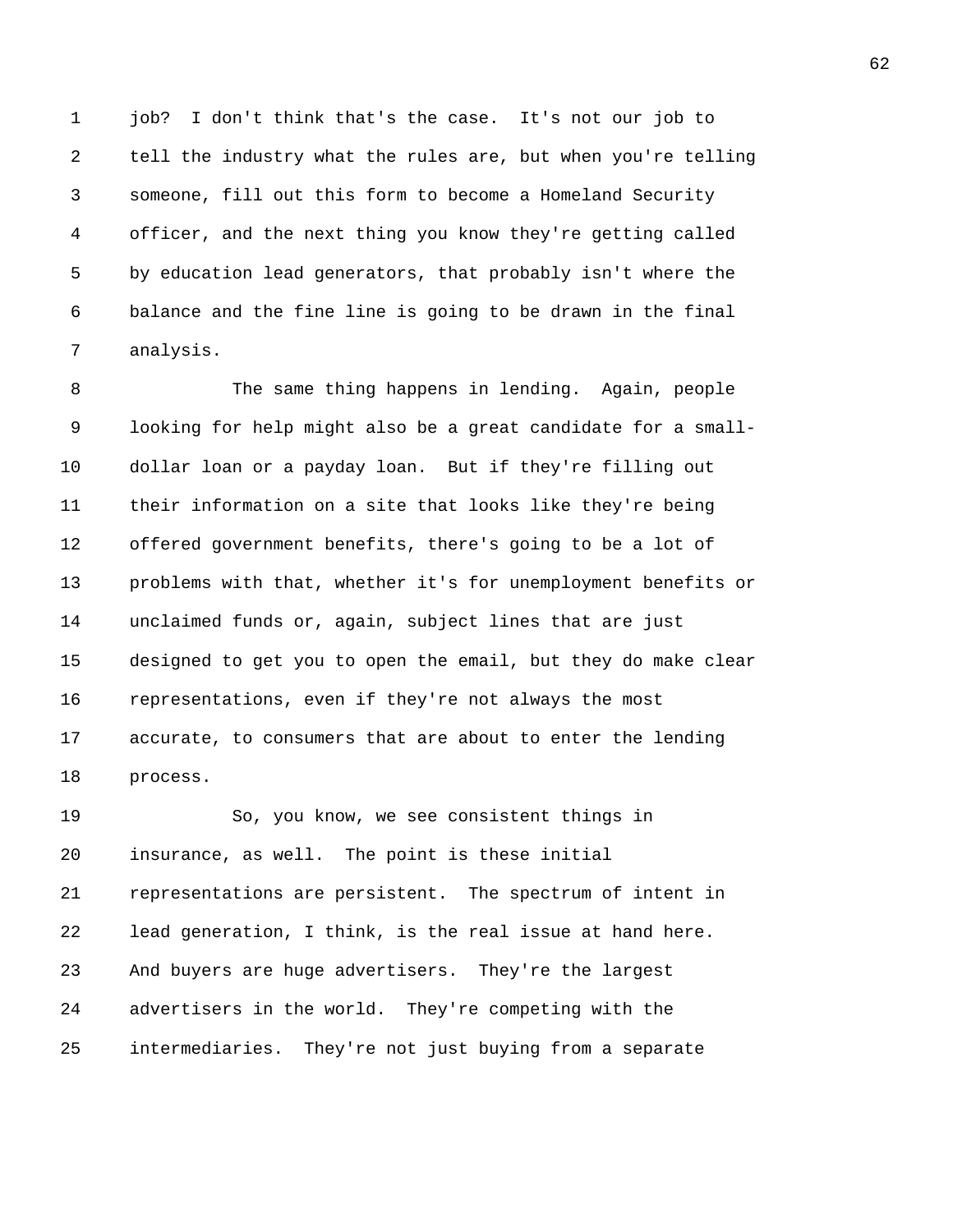job? I don't think that's the case. It's not our job to tell the industry what the rules are, but when you're telling someone, fill out this form to become a Homeland Security officer, and the next thing you know they're getting called by education lead generators, that probably isn't where the balance and the fine line is going to be drawn in the final analysis.

The same thing happens in lending. Again, people looking for help might also be a great candidate for a small-dollar loan or a payday loan. But if they're filling out their information on a site that looks like they're being offered government benefits, there's going to be a lot of problems with that, whether it's for unemployment benefits or unclaimed funds or, again, subject lines that are just designed to get you to open the email, but they do make clear representations, even if they're not always the most accurate, to consumers that are about to enter the lending process.

So, you know, we see consistent things in insurance, as well. The point is these initial representations are persistent. The spectrum of intent in lead generation, I think, is the real issue at hand here. And buyers are huge advertisers. They're the largest advertisers in the world. They're competing with the intermediaries. They're not just buying from a separate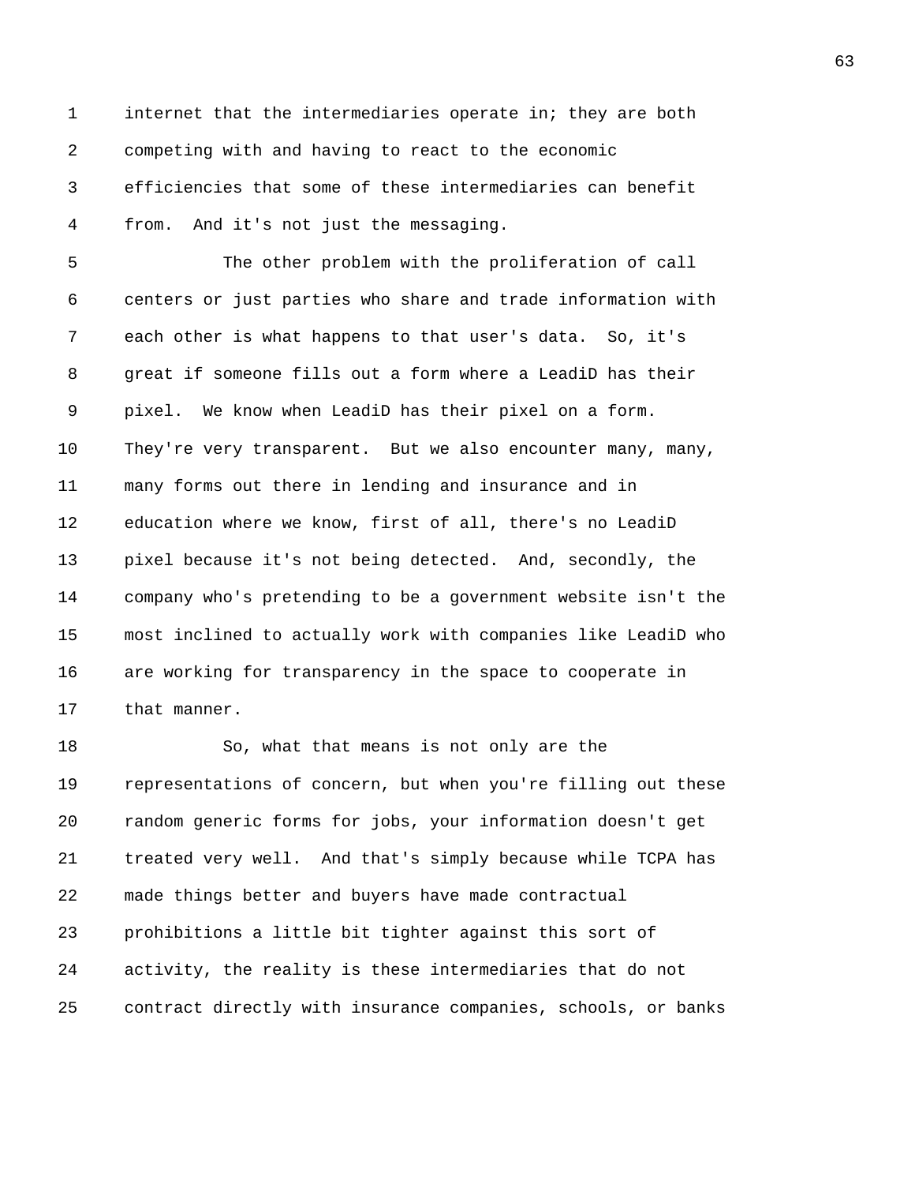internet that the intermediaries operate in; they are both competing with and having to react to the economic efficiencies that some of these intermediaries can benefit from. And it's not just the messaging.

The other problem with the proliferation of call centers or just parties who share and trade information with each other is what happens to that user's data. So, it's great if someone fills out a form where a LeadiD has their pixel. We know when LeadiD has their pixel on a form. They're very transparent. But we also encounter many, many, many forms out there in lending and insurance and in education where we know, first of all, there's no LeadiD pixel because it's not being detected. And, secondly, the company who's pretending to be a government website isn't the most inclined to actually work with companies like LeadiD who are working for transparency in the space to cooperate in that manner.

So, what that means is not only are the representations of concern, but when you're filling out these random generic forms for jobs, your information doesn't get treated very well. And that's simply because while TCPA has made things better and buyers have made contractual prohibitions a little bit tighter against this sort of activity, the reality is these intermediaries that do not contract directly with insurance companies, schools, or banks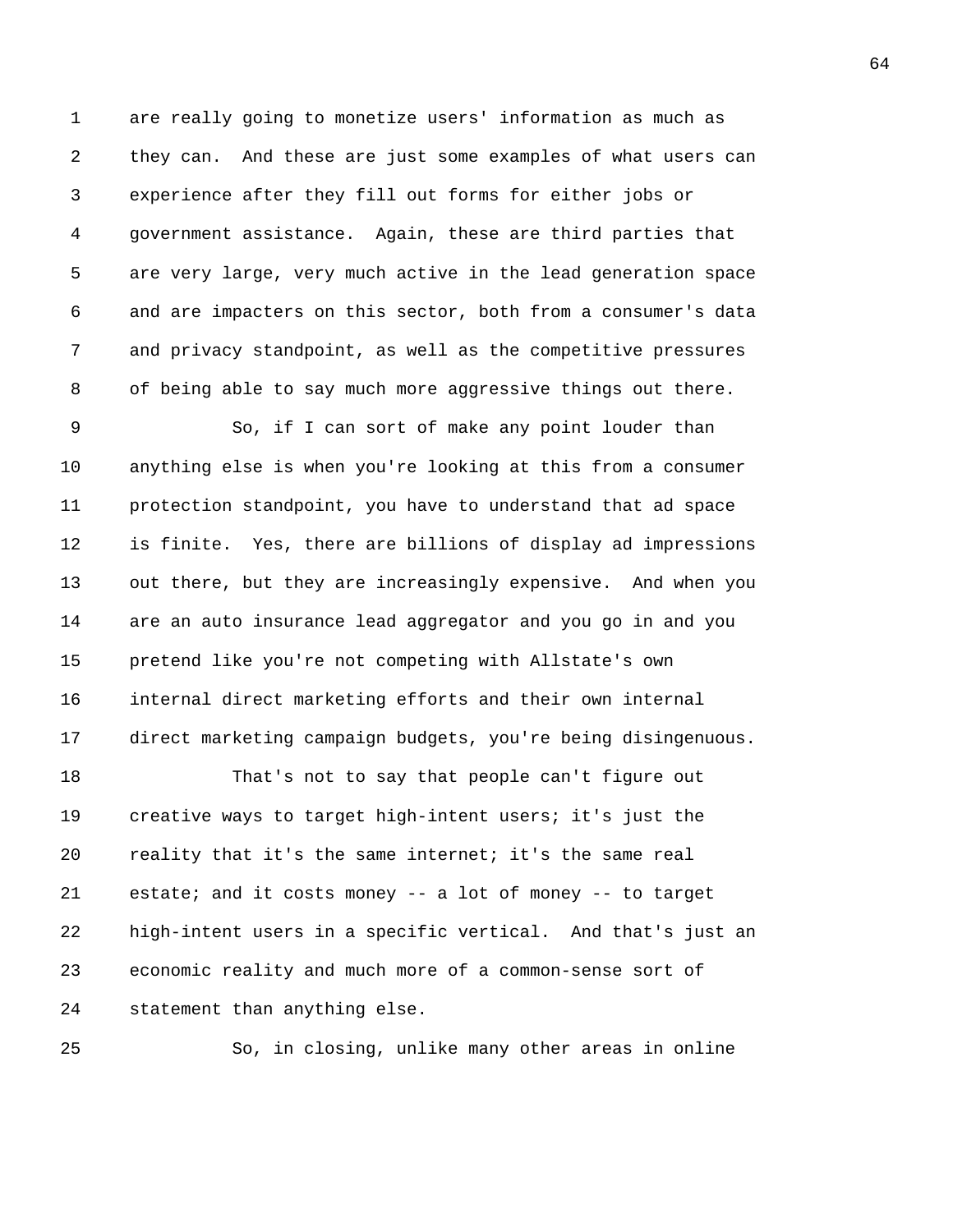are really going to monetize users' information as much as they can. And these are just some examples of what users can experience after they fill out forms for either jobs or government assistance. Again, these are third parties that are very large, very much active in the lead generation space and are impacters on this sector, both from a consumer's data and privacy standpoint, as well as the competitive pressures of being able to say much more aggressive things out there.

So, if I can sort of make any point louder than anything else is when you're looking at this from a consumer protection standpoint, you have to understand that ad space is finite. Yes, there are billions of display ad impressions out there, but they are increasingly expensive. And when you are an auto insurance lead aggregator and you go in and you pretend like you're not competing with Allstate's own internal direct marketing efforts and their own internal direct marketing campaign budgets, you're being disingenuous.

That's not to say that people can't figure out creative ways to target high-intent users; it's just the reality that it's the same internet; it's the same real estate; and it costs money -- a lot of money -- to target high-intent users in a specific vertical. And that's just an economic reality and much more of a common-sense sort of statement than anything else.

So, in closing, unlike many other areas in online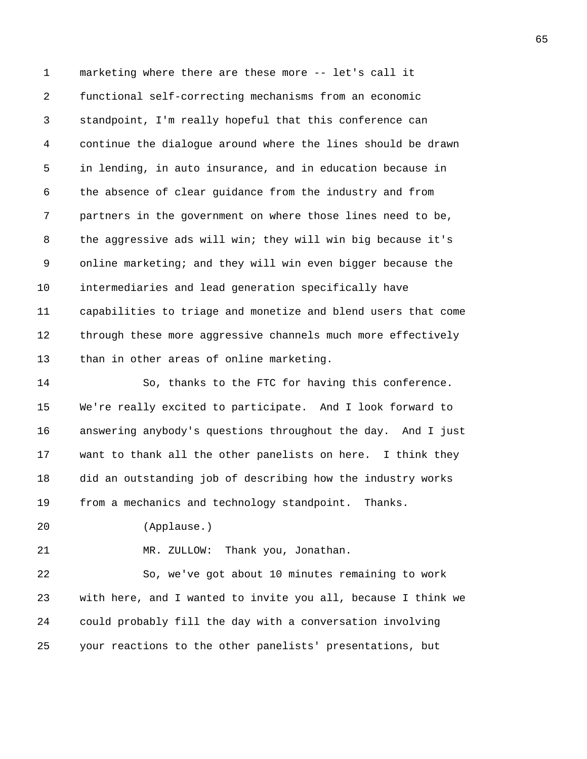marketing where there are these more -- let's call it functional self-correcting mechanisms from an economic standpoint, I'm really hopeful that this conference can continue the dialogue around where the lines should be drawn in lending, in auto insurance, and in education because in the absence of clear guidance from the industry and from partners in the government on where those lines need to be, the aggressive ads will win; they will win big because it's online marketing; and they will win even bigger because the intermediaries and lead generation specifically have capabilities to triage and monetize and blend users that come through these more aggressive channels much more effectively than in other areas of online marketing.

So, thanks to the FTC for having this conference. We're really excited to participate. And I look forward to answering anybody's questions throughout the day. And I just want to thank all the other panelists on here. I think they did an outstanding job of describing how the industry works from a mechanics and technology standpoint. Thanks.

(Applause.)

MR. ZULLOW: Thank you, Jonathan.

So, we've got about 10 minutes remaining to work with here, and I wanted to invite you all, because I think we could probably fill the day with a conversation involving your reactions to the other panelists' presentations, but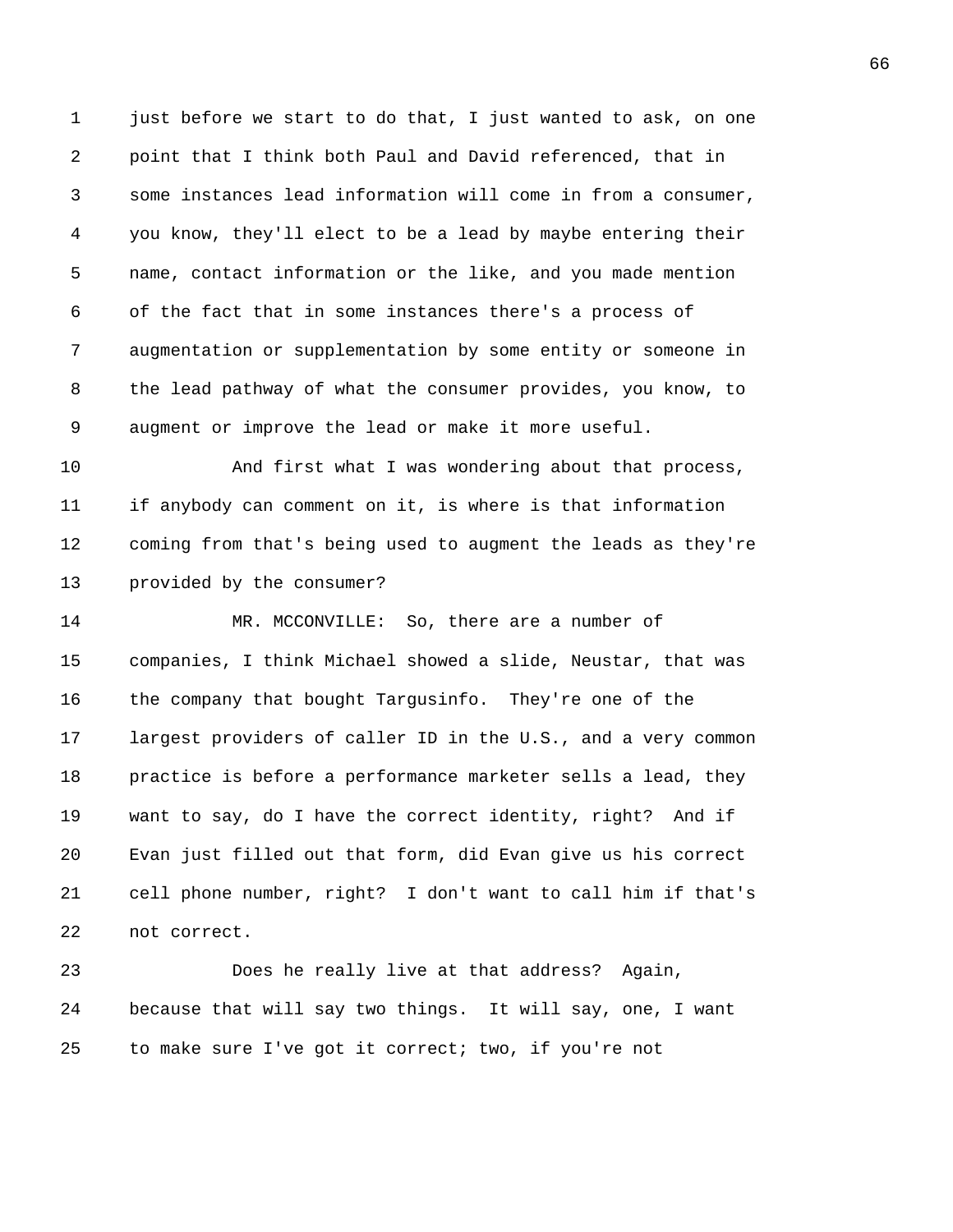just before we start to do that, I just wanted to ask, on one point that I think both Paul and David referenced, that in some instances lead information will come in from a consumer, you know, they'll elect to be a lead by maybe entering their name, contact information or the like, and you made mention of the fact that in some instances there's a process of augmentation or supplementation by some entity or someone in the lead pathway of what the consumer provides, you know, to augment or improve the lead or make it more useful.

And first what I was wondering about that process, if anybody can comment on it, is where is that information coming from that's being used to augment the leads as they're provided by the consumer?

MR. MCCONVILLE: So, there are a number of companies, I think Michael showed a slide, Neustar, that was the company that bought Targusinfo. They're one of the largest providers of caller ID in the U.S., and a very common practice is before a performance marketer sells a lead, they want to say, do I have the correct identity, right? And if Evan just filled out that form, did Evan give us his correct cell phone number, right? I don't want to call him if that's not correct.

Does he really live at that address? Again, because that will say two things. It will say, one, I want to make sure I've got it correct; two, if you're not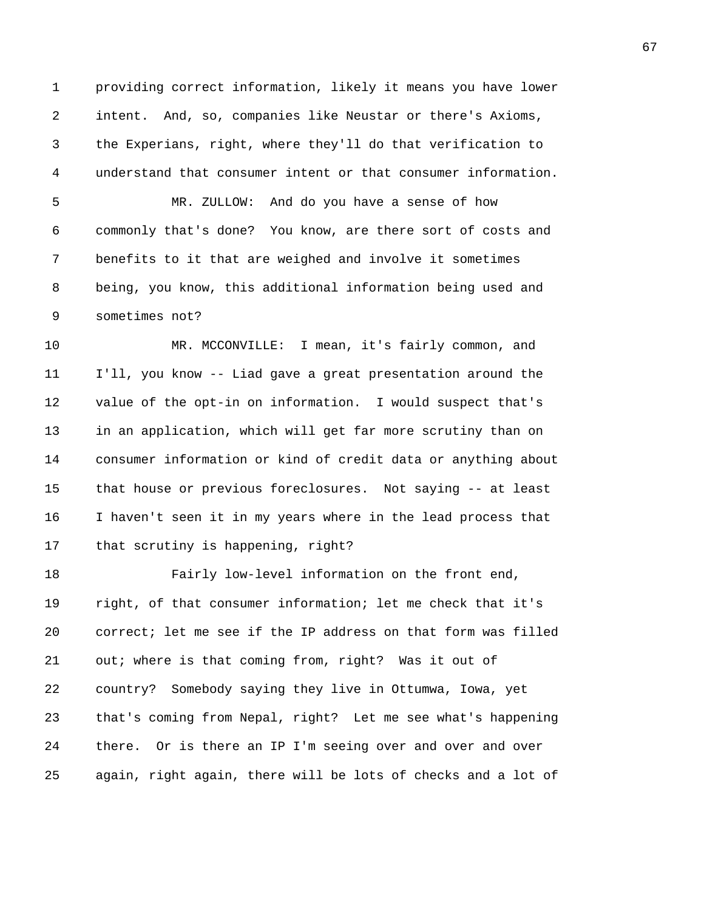providing correct information, likely it means you have lower intent. And, so, companies like Neustar or there's Axioms, the Experians, right, where they'll do that verification to understand that consumer intent or that consumer information.

MR. ZULLOW: And do you have a sense of how commonly that's done? You know, are there sort of costs and benefits to it that are weighed and involve it sometimes being, you know, this additional information being used and sometimes not?

MR. MCCONVILLE: I mean, it's fairly common, and I'll, you know -- Liad gave a great presentation around the value of the opt-in on information. I would suspect that's in an application, which will get far more scrutiny than on consumer information or kind of credit data or anything about that house or previous foreclosures. Not saying -- at least I haven't seen it in my years where in the lead process that that scrutiny is happening, right?

Fairly low-level information on the front end, right, of that consumer information; let me check that it's correct; let me see if the IP address on that form was filled out; where is that coming from, right? Was it out of country? Somebody saying they live in Ottumwa, Iowa, yet that's coming from Nepal, right? Let me see what's happening there. Or is there an IP I'm seeing over and over and over again, right again, there will be lots of checks and a lot of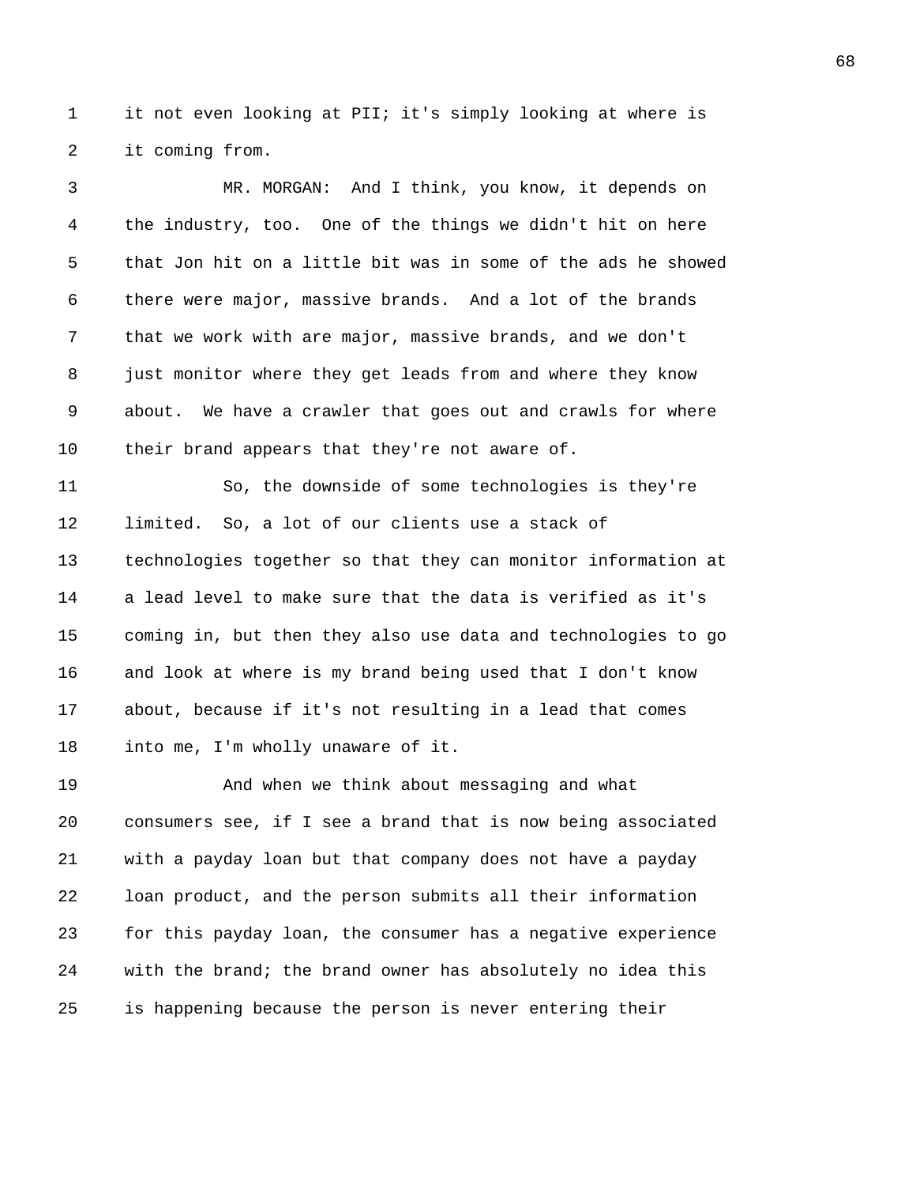it not even looking at PII; it's simply looking at where is it coming from.

MR. MORGAN: And I think, you know, it depends on the industry, too. One of the things we didn't hit on here that Jon hit on a little bit was in some of the ads he showed there were major, massive brands. And a lot of the brands that we work with are major, massive brands, and we don't just monitor where they get leads from and where they know about. We have a crawler that goes out and crawls for where their brand appears that they're not aware of.

So, the downside of some technologies is they're limited. So, a lot of our clients use a stack of technologies together so that they can monitor information at a lead level to make sure that the data is verified as it's coming in, but then they also use data and technologies to go and look at where is my brand being used that I don't know about, because if it's not resulting in a lead that comes into me, I'm wholly unaware of it.

And when we think about messaging and what consumers see, if I see a brand that is now being associated with a payday loan but that company does not have a payday loan product, and the person submits all their information for this payday loan, the consumer has a negative experience with the brand; the brand owner has absolutely no idea this is happening because the person is never entering their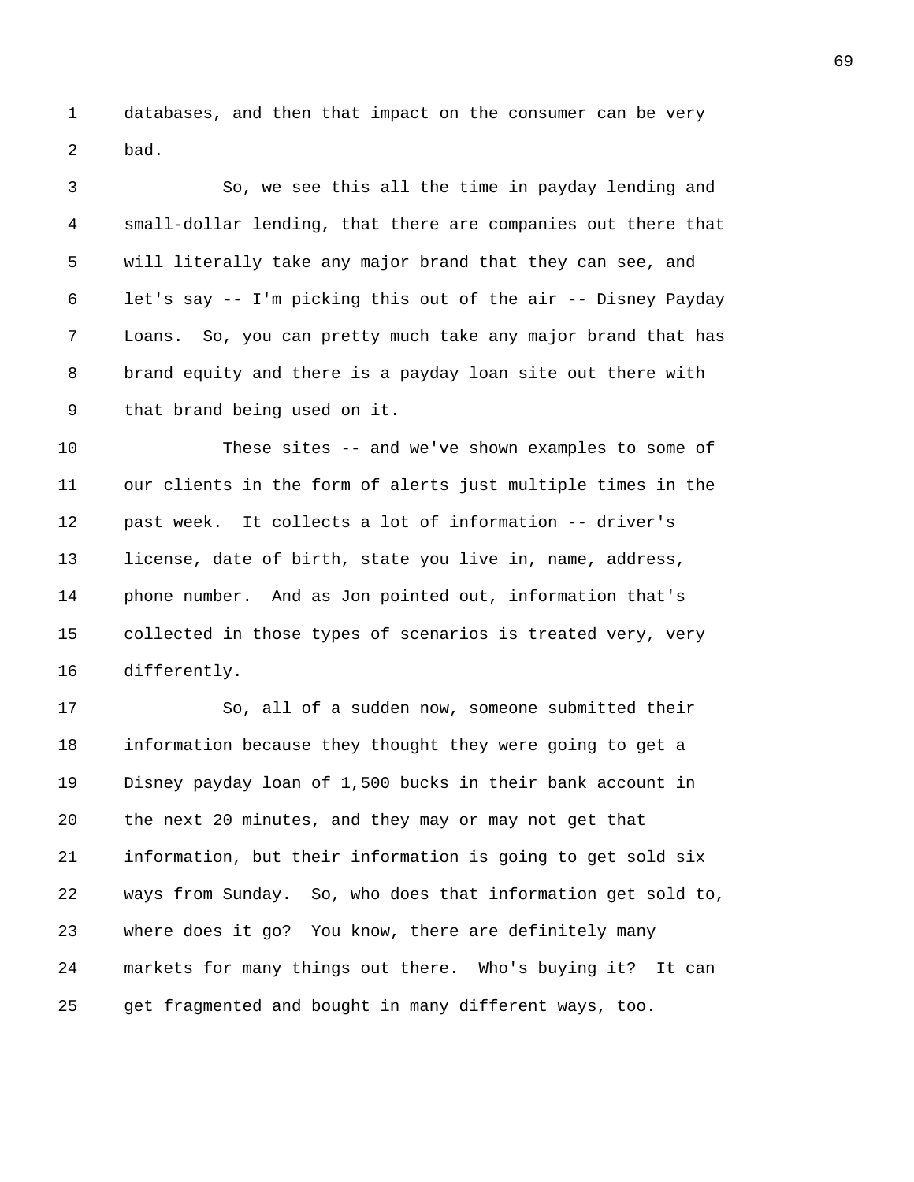databases, and then that impact on the consumer can be very bad.

So, we see this all the time in payday lending and small-dollar lending, that there are companies out there that will literally take any major brand that they can see, and let's say -- I'm picking this out of the air -- Disney Payday Loans. So, you can pretty much take any major brand that has brand equity and there is a payday loan site out there with that brand being used on it.

These sites -- and we've shown examples to some of our clients in the form of alerts just multiple times in the past week. It collects a lot of information -- driver's license, date of birth, state you live in, name, address, phone number. And as Jon pointed out, information that's collected in those types of scenarios is treated very, very differently.

So, all of a sudden now, someone submitted their information because they thought they were going to get a Disney payday loan of 1,500 bucks in their bank account in the next 20 minutes, and they may or may not get that information, but their information is going to get sold six ways from Sunday. So, who does that information get sold to, where does it go? You know, there are definitely many markets for many things out there. Who's buying it? It can get fragmented and bought in many different ways, too.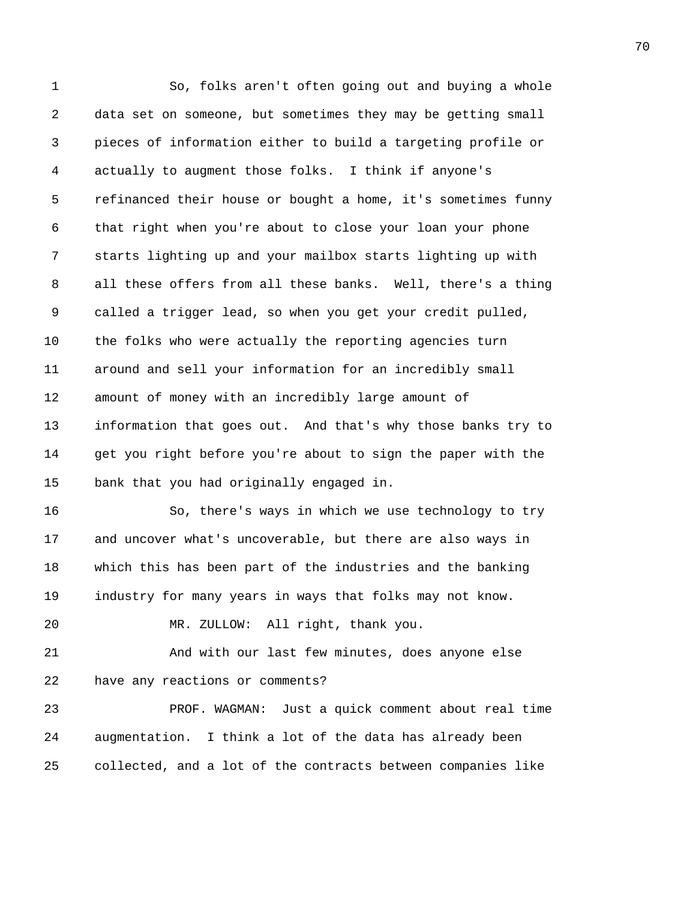So, folks aren't often going out and buying a whole data set on someone, but sometimes they may be getting small pieces of information either to build a targeting profile or actually to augment those folks. I think if anyone's refinanced their house or bought a home, it's sometimes funny that right when you're about to close your loan your phone starts lighting up and your mailbox starts lighting up with all these offers from all these banks. Well, there's a thing called a trigger lead, so when you get your credit pulled, the folks who were actually the reporting agencies turn around and sell your information for an incredibly small amount of money with an incredibly large amount of information that goes out. And that's why those banks try to get you right before you're about to sign the paper with the bank that you had originally engaged in.

So, there's ways in which we use technology to try and uncover what's uncoverable, but there are also ways in which this has been part of the industries and the banking industry for many years in ways that folks may not know.

MR. ZULLOW: All right, thank you.

And with our last few minutes, does anyone else have any reactions or comments?

PROF. WAGMAN: Just a quick comment about real time augmentation. I think a lot of the data has already been collected, and a lot of the contracts between companies like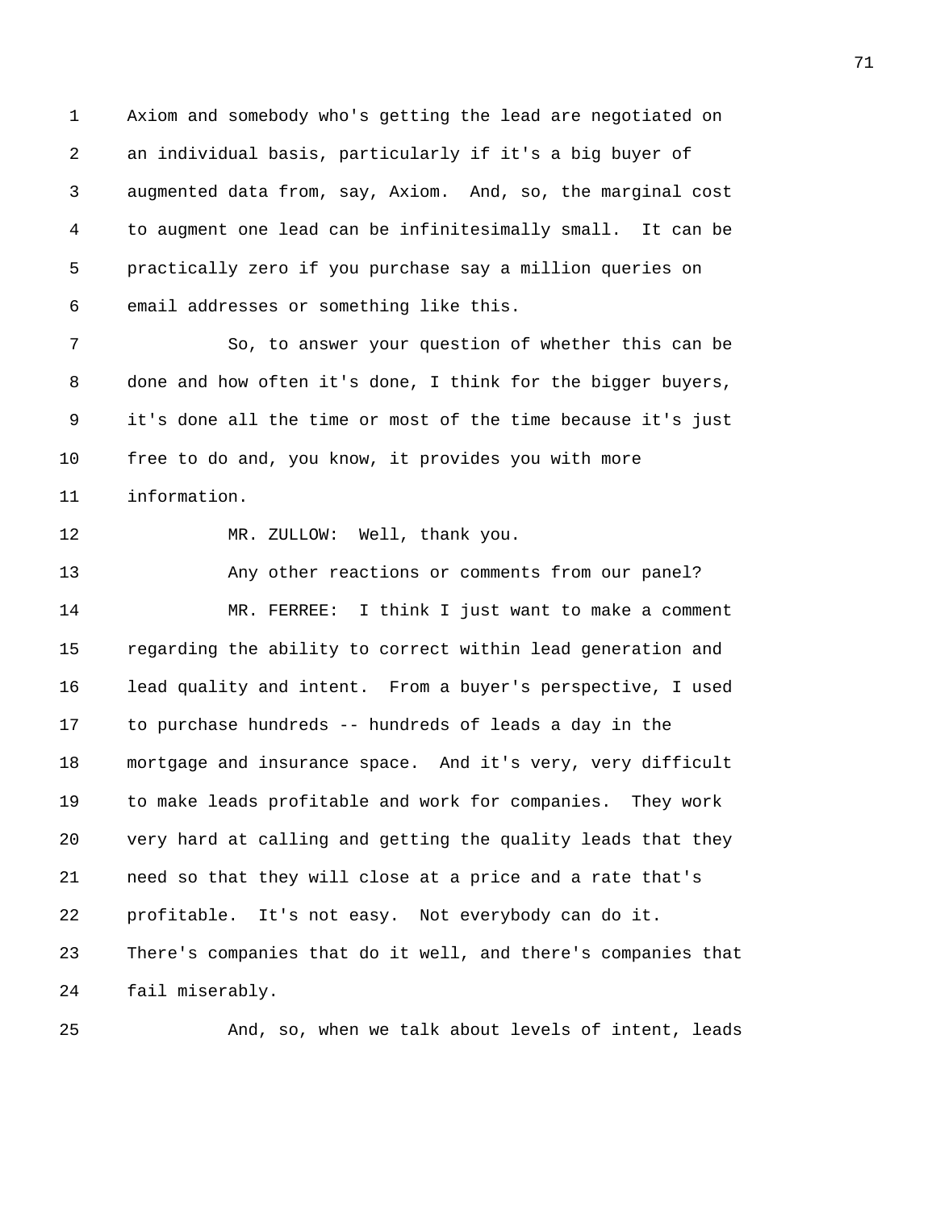Axiom and somebody who's getting the lead are negotiated on an individual basis, particularly if it's a big buyer of augmented data from, say, Axiom. And, so, the marginal cost to augment one lead can be infinitesimally small. It can be practically zero if you purchase say a million queries on email addresses or something like this.

So, to answer your question of whether this can be done and how often it's done, I think for the bigger buyers, it's done all the time or most of the time because it's just free to do and, you know, it provides you with more information.

MR. ZULLOW: Well, thank you.

Any other reactions or comments from our panel?

MR. FERREE: I think I just want to make a comment regarding the ability to correct within lead generation and lead quality and intent. From a buyer's perspective, I used to purchase hundreds -- hundreds of leads a day in the mortgage and insurance space. And it's very, very difficult to make leads profitable and work for companies. They work very hard at calling and getting the quality leads that they need so that they will close at a price and a rate that's profitable. It's not easy. Not everybody can do it. There's companies that do it well, and there's companies that fail miserably.

And, so, when we talk about levels of intent, leads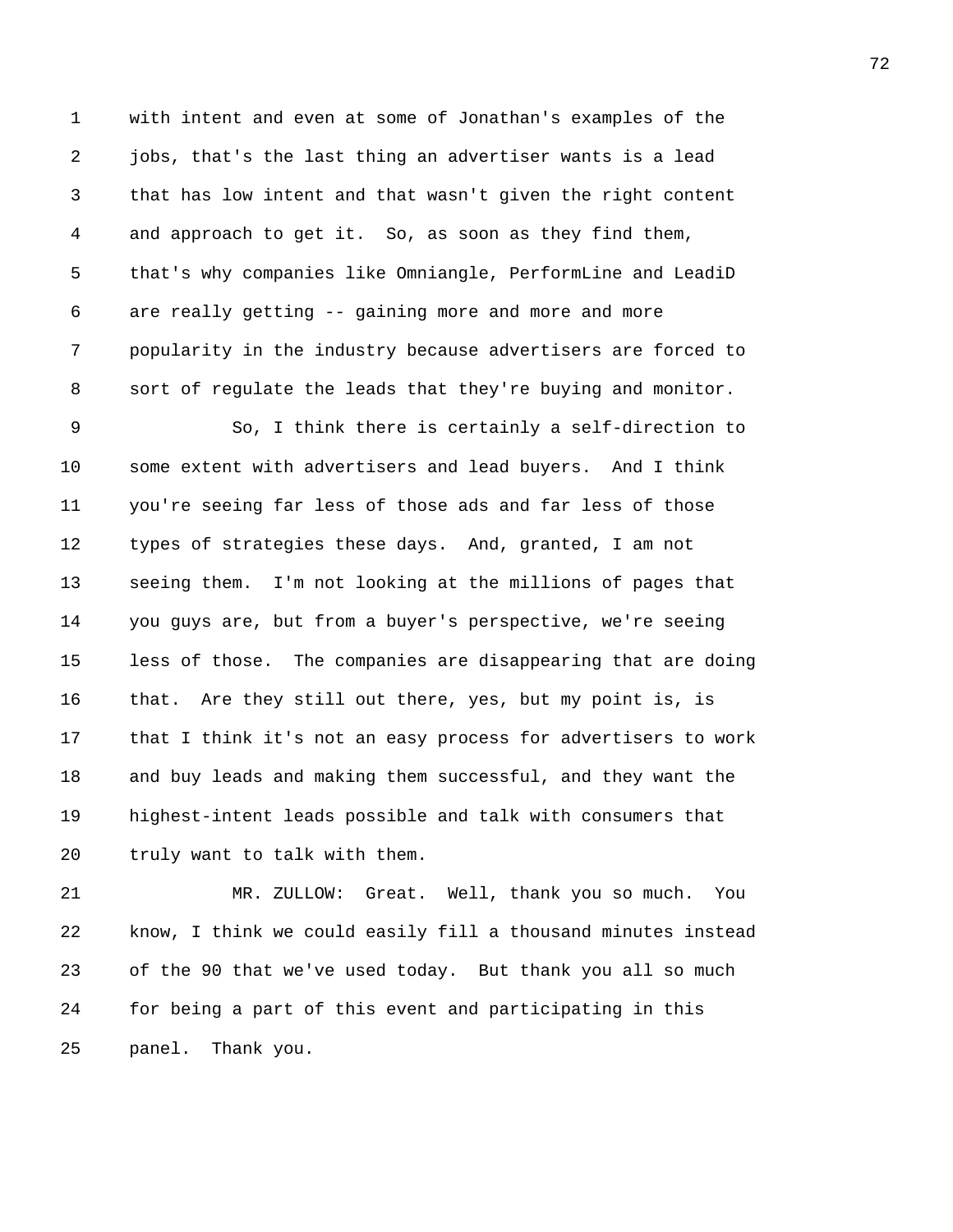with intent and even at some of Jonathan's examples of the jobs, that's the last thing an advertiser wants is a lead that has low intent and that wasn't given the right content and approach to get it. So, as soon as they find them, that's why companies like Omniangle, PerformLine and LeadiD are really getting -- gaining more and more and more popularity in the industry because advertisers are forced to sort of regulate the leads that they're buying and monitor.

So, I think there is certainly a self-direction to some extent with advertisers and lead buyers. And I think you're seeing far less of those ads and far less of those types of strategies these days. And, granted, I am not seeing them. I'm not looking at the millions of pages that you guys are, but from a buyer's perspective, we're seeing less of those. The companies are disappearing that are doing that. Are they still out there, yes, but my point is, is that I think it's not an easy process for advertisers to work and buy leads and making them successful, and they want the highest-intent leads possible and talk with consumers that truly want to talk with them.

MR. ZULLOW: Great. Well, thank you so much. You know, I think we could easily fill a thousand minutes instead of the 90 that we've used today. But thank you all so much for being a part of this event and participating in this panel. Thank you.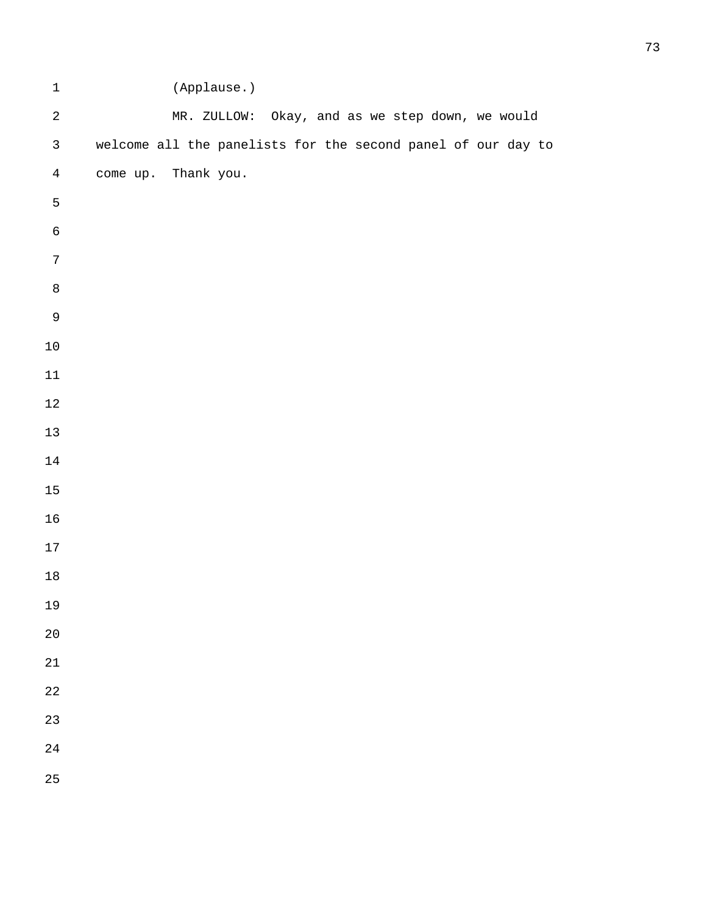(Applause.)

MR. ZULLOW: Okay, and as we step down, we would welcome all the panelists for the second panel of our day to come up. Thank you.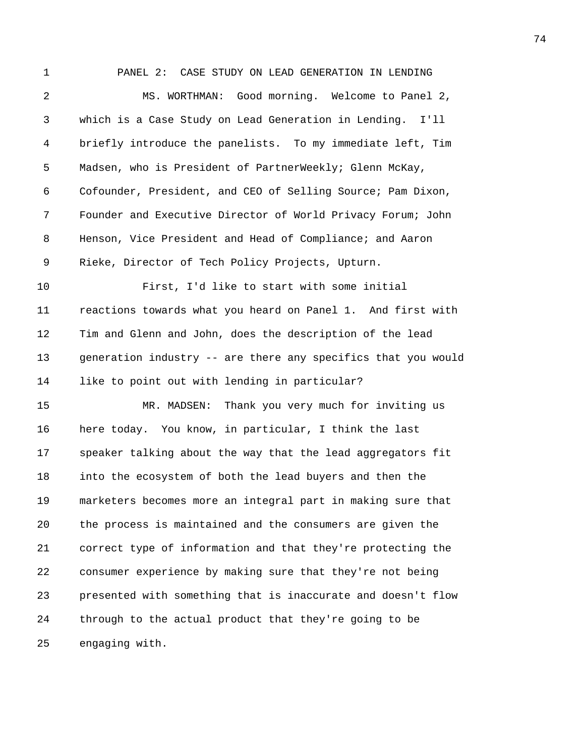## PANEL 2: CASE STUDY ON LEAD GENERATION IN LENDING

MS. WORTHMAN: Good morning. Welcome to Panel 2, which is a Case Study on Lead Generation in Lending. I'll briefly introduce the panelists. To my immediate left, Tim Madsen, who is President of PartnerWeekly; Glenn McKay, Cofounder, President, and CEO of Selling Source; Pam Dixon, Founder and Executive Director of World Privacy Forum; John Henson, Vice President and Head of Compliance; and Aaron Rieke, Director of Tech Policy Projects, Upturn.

First, I'd like to start with some initial reactions towards what you heard on Panel 1. And first with Tim and Glenn and John, does the description of the lead generation industry -- are there any specifics that you would like to point out with lending in particular?

MR. MADSEN: Thank you very much for inviting us here today. You know, in particular, I think the last speaker talking about the way that the lead aggregators fit into the ecosystem of both the lead buyers and then the marketers becomes more an integral part in making sure that the process is maintained and the consumers are given the correct type of information and that they're protecting the consumer experience by making sure that they're not being presented with something that is inaccurate and doesn't flow through to the actual product that they're going to be engaging with.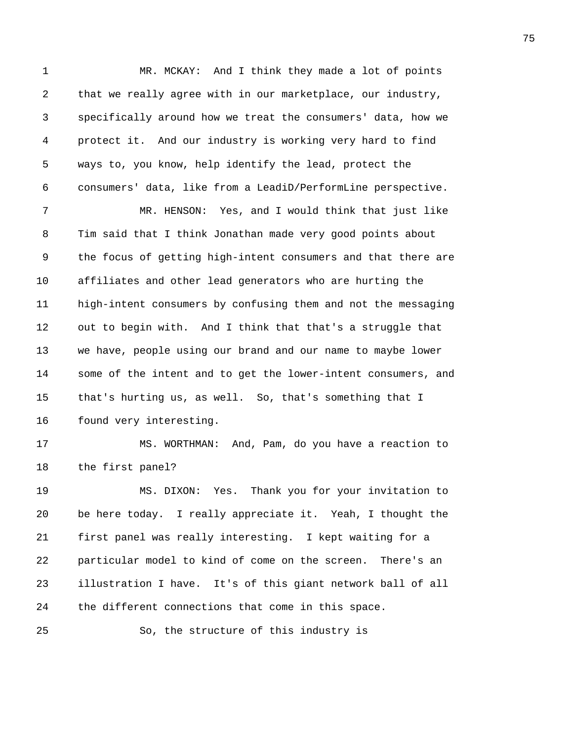MR. MCKAY: And I think they made a lot of points that we really agree with in our marketplace, our industry, specifically around how we treat the consumers' data, how we protect it. And our industry is working very hard to find ways to, you know, help identify the lead, protect the consumers' data, like from a LeadiD/PerformLine perspective.

MR. HENSON: Yes, and I would think that just like Tim said that I think Jonathan made very good points about the focus of getting high-intent consumers and that there are affiliates and other lead generators who are hurting the high-intent consumers by confusing them and not the messaging out to begin with. And I think that that's a struggle that we have, people using our brand and our name to maybe lower some of the intent and to get the lower-intent consumers, and that's hurting us, as well. So, that's something that I found very interesting.

MS. WORTHMAN: And, Pam, do you have a reaction to the first panel?

MS. DIXON: Yes. Thank you for your invitation to be here today. I really appreciate it. Yeah, I thought the first panel was really interesting. I kept waiting for a particular model to kind of come on the screen. There's an illustration I have. It's of this giant network ball of all the different connections that come in this space.

So, the structure of this industry is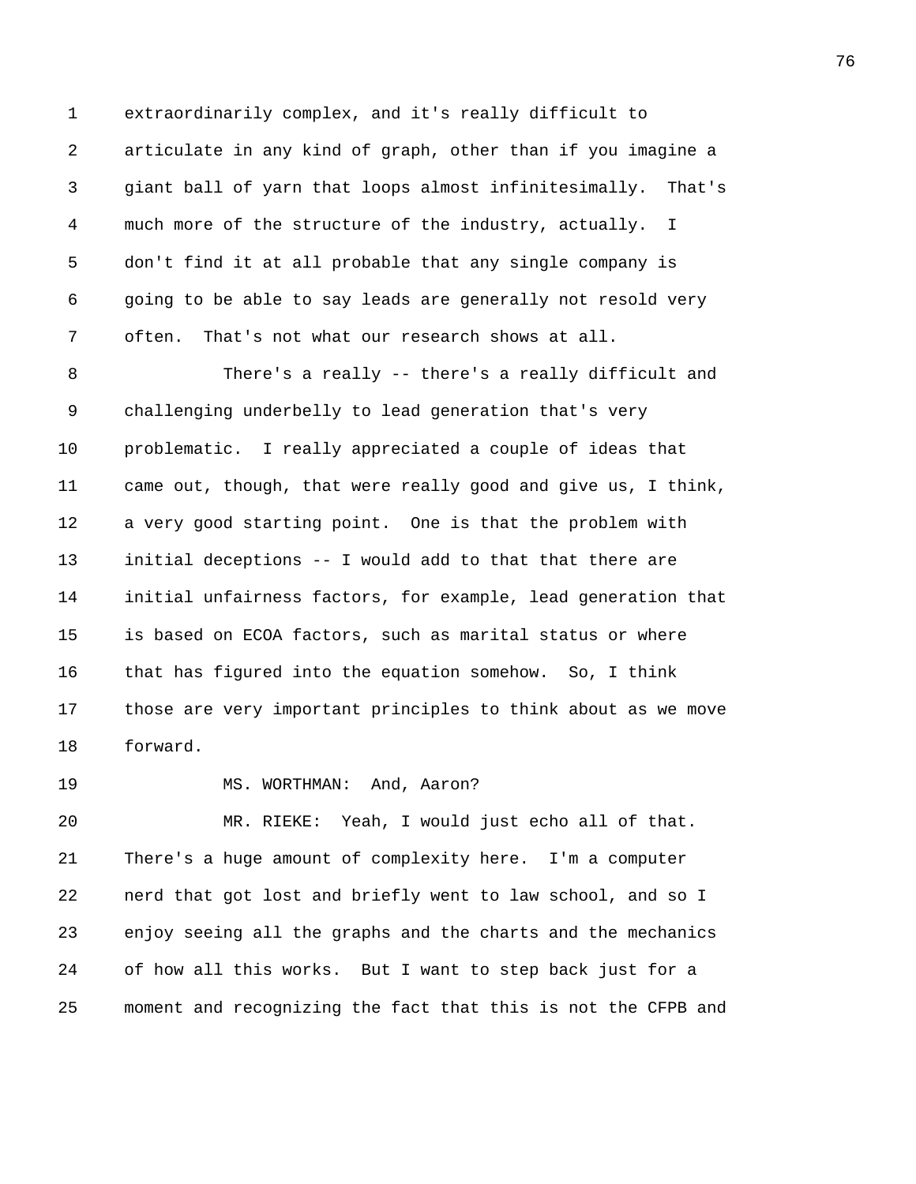extraordinarily complex, and it's really difficult to articulate in any kind of graph, other than if you imagine a giant ball of yarn that loops almost infinitesimally. That's much more of the structure of the industry, actually. I don't find it at all probable that any single company is going to be able to say leads are generally not resold very often. That's not what our research shows at all.

There's a really -- there's a really difficult and challenging underbelly to lead generation that's very problematic. I really appreciated a couple of ideas that came out, though, that were really good and give us, I think, a very good starting point. One is that the problem with initial deceptions -- I would add to that that there are initial unfairness factors, for example, lead generation that is based on ECOA factors, such as marital status or where that has figured into the equation somehow. So, I think those are very important principles to think about as we move forward.

MS. WORTHMAN: And, Aaron?

MR. RIEKE: Yeah, I would just echo all of that. There's a huge amount of complexity here. I'm a computer nerd that got lost and briefly went to law school, and so I enjoy seeing all the graphs and the charts and the mechanics of how all this works. But I want to step back just for a moment and recognizing the fact that this is not the CFPB and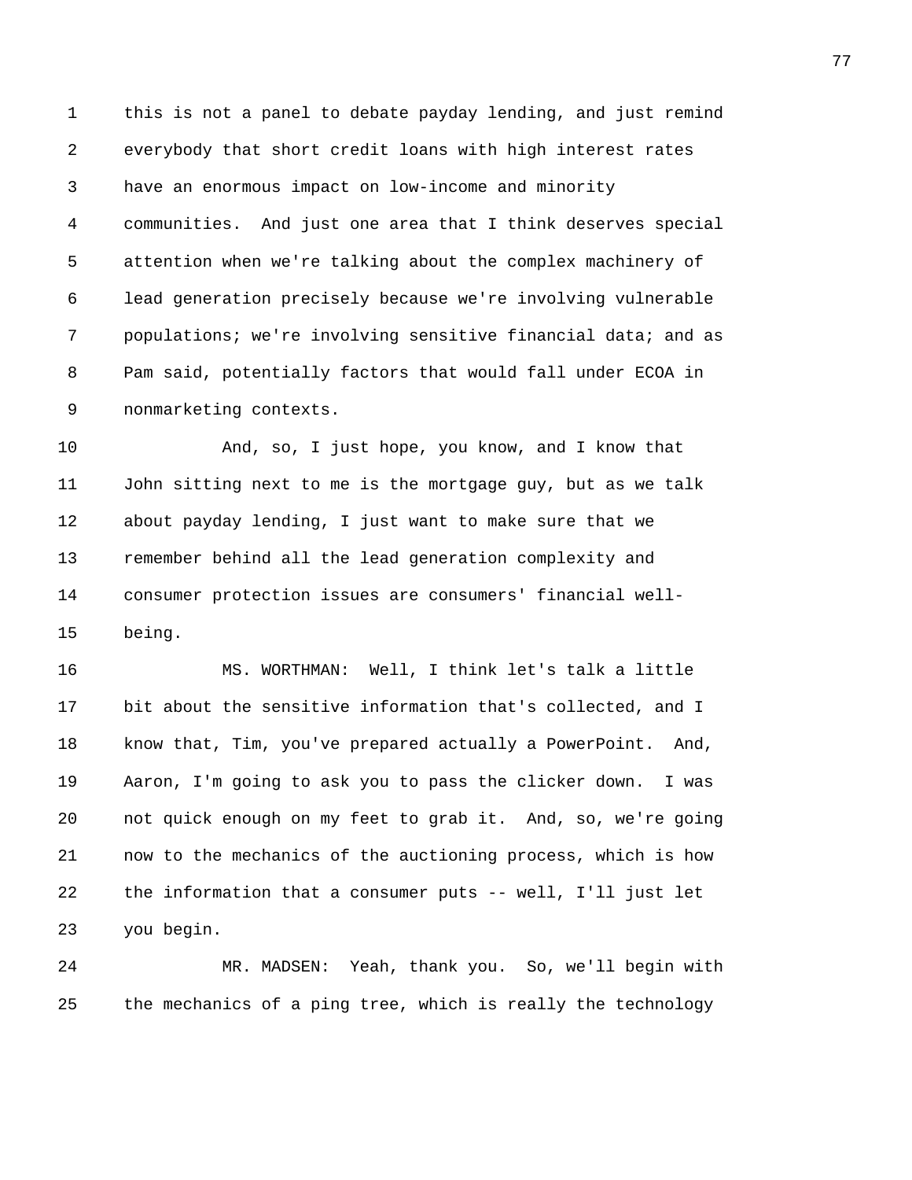this is not a panel to debate payday lending, and just remind everybody that short credit loans with high interest rates have an enormous impact on low-income and minority communities. And just one area that I think deserves special attention when we're talking about the complex machinery of lead generation precisely because we're involving vulnerable populations; we're involving sensitive financial data; and as Pam said, potentially factors that would fall under ECOA in nonmarketing contexts.

And, so, I just hope, you know, and I know that John sitting next to me is the mortgage guy, but as we talk about payday lending, I just want to make sure that we remember behind all the lead generation complexity and consumer protection issues are consumers' financial well-being.

MS. WORTHMAN: Well, I think let's talk a little bit about the sensitive information that's collected, and I know that, Tim, you've prepared actually a PowerPoint. And, Aaron, I'm going to ask you to pass the clicker down. I was not quick enough on my feet to grab it. And, so, we're going now to the mechanics of the auctioning process, which is how the information that a consumer puts -- well, I'll just let you begin.

MR. MADSEN: Yeah, thank you. So, we'll begin with the mechanics of a ping tree, which is really the technology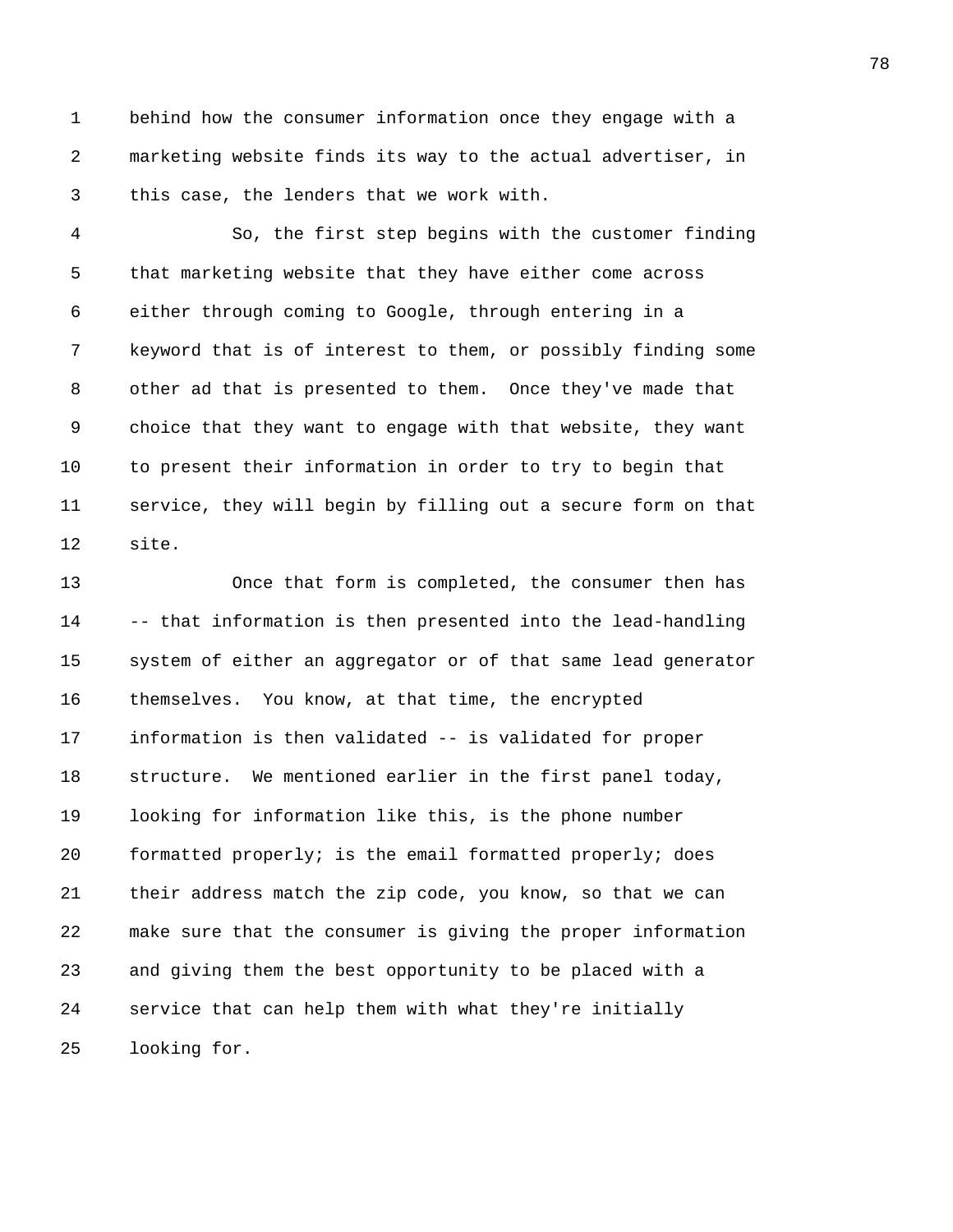behind how the consumer information once they engage with a marketing website finds its way to the actual advertiser, in this case, the lenders that we work with.

So, the first step begins with the customer finding that marketing website that they have either come across either through coming to Google, through entering in a keyword that is of interest to them, or possibly finding some other ad that is presented to them. Once they've made that choice that they want to engage with that website, they want to present their information in order to try to begin that service, they will begin by filling out a secure form on that site.

Once that form is completed, the consumer then has -- that information is then presented into the lead-handling system of either an aggregator or of that same lead generator themselves. You know, at that time, the encrypted information is then validated -- is validated for proper structure. We mentioned earlier in the first panel today, looking for information like this, is the phone number formatted properly; is the email formatted properly; does their address match the zip code, you know, so that we can make sure that the consumer is giving the proper information and giving them the best opportunity to be placed with a service that can help them with what they're initially looking for.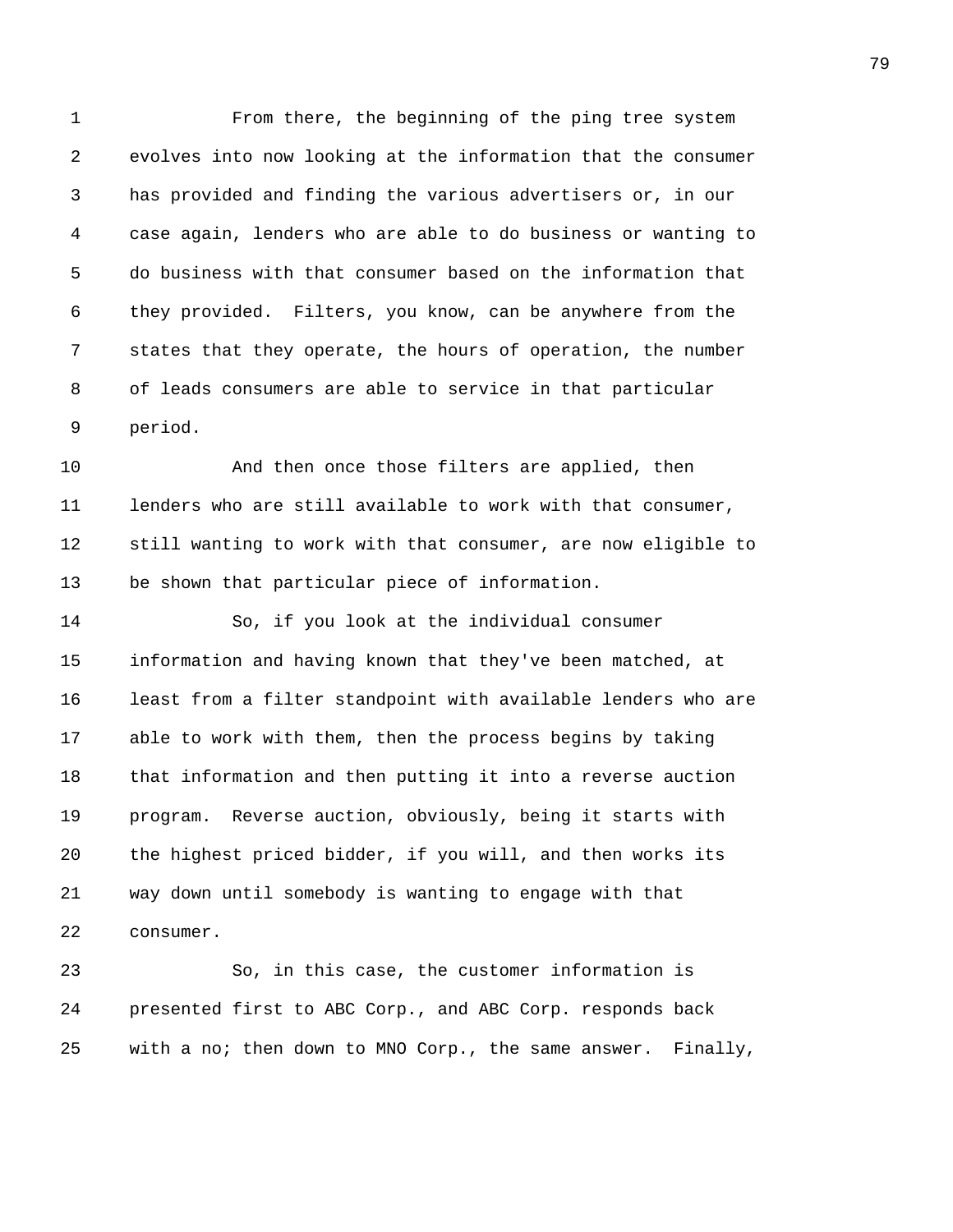From there, the beginning of the ping tree system evolves into now looking at the information that the consumer has provided and finding the various advertisers or, in our case again, lenders who are able to do business or wanting to do business with that consumer based on the information that they provided. Filters, you know, can be anywhere from the states that they operate, the hours of operation, the number of leads consumers are able to service in that particular period.

And then once those filters are applied, then lenders who are still available to work with that consumer, still wanting to work with that consumer, are now eligible to be shown that particular piece of information.

So, if you look at the individual consumer information and having known that they've been matched, at least from a filter standpoint with available lenders who are able to work with them, then the process begins by taking that information and then putting it into a reverse auction program. Reverse auction, obviously, being it starts with the highest priced bidder, if you will, and then works its way down until somebody is wanting to engage with that consumer.

So, in this case, the customer information is presented first to ABC Corp., and ABC Corp. responds back with a no; then down to MNO Corp., the same answer. Finally,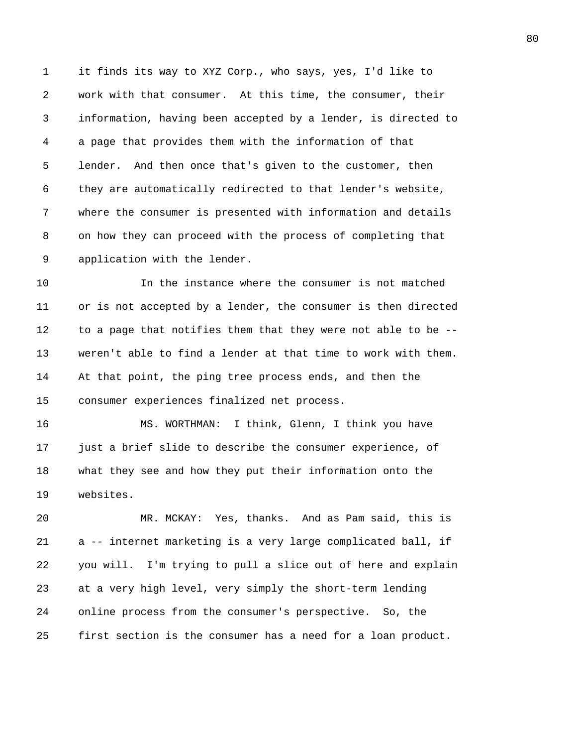it finds its way to XYZ Corp., who says, yes, I'd like to work with that consumer. At this time, the consumer, their information, having been accepted by a lender, is directed to a page that provides them with the information of that lender. And then once that's given to the customer, then they are automatically redirected to that lender's website, where the consumer is presented with information and details on how they can proceed with the process of completing that application with the lender.

In the instance where the consumer is not matched or is not accepted by a lender, the consumer is then directed to a page that notifies them that they were not able to be -- weren't able to find a lender at that time to work with them. At that point, the ping tree process ends, and then the consumer experiences finalized net process.

MS. WORTHMAN: I think, Glenn, I think you have just a brief slide to describe the consumer experience, of what they see and how they put their information onto the websites.

MR. MCKAY: Yes, thanks. And as Pam said, this is a -- internet marketing is a very large complicated ball, if you will. I'm trying to pull a slice out of here and explain at a very high level, very simply the short-term lending online process from the consumer's perspective. So, the first section is the consumer has a need for a loan product.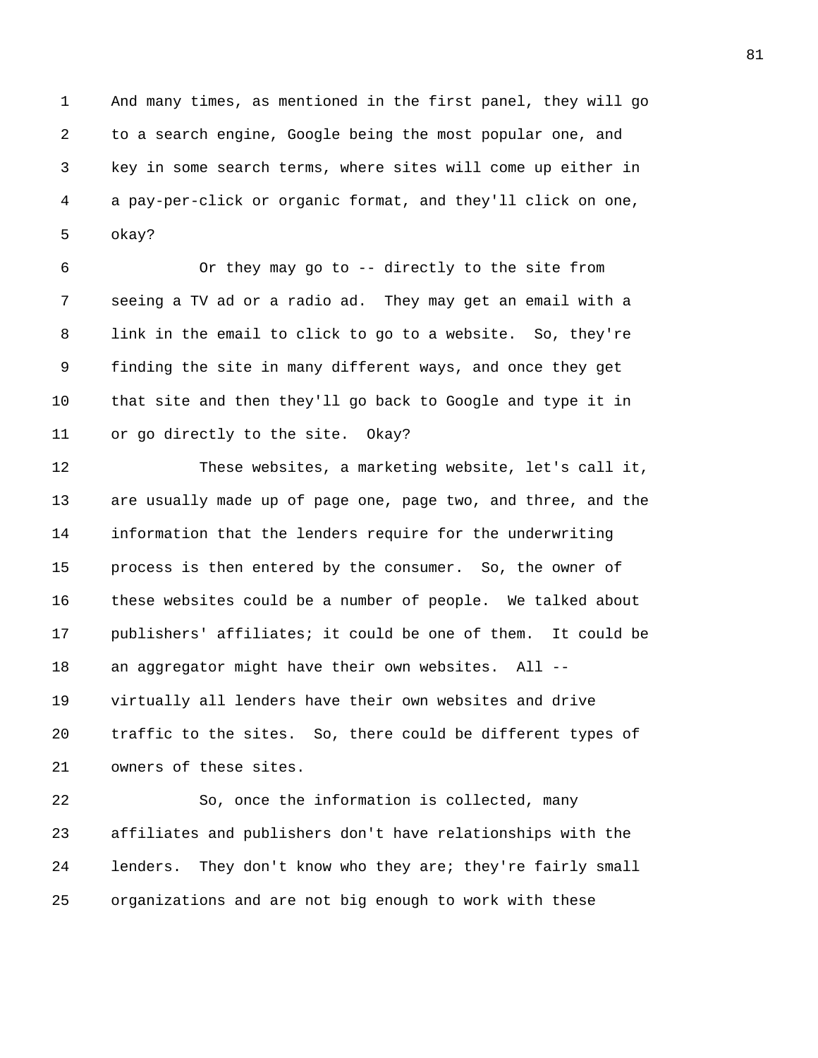And many times, as mentioned in the first panel, they will go to a search engine, Google being the most popular one, and key in some search terms, where sites will come up either in a pay-per-click or organic format, and they'll click on one, okay?

Or they may go to -- directly to the site from seeing a TV ad or a radio ad. They may get an email with a link in the email to click to go to a website. So, they're finding the site in many different ways, and once they get that site and then they'll go back to Google and type it in or go directly to the site. Okay?

These websites, a marketing website, let's call it, are usually made up of page one, page two, and three, and the information that the lenders require for the underwriting process is then entered by the consumer. So, the owner of these websites could be a number of people. We talked about publishers' affiliates; it could be one of them. It could be an aggregator might have their own websites. All -- virtually all lenders have their own websites and drive traffic to the sites. So, there could be different types of owners of these sites.

So, once the information is collected, many affiliates and publishers don't have relationships with the lenders. They don't know who they are; they're fairly small organizations and are not big enough to work with these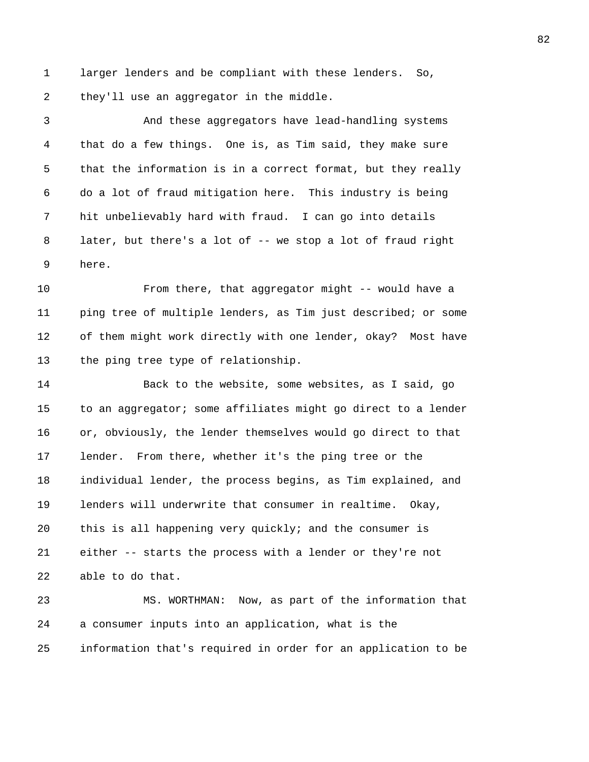larger lenders and be compliant with these lenders. So, they'll use an aggregator in the middle.

And these aggregators have lead-handling systems that do a few things. One is, as Tim said, they make sure that the information is in a correct format, but they really do a lot of fraud mitigation here. This industry is being hit unbelievably hard with fraud. I can go into details later, but there's a lot of -- we stop a lot of fraud right here.

From there, that aggregator might -- would have a ping tree of multiple lenders, as Tim just described; or some of them might work directly with one lender, okay? Most have the ping tree type of relationship.

Back to the website, some websites, as I said, go to an aggregator; some affiliates might go direct to a lender or, obviously, the lender themselves would go direct to that lender. From there, whether it's the ping tree or the individual lender, the process begins, as Tim explained, and lenders will underwrite that consumer in realtime. Okay, this is all happening very quickly; and the consumer is either -- starts the process with a lender or they're not able to do that.

MS. WORTHMAN: Now, as part of the information that a consumer inputs into an application, what is the information that's required in order for an application to be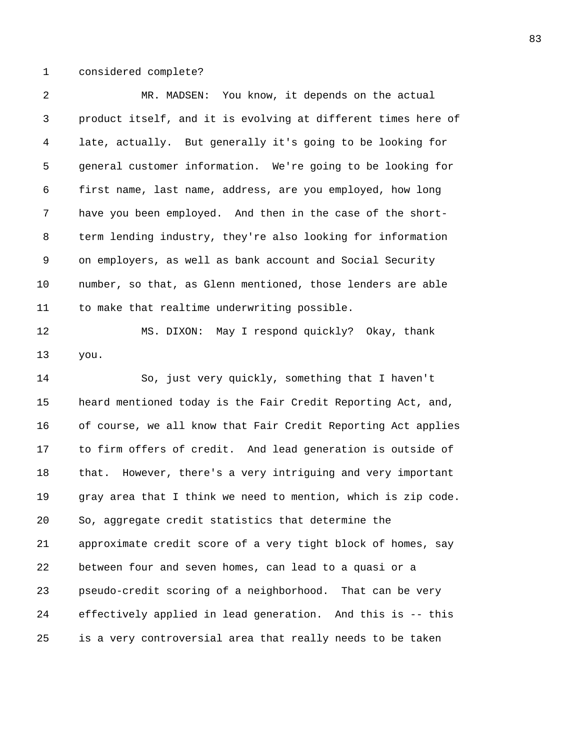considered complete?

MR. MADSEN: You know, it depends on the actual product itself, and it is evolving at different times here of late, actually. But generally it's going to be looking for general customer information. We're going to be looking for first name, last name, address, are you employed, how long have you been employed. And then in the case of the short-term lending industry, they're also looking for information on employers, as well as bank account and Social Security number, so that, as Glenn mentioned, those lenders are able to make that realtime underwriting possible.

MS. DIXON: May I respond quickly? Okay, thank you.

So, just very quickly, something that I haven't heard mentioned today is the Fair Credit Reporting Act, and, of course, we all know that Fair Credit Reporting Act applies to firm offers of credit. And lead generation is outside of that. However, there's a very intriguing and very important gray area that I think we need to mention, which is zip code. So, aggregate credit statistics that determine the approximate credit score of a very tight block of homes, say between four and seven homes, can lead to a quasi or a pseudo-credit scoring of a neighborhood. That can be very effectively applied in lead generation. And this is -- this is a very controversial area that really needs to be taken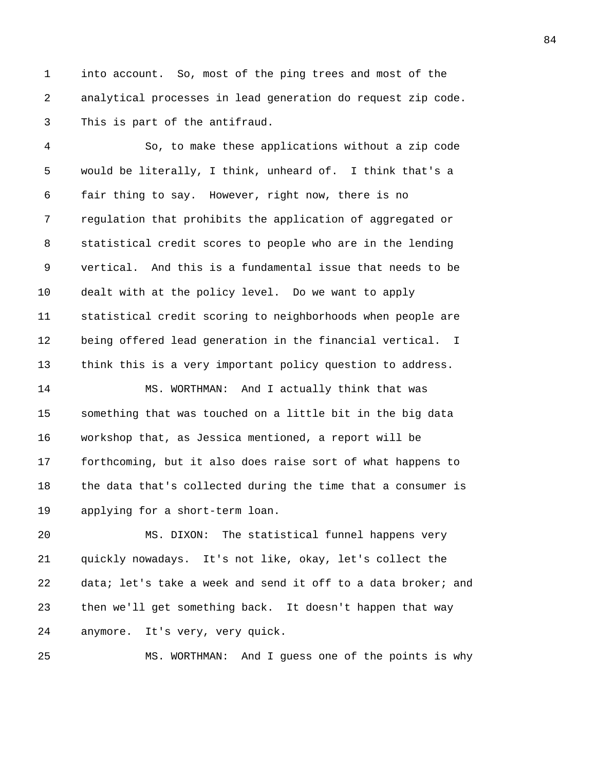into account. So, most of the ping trees and most of the analytical processes in lead generation do request zip code. This is part of the antifraud.

So, to make these applications without a zip code would be literally, I think, unheard of. I think that's a fair thing to say. However, right now, there is no regulation that prohibits the application of aggregated or statistical credit scores to people who are in the lending vertical. And this is a fundamental issue that needs to be dealt with at the policy level. Do we want to apply statistical credit scoring to neighborhoods when people are being offered lead generation in the financial vertical. I think this is a very important policy question to address.

MS. WORTHMAN: And I actually think that was something that was touched on a little bit in the big data workshop that, as Jessica mentioned, a report will be forthcoming, but it also does raise sort of what happens to the data that's collected during the time that a consumer is applying for a short-term loan.

MS. DIXON: The statistical funnel happens very quickly nowadays. It's not like, okay, let's collect the data; let's take a week and send it off to a data broker; and then we'll get something back. It doesn't happen that way anymore. It's very, very quick.

MS. WORTHMAN: And I guess one of the points is why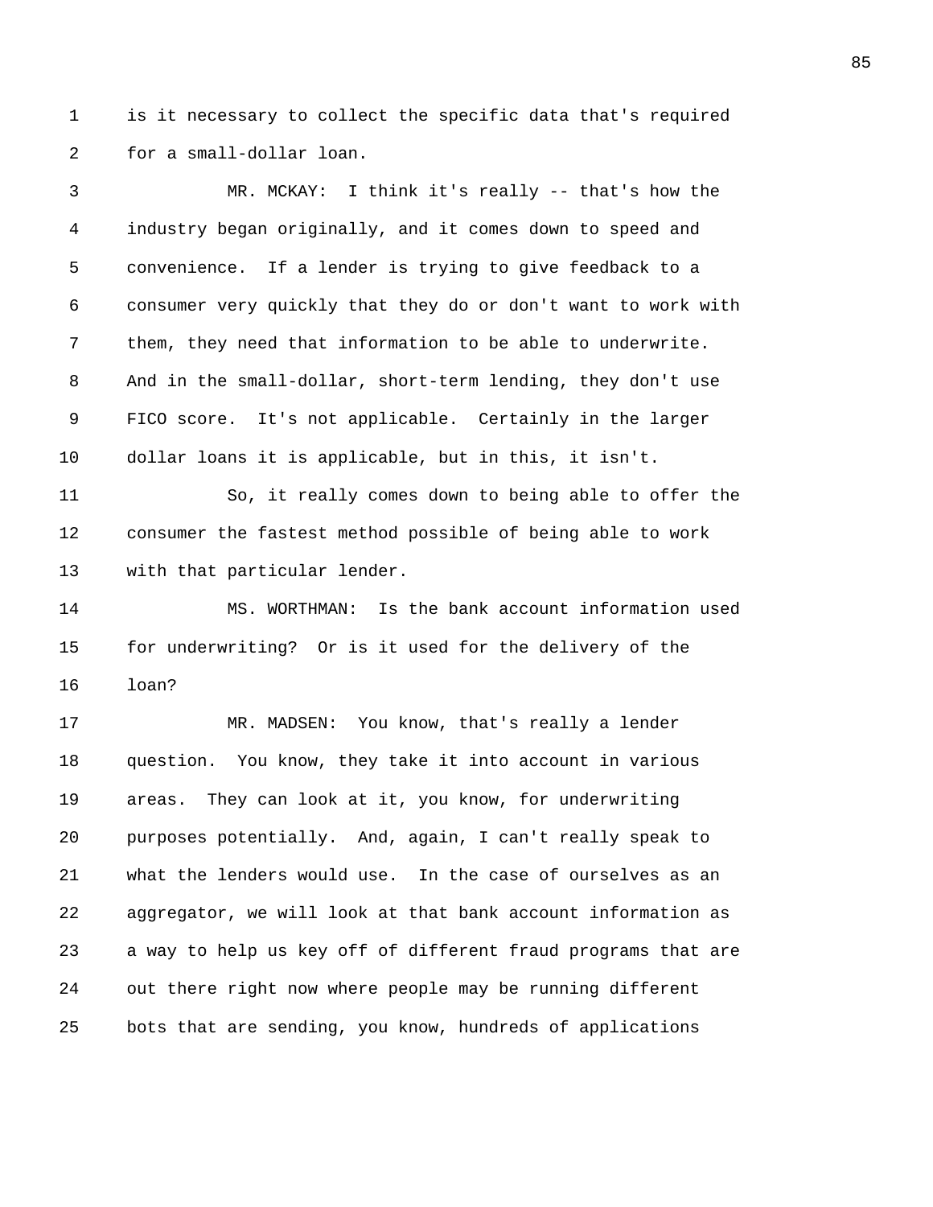is it necessary to collect the specific data that's required for a small-dollar loan.

MR. MCKAY: I think it's really -- that's how the industry began originally, and it comes down to speed and convenience. If a lender is trying to give feedback to a consumer very quickly that they do or don't want to work with them, they need that information to be able to underwrite. And in the small-dollar, short-term lending, they don't use FICO score. It's not applicable. Certainly in the larger dollar loans it is applicable, but in this, it isn't.

So, it really comes down to being able to offer the consumer the fastest method possible of being able to work with that particular lender.

MS. WORTHMAN: Is the bank account information used for underwriting? Or is it used for the delivery of the loan?

MR. MADSEN: You know, that's really a lender question. You know, they take it into account in various areas. They can look at it, you know, for underwriting purposes potentially. And, again, I can't really speak to what the lenders would use. In the case of ourselves as an aggregator, we will look at that bank account information as a way to help us key off of different fraud programs that are out there right now where people may be running different bots that are sending, you know, hundreds of applications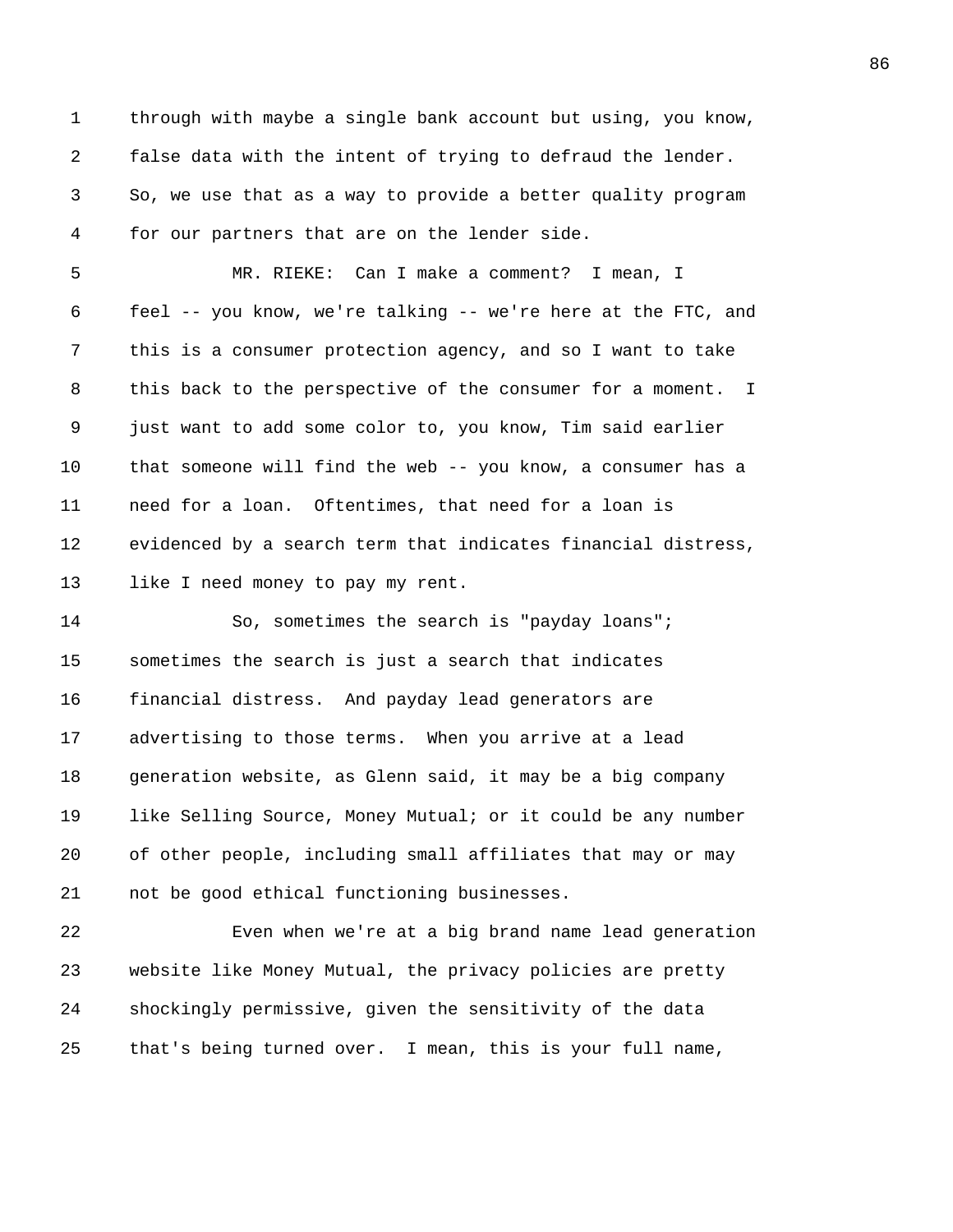through with maybe a single bank account but using, you know, false data with the intent of trying to defraud the lender. So, we use that as a way to provide a better quality program for our partners that are on the lender side.

MR. RIEKE: Can I make a comment? I mean, I feel -- you know, we're talking -- we're here at the FTC, and this is a consumer protection agency, and so I want to take this back to the perspective of the consumer for a moment. I just want to add some color to, you know, Tim said earlier that someone will find the web -- you know, a consumer has a need for a loan. Oftentimes, that need for a loan is evidenced by a search term that indicates financial distress, like I need money to pay my rent.

So, sometimes the search is "payday loans"; sometimes the search is just a search that indicates financial distress. And payday lead generators are advertising to those terms. When you arrive at a lead generation website, as Glenn said, it may be a big company like Selling Source, Money Mutual; or it could be any number of other people, including small affiliates that may or may not be good ethical functioning businesses.

Even when we're at a big brand name lead generation website like Money Mutual, the privacy policies are pretty shockingly permissive, given the sensitivity of the data that's being turned over. I mean, this is your full name,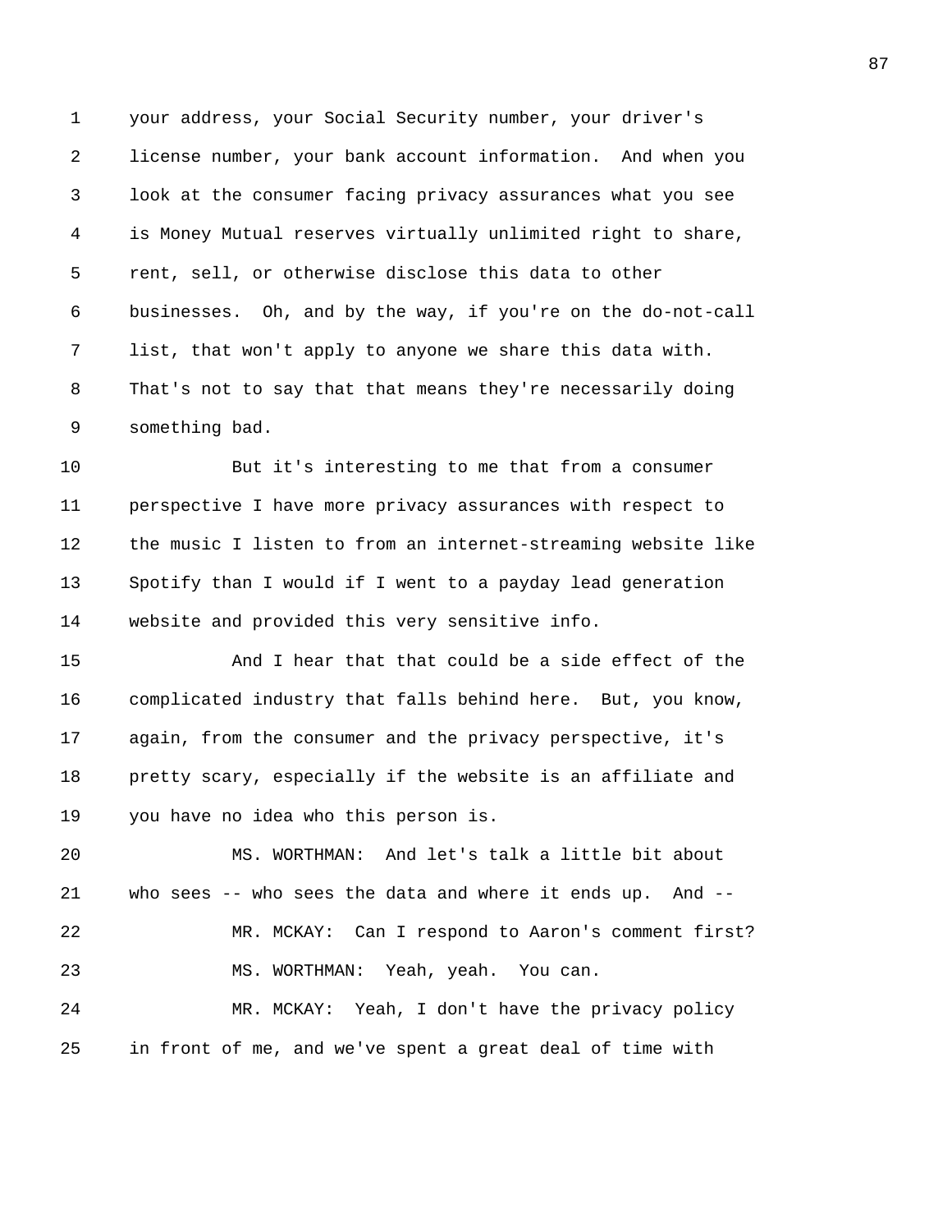your address, your Social Security number, your driver's license number, your bank account information. And when you look at the consumer facing privacy assurances what you see is Money Mutual reserves virtually unlimited right to share, rent, sell, or otherwise disclose this data to other businesses. Oh, and by the way, if you're on the do-not-call list, that won't apply to anyone we share this data with. That's not to say that that means they're necessarily doing something bad.

But it's interesting to me that from a consumer perspective I have more privacy assurances with respect to the music I listen to from an internet-streaming website like Spotify than I would if I went to a payday lead generation website and provided this very sensitive info.

And I hear that that could be a side effect of the complicated industry that falls behind here. But, you know, again, from the consumer and the privacy perspective, it's pretty scary, especially if the website is an affiliate and you have no idea who this person is.

MS. WORTHMAN: And let's talk a little bit about who sees -- who sees the data and where it ends up. And --

MR. MCKAY: Can I respond to Aaron's comment first?

MS. WORTHMAN: Yeah, yeah. You can.

MR. MCKAY: Yeah, I don't have the privacy policy in front of me, and we've spent a great deal of time with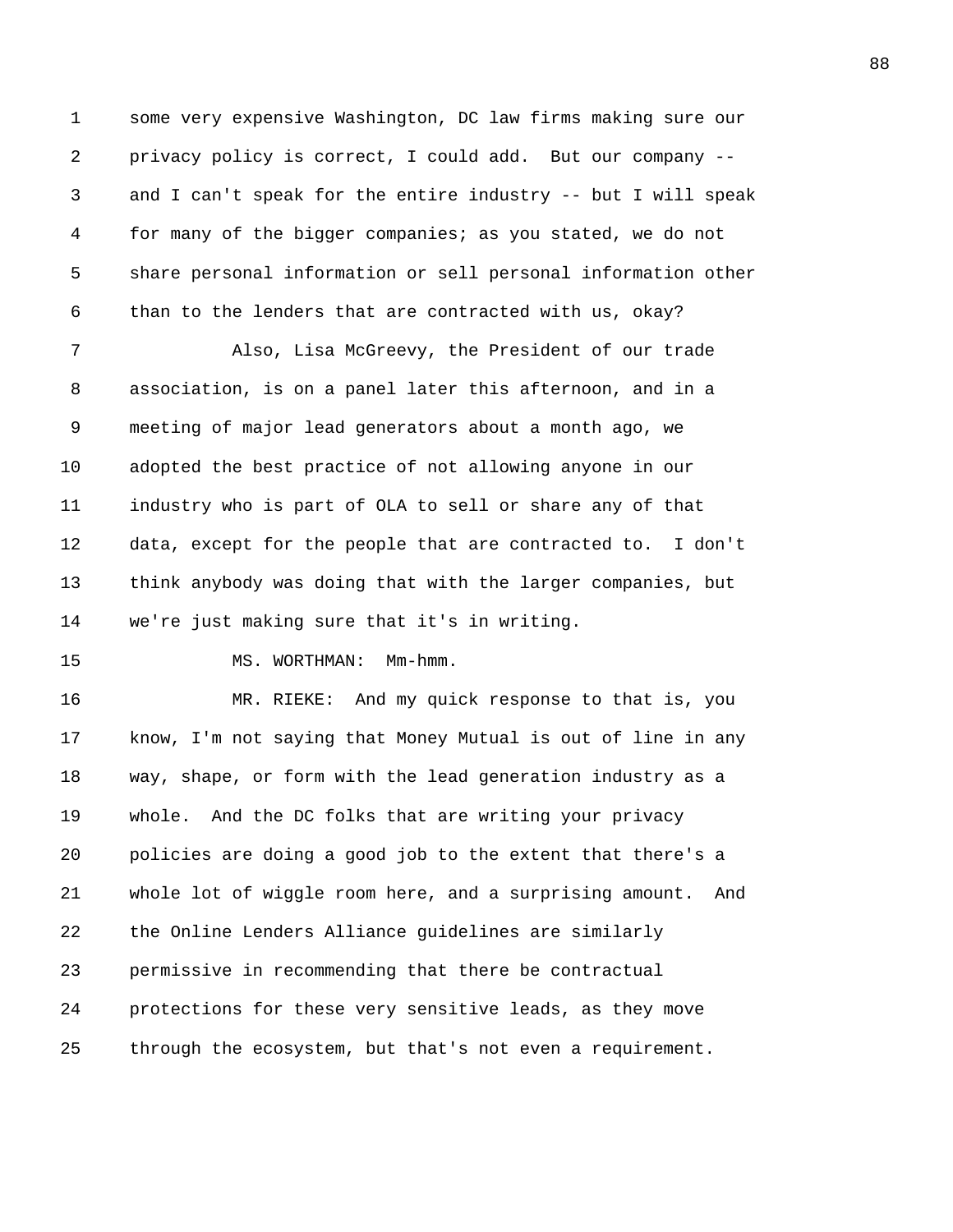some very expensive Washington, DC law firms making sure our privacy policy is correct, I could add. But our company -- and I can't speak for the entire industry -- but I will speak for many of the bigger companies; as you stated, we do not share personal information or sell personal information other than to the lenders that are contracted with us, okay?

Also, Lisa McGreevy, the President of our trade association, is on a panel later this afternoon, and in a meeting of major lead generators about a month ago, we adopted the best practice of not allowing anyone in our industry who is part of OLA to sell or share any of that data, except for the people that are contracted to. I don't think anybody was doing that with the larger companies, but we're just making sure that it's in writing.

MS. WORTHMAN: Mm-hmm.

MR. RIEKE: And my quick response to that is, you know, I'm not saying that Money Mutual is out of line in any way, shape, or form with the lead generation industry as a whole. And the DC folks that are writing your privacy policies are doing a good job to the extent that there's a whole lot of wiggle room here, and a surprising amount. And the Online Lenders Alliance guidelines are similarly permissive in recommending that there be contractual protections for these very sensitive leads, as they move through the ecosystem, but that's not even a requirement.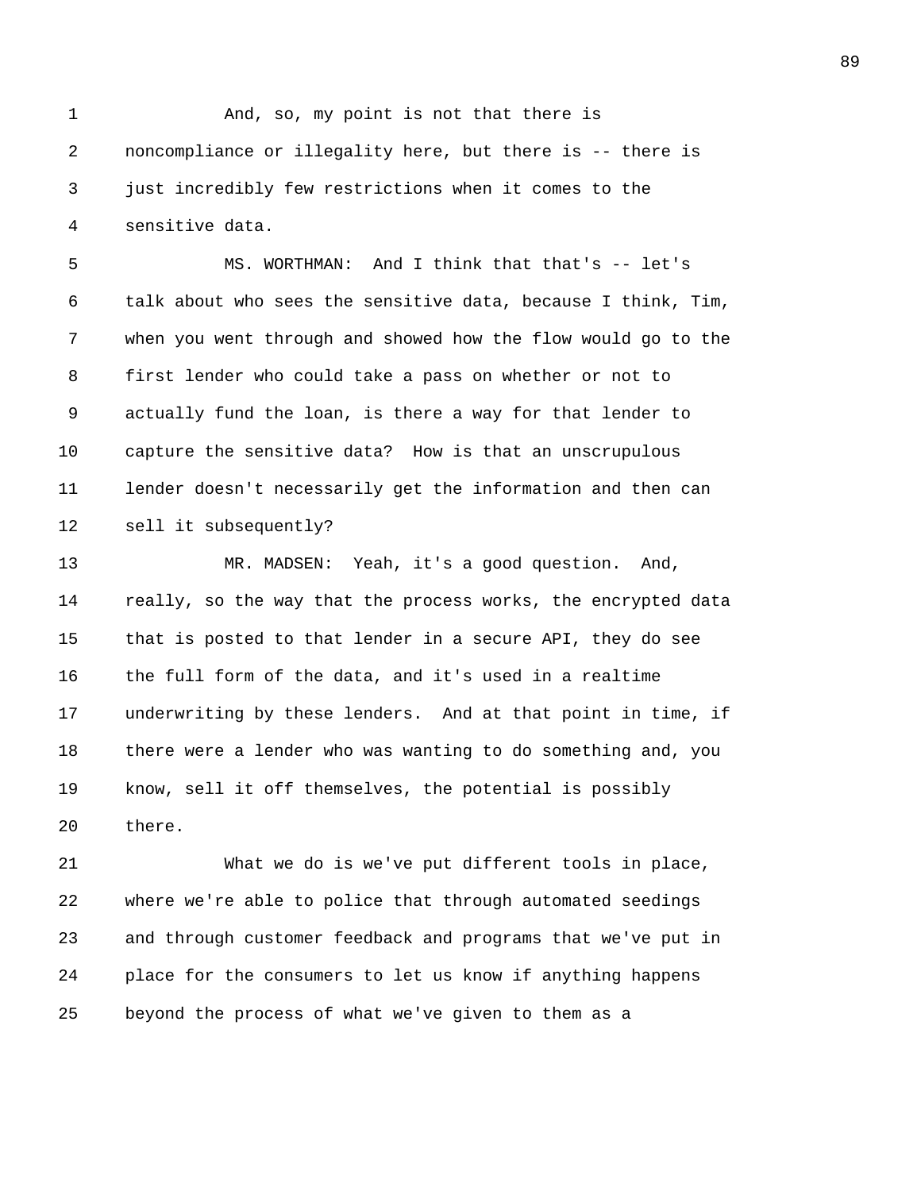And, so, my point is not that there is noncompliance or illegality here, but there is -- there is just incredibly few restrictions when it comes to the sensitive data.

MS. WORTHMAN: And I think that that's -- let's talk about who sees the sensitive data, because I think, Tim, when you went through and showed how the flow would go to the first lender who could take a pass on whether or not to actually fund the loan, is there a way for that lender to capture the sensitive data? How is that an unscrupulous lender doesn't necessarily get the information and then can sell it subsequently?

MR. MADSEN: Yeah, it's a good question. And, really, so the way that the process works, the encrypted data that is posted to that lender in a secure API, they do see the full form of the data, and it's used in a realtime underwriting by these lenders. And at that point in time, if there were a lender who was wanting to do something and, you know, sell it off themselves, the potential is possibly there.

What we do is we've put different tools in place, where we're able to police that through automated seedings and through customer feedback and programs that we've put in place for the consumers to let us know if anything happens beyond the process of what we've given to them as a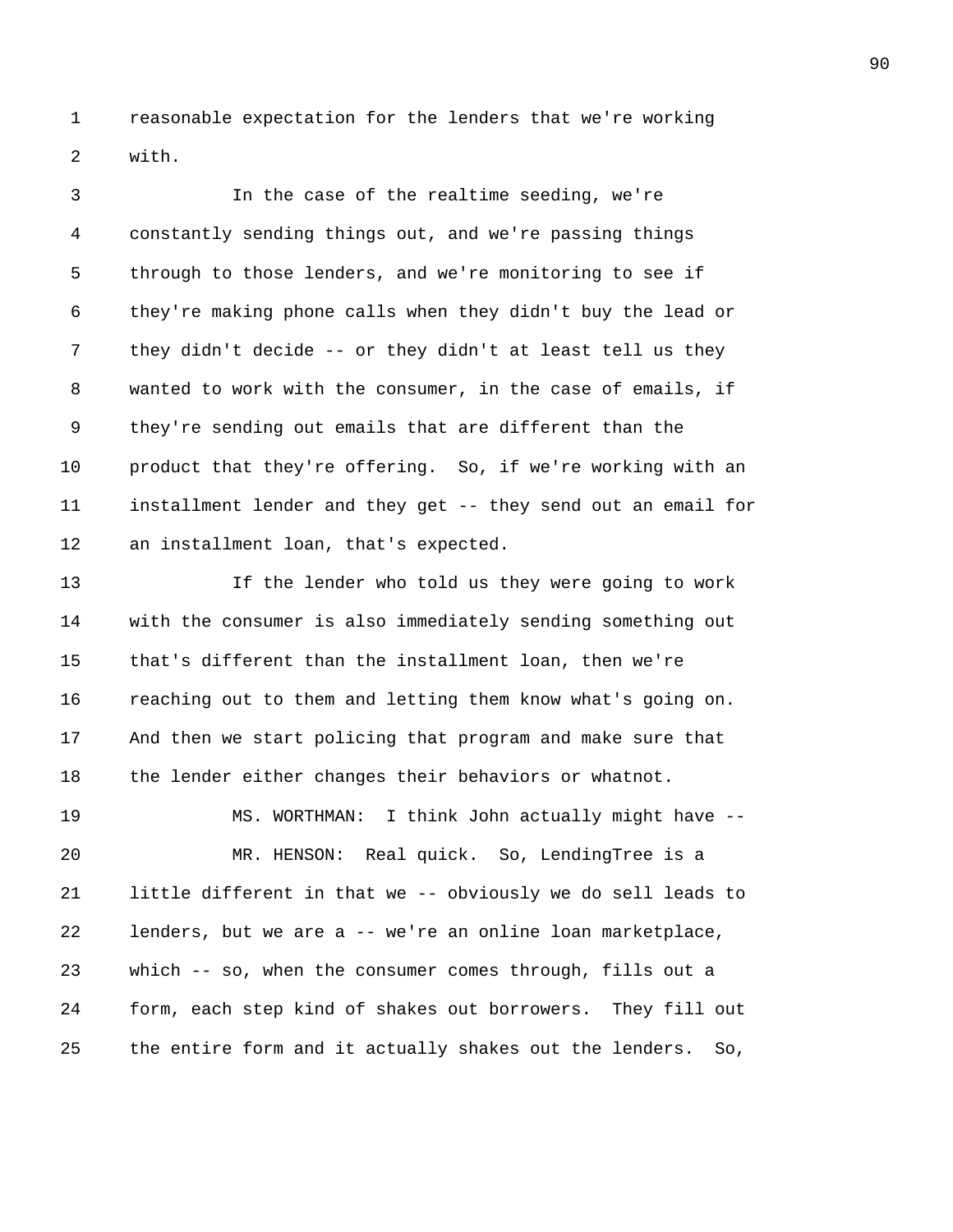reasonable expectation for the lenders that we're working with.

In the case of the realtime seeding, we're constantly sending things out, and we're passing things through to those lenders, and we're monitoring to see if they're making phone calls when they didn't buy the lead or they didn't decide -- or they didn't at least tell us they wanted to work with the consumer, in the case of emails, if they're sending out emails that are different than the product that they're offering. So, if we're working with an installment lender and they get -- they send out an email for an installment loan, that's expected.

If the lender who told us they were going to work with the consumer is also immediately sending something out that's different than the installment loan, then we're reaching out to them and letting them know what's going on. And then we start policing that program and make sure that the lender either changes their behaviors or whatnot.

MS. WORTHMAN: I think John actually might have --

MR. HENSON: Real quick. So, LendingTree is a little different in that we -- obviously we do sell leads to lenders, but we are a -- we're an online loan marketplace, which -- so, when the consumer comes through, fills out a form, each step kind of shakes out borrowers. They fill out the entire form and it actually shakes out the lenders. So,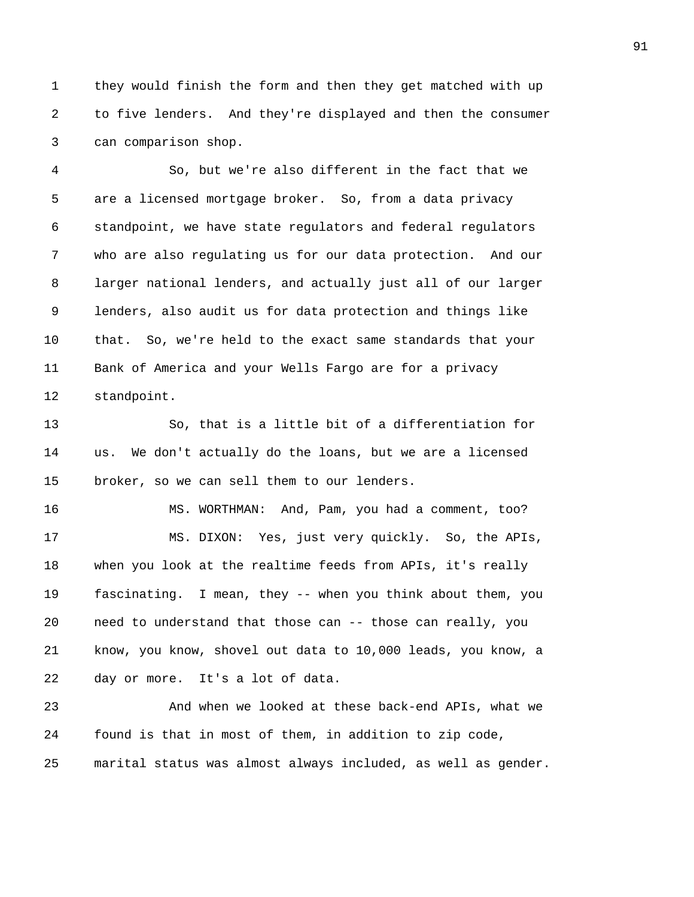they would finish the form and then they get matched with up to five lenders. And they're displayed and then the consumer can comparison shop.

So, but we're also different in the fact that we are a licensed mortgage broker. So, from a data privacy standpoint, we have state regulators and federal regulators who are also regulating us for our data protection. And our larger national lenders, and actually just all of our larger lenders, also audit us for data protection and things like that. So, we're held to the exact same standards that your Bank of America and your Wells Fargo are for a privacy standpoint.

So, that is a little bit of a differentiation for us. We don't actually do the loans, but we are a licensed broker, so we can sell them to our lenders.

MS. WORTHMAN: And, Pam, you had a comment, too?

MS. DIXON: Yes, just very quickly. So, the APIs, when you look at the realtime feeds from APIs, it's really fascinating. I mean, they -- when you think about them, you need to understand that those can -- those can really, you know, you know, shovel out data to 10,000 leads, you know, a day or more. It's a lot of data.

And when we looked at these back-end APIs, what we found is that in most of them, in addition to zip code, marital status was almost always included, as well as gender.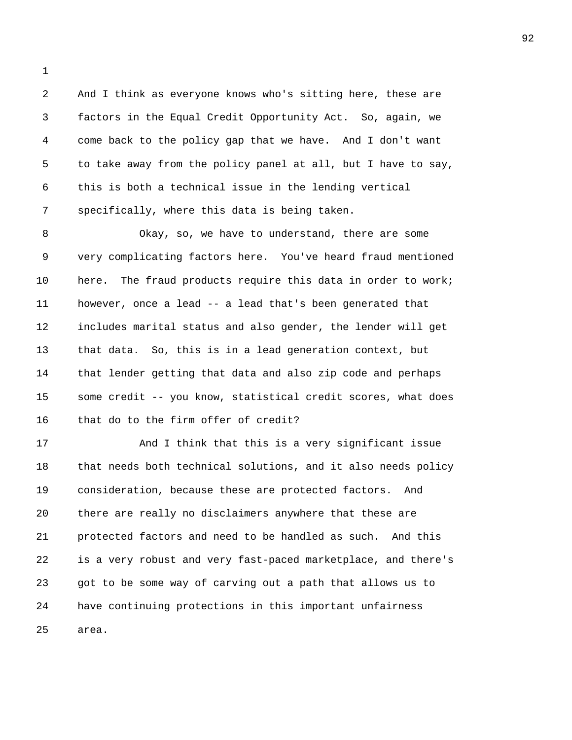And I think as everyone knows who's sitting here, these are factors in the Equal Credit Opportunity Act. So, again, we come back to the policy gap that we have. And I don't want to take away from the policy panel at all, but I have to say, this is both a technical issue in the lending vertical specifically, where this data is being taken.

Okay, so, we have to understand, there are some very complicating factors here. You've heard fraud mentioned here. The fraud products require this data in order to work; however, once a lead -- a lead that's been generated that includes marital status and also gender, the lender will get that data. So, this is in a lead generation context, but that lender getting that data and also zip code and perhaps some credit -- you know, statistical credit scores, what does that do to the firm offer of credit?

And I think that this is a very significant issue that needs both technical solutions, and it also needs policy consideration, because these are protected factors. And there are really no disclaimers anywhere that these are protected factors and need to be handled as such. And this is a very robust and very fast-paced marketplace, and there's got to be some way of carving out a path that allows us to have continuing protections in this important unfairness area.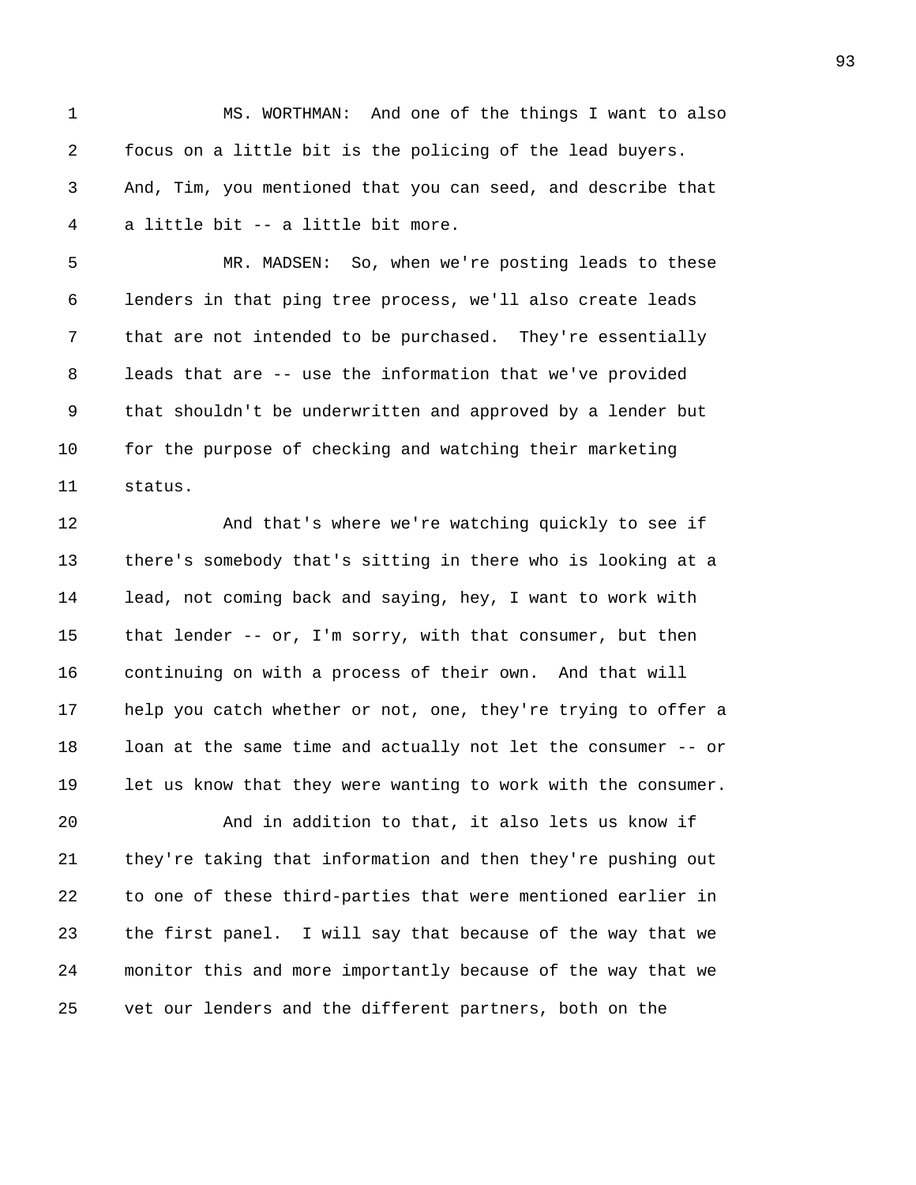MS. WORTHMAN: And one of the things I want to also focus on a little bit is the policing of the lead buyers. And, Tim, you mentioned that you can seed, and describe that a little bit -- a little bit more.

MR. MADSEN: So, when we're posting leads to these lenders in that ping tree process, we'll also create leads that are not intended to be purchased. They're essentially leads that are -- use the information that we've provided that shouldn't be underwritten and approved by a lender but for the purpose of checking and watching their marketing status.

And that's where we're watching quickly to see if there's somebody that's sitting in there who is looking at a lead, not coming back and saying, hey, I want to work with that lender -- or, I'm sorry, with that consumer, but then continuing on with a process of their own. And that will help you catch whether or not, one, they're trying to offer a loan at the same time and actually not let the consumer -- or let us know that they were wanting to work with the consumer.

And in addition to that, it also lets us know if they're taking that information and then they're pushing out to one of these third-parties that were mentioned earlier in the first panel. I will say that because of the way that we monitor this and more importantly because of the way that we vet our lenders and the different partners, both on the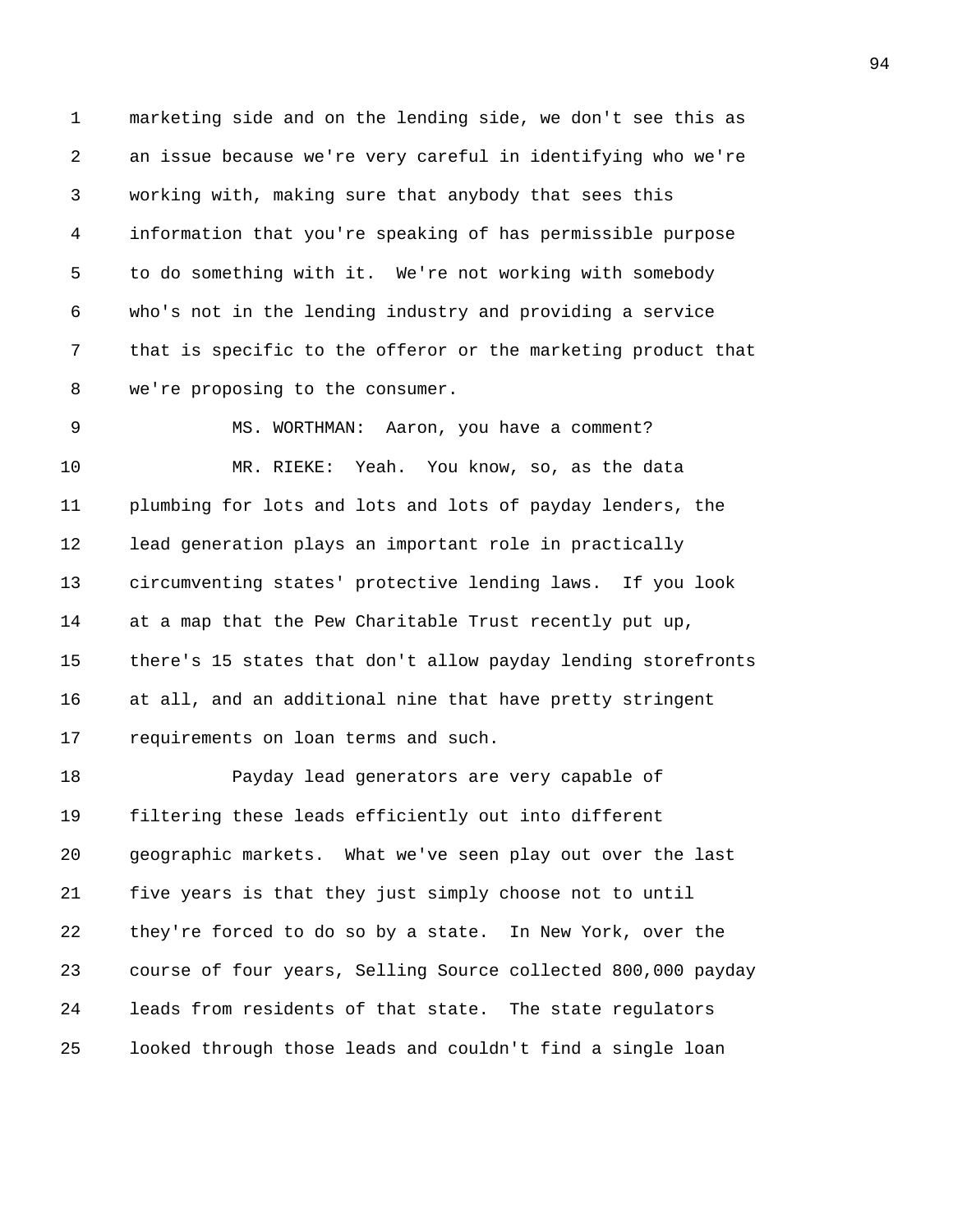marketing side and on the lending side, we don't see this as an issue because we're very careful in identifying who we're working with, making sure that anybody that sees this information that you're speaking of has permissible purpose to do something with it. We're not working with somebody who's not in the lending industry and providing a service that is specific to the offeror or the marketing product that we're proposing to the consumer.

MS. WORTHMAN: Aaron, you have a comment?

MR. RIEKE: Yeah. You know, so, as the data plumbing for lots and lots and lots of payday lenders, the lead generation plays an important role in practically circumventing states' protective lending laws. If you look at a map that the Pew Charitable Trust recently put up, there's 15 states that don't allow payday lending storefronts at all, and an additional nine that have pretty stringent requirements on loan terms and such.

Payday lead generators are very capable of filtering these leads efficiently out into different geographic markets. What we've seen play out over the last five years is that they just simply choose not to until they're forced to do so by a state. In New York, over the course of four years, Selling Source collected 800,000 payday leads from residents of that state. The state regulators looked through those leads and couldn't find a single loan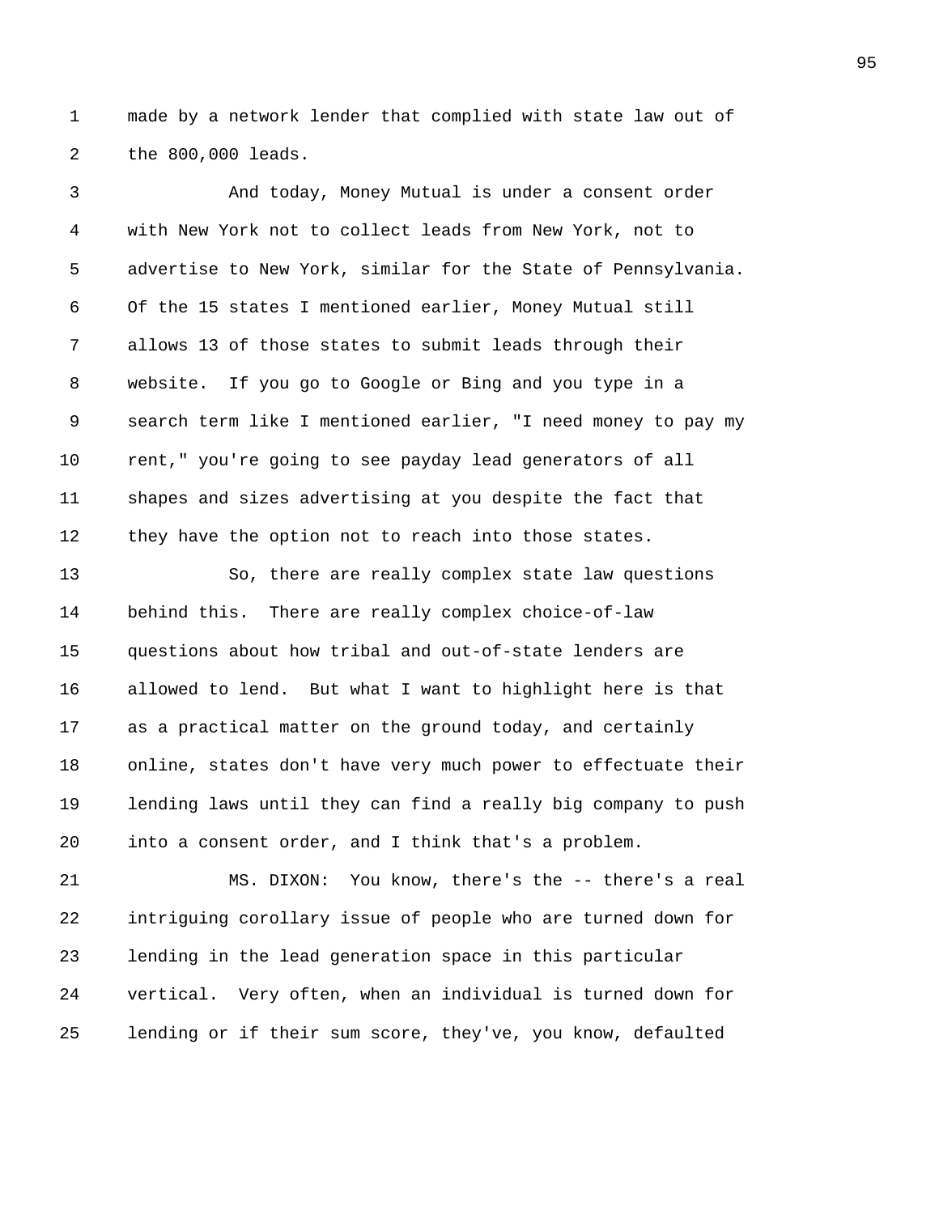made by a network lender that complied with state law out of the 800,000 leads.

And today, Money Mutual is under a consent order with New York not to collect leads from New York, not to advertise to New York, similar for the State of Pennsylvania. Of the 15 states I mentioned earlier, Money Mutual still allows 13 of those states to submit leads through their website. If you go to Google or Bing and you type in a search term like I mentioned earlier, "I need money to pay my rent," you're going to see payday lead generators of all shapes and sizes advertising at you despite the fact that they have the option not to reach into those states.

So, there are really complex state law questions behind this. There are really complex choice-of-law questions about how tribal and out-of-state lenders are allowed to lend. But what I want to highlight here is that as a practical matter on the ground today, and certainly online, states don't have very much power to effectuate their lending laws until they can find a really big company to push into a consent order, and I think that's a problem.

MS. DIXON: You know, there's the -- there's a real intriguing corollary issue of people who are turned down for lending in the lead generation space in this particular vertical. Very often, when an individual is turned down for lending or if their sum score, they've, you know, defaulted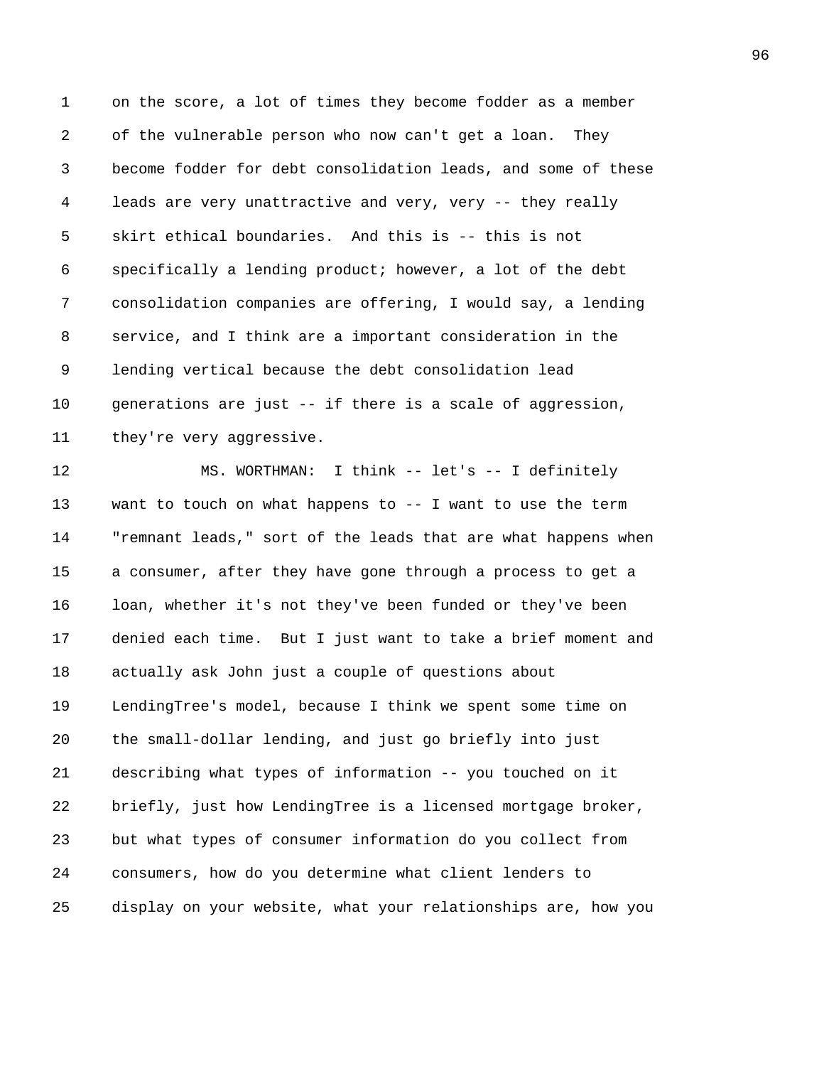on the score, a lot of times they become fodder as a member of the vulnerable person who now can't get a loan. They become fodder for debt consolidation leads, and some of these leads are very unattractive and very, very -- they really skirt ethical boundaries. And this is -- this is not specifically a lending product; however, a lot of the debt consolidation companies are offering, I would say, a lending service, and I think are a important consideration in the lending vertical because the debt consolidation lead generations are just -- if there is a scale of aggression, they're very aggressive.

MS. WORTHMAN: I think -- let's -- I definitely want to touch on what happens to -- I want to use the term "remnant leads," sort of the leads that are what happens when a consumer, after they have gone through a process to get a loan, whether it's not they've been funded or they've been denied each time. But I just want to take a brief moment and actually ask John just a couple of questions about LendingTree's model, because I think we spent some time on the small-dollar lending, and just go briefly into just describing what types of information -- you touched on it briefly, just how LendingTree is a licensed mortgage broker, but what types of consumer information do you collect from consumers, how do you determine what client lenders to display on your website, what your relationships are, how you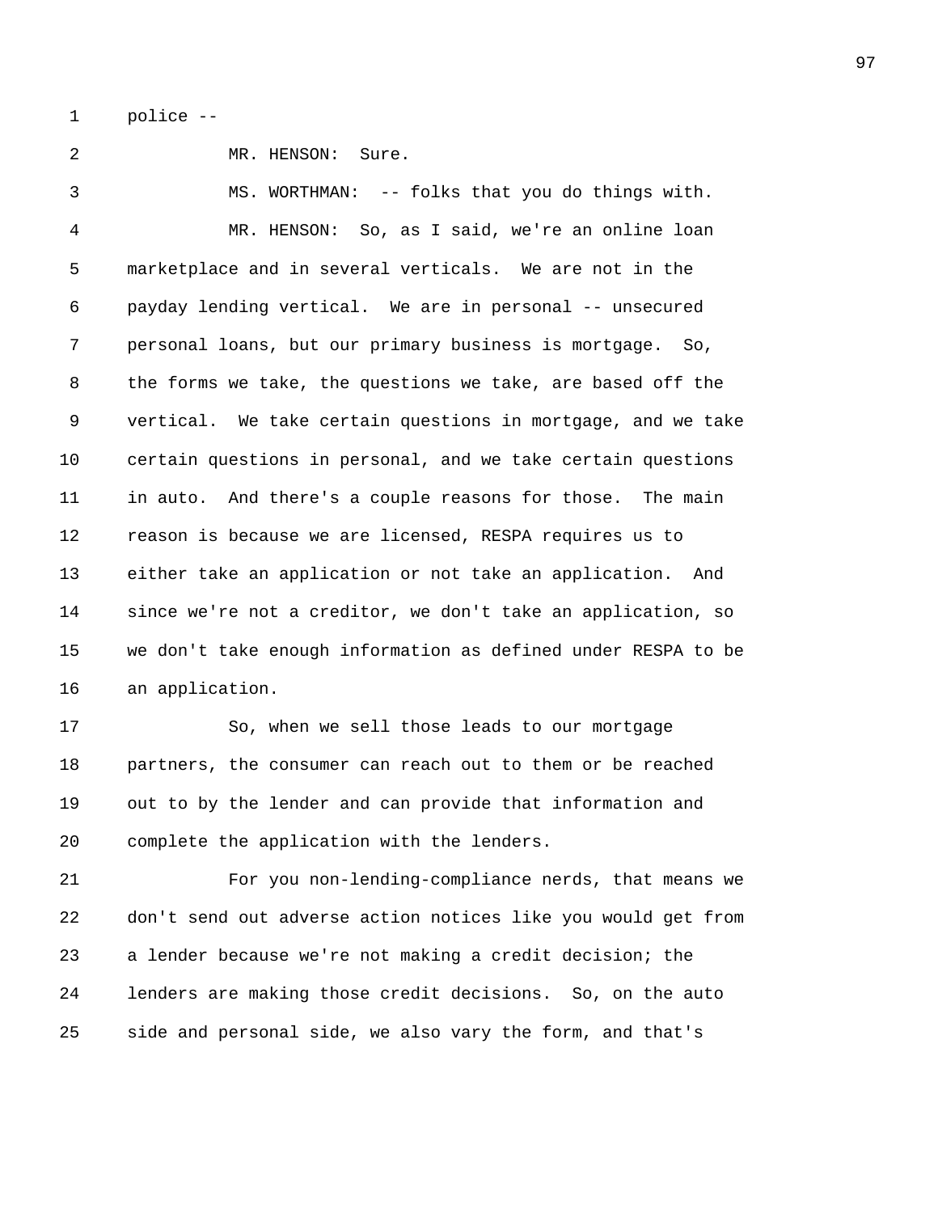police --

MR. HENSON: Sure.

MS. WORTHMAN: -- folks that you do things with.

MR. HENSON: So, as I said, we're an online loan marketplace and in several verticals. We are not in the payday lending vertical. We are in personal -- unsecured personal loans, but our primary business is mortgage. So, the forms we take, the questions we take, are based off the vertical. We take certain questions in mortgage, and we take certain questions in personal, and we take certain questions in auto. And there's a couple reasons for those. The main reason is because we are licensed, RESPA requires us to either take an application or not take an application. And since we're not a creditor, we don't take an application, so we don't take enough information as defined under RESPA to be an application.

So, when we sell those leads to our mortgage partners, the consumer can reach out to them or be reached out to by the lender and can provide that information and complete the application with the lenders.

For you non-lending-compliance nerds, that means we don't send out adverse action notices like you would get from a lender because we're not making a credit decision; the lenders are making those credit decisions. So, on the auto side and personal side, we also vary the form, and that's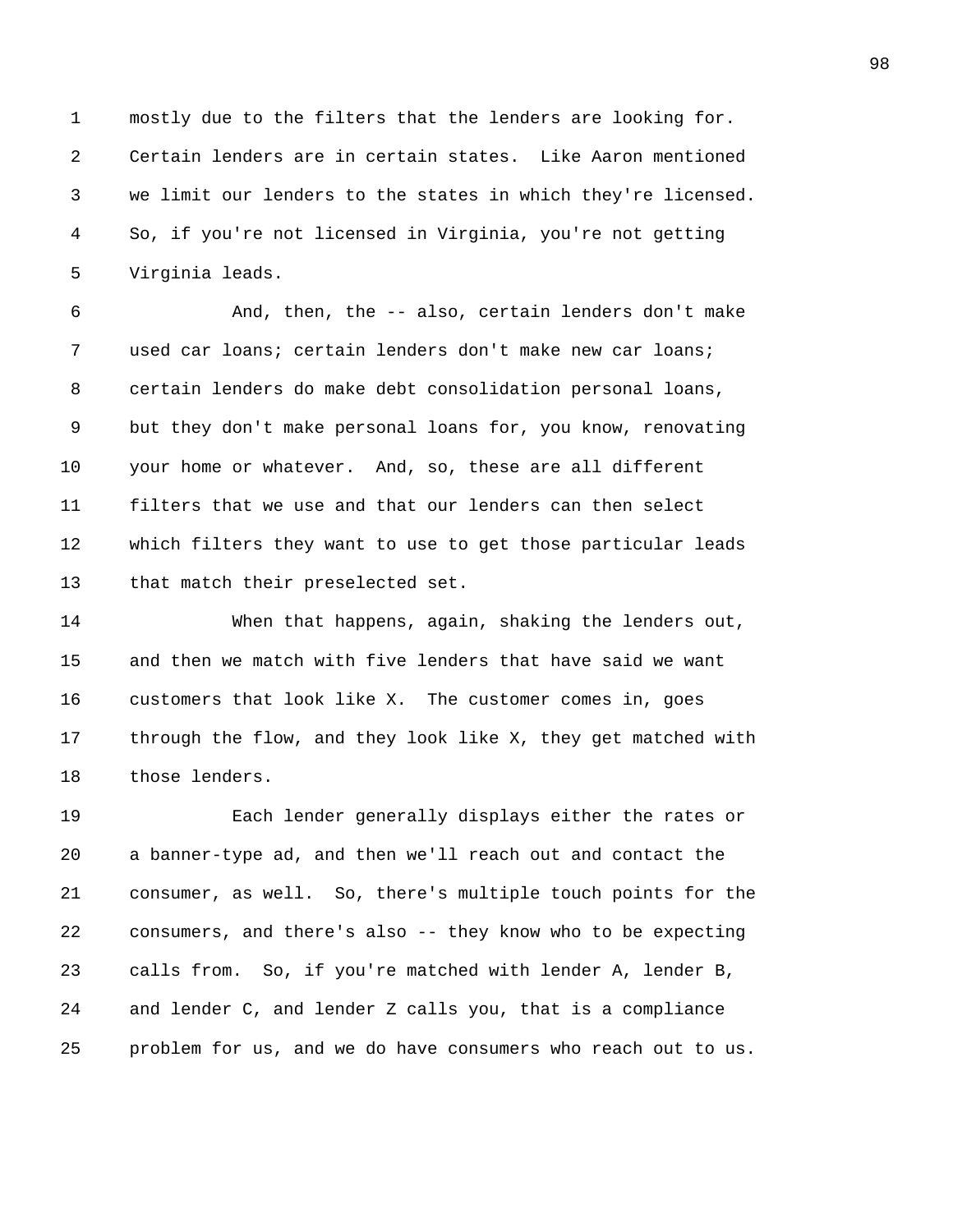mostly due to the filters that the lenders are looking for. Certain lenders are in certain states. Like Aaron mentioned we limit our lenders to the states in which they're licensed. So, if you're not licensed in Virginia, you're not getting Virginia leads.

And, then, the -- also, certain lenders don't make used car loans; certain lenders don't make new car loans; certain lenders do make debt consolidation personal loans, but they don't make personal loans for, you know, renovating your home or whatever. And, so, these are all different filters that we use and that our lenders can then select which filters they want to use to get those particular leads that match their preselected set.

When that happens, again, shaking the lenders out, and then we match with five lenders that have said we want customers that look like X. The customer comes in, goes through the flow, and they look like X, they get matched with those lenders.

Each lender generally displays either the rates or a banner-type ad, and then we'll reach out and contact the consumer, as well. So, there's multiple touch points for the consumers, and there's also -- they know who to be expecting calls from. So, if you're matched with lender A, lender B, and lender C, and lender Z calls you, that is a compliance problem for us, and we do have consumers who reach out to us.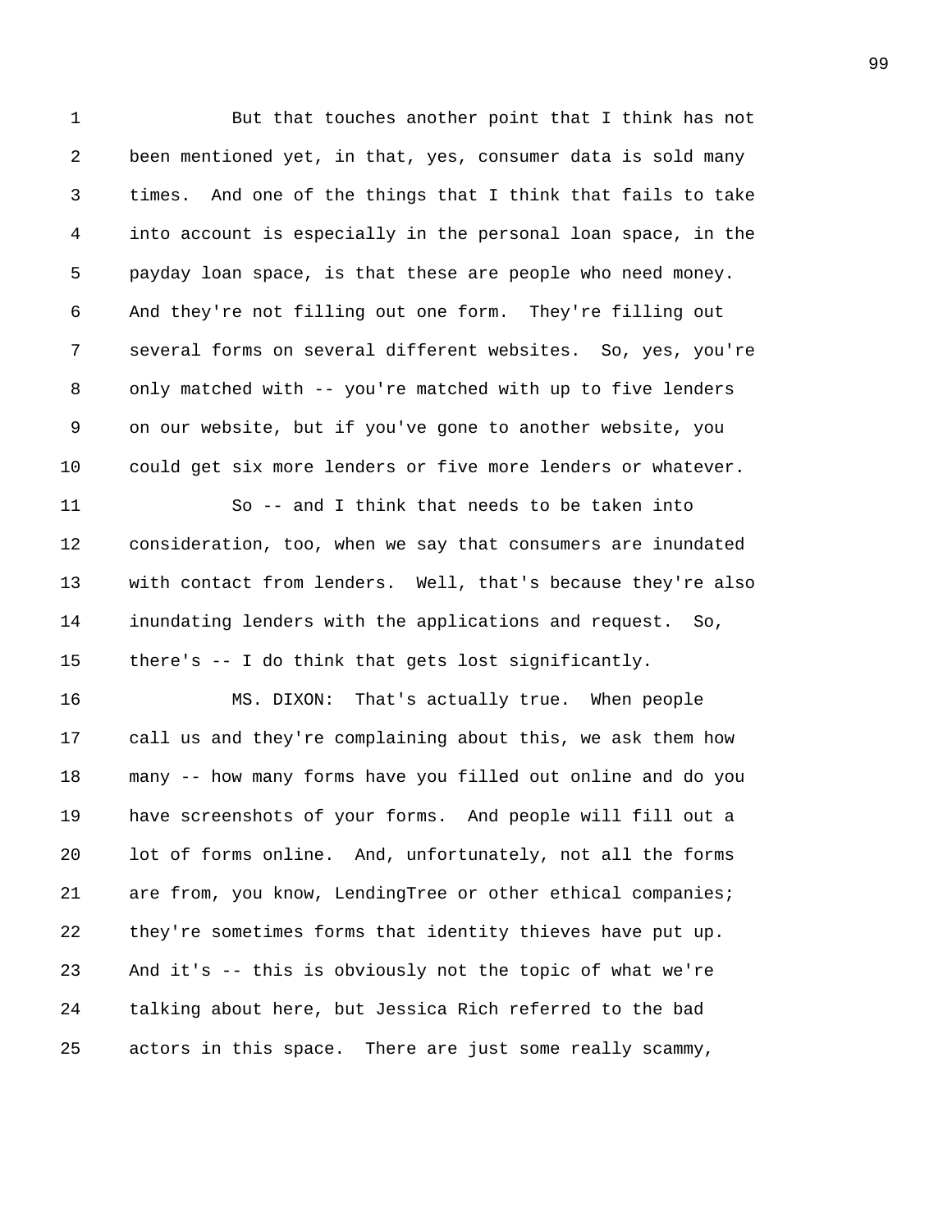But that touches another point that I think has not been mentioned yet, in that, yes, consumer data is sold many times. And one of the things that I think that fails to take into account is especially in the personal loan space, in the payday loan space, is that these are people who need money. And they're not filling out one form. They're filling out several forms on several different websites. So, yes, you're only matched with -- you're matched with up to five lenders on our website, but if you've gone to another website, you could get six more lenders or five more lenders or whatever.

So -- and I think that needs to be taken into consideration, too, when we say that consumers are inundated with contact from lenders. Well, that's because they're also inundating lenders with the applications and request. So, there's -- I do think that gets lost significantly.

MS. DIXON: That's actually true. When people call us and they're complaining about this, we ask them how many -- how many forms have you filled out online and do you have screenshots of your forms. And people will fill out a lot of forms online. And, unfortunately, not all the forms are from, you know, LendingTree or other ethical companies; they're sometimes forms that identity thieves have put up. And it's -- this is obviously not the topic of what we're talking about here, but Jessica Rich referred to the bad actors in this space. There are just some really scammy,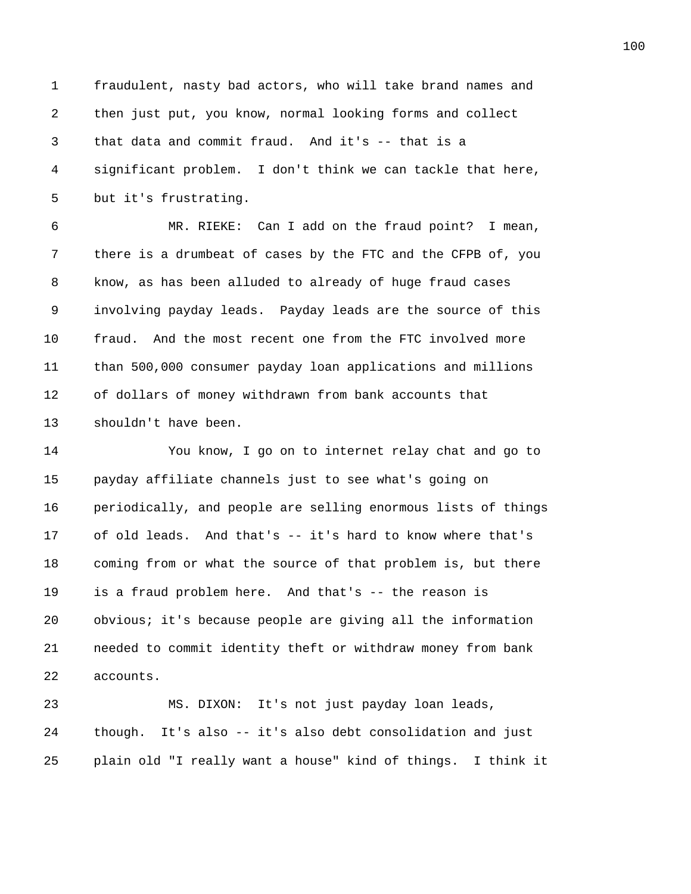fraudulent, nasty bad actors, who will take brand names and then just put, you know, normal looking forms and collect that data and commit fraud. And it's -- that is a significant problem. I don't think we can tackle that here, but it's frustrating.

MR. RIEKE: Can I add on the fraud point? I mean, there is a drumbeat of cases by the FTC and the CFPB of, you know, as has been alluded to already of huge fraud cases involving payday leads. Payday leads are the source of this fraud. And the most recent one from the FTC involved more than 500,000 consumer payday loan applications and millions of dollars of money withdrawn from bank accounts that shouldn't have been.

You know, I go on to internet relay chat and go to payday affiliate channels just to see what's going on periodically, and people are selling enormous lists of things of old leads. And that's -- it's hard to know where that's coming from or what the source of that problem is, but there is a fraud problem here. And that's -- the reason is obvious; it's because people are giving all the information needed to commit identity theft or withdraw money from bank accounts.

MS. DIXON: It's not just payday loan leads, though. It's also -- it's also debt consolidation and just plain old "I really want a house" kind of things. I think it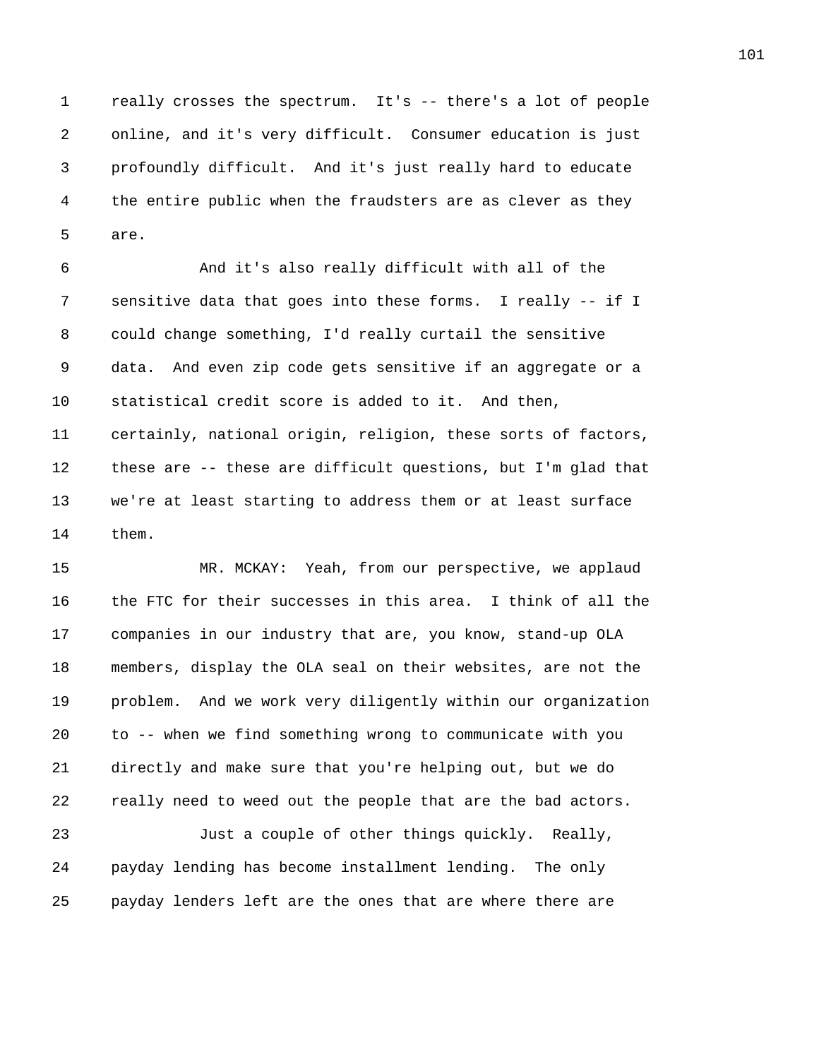really crosses the spectrum. It's -- there's a lot of people online, and it's very difficult. Consumer education is just profoundly difficult. And it's just really hard to educate the entire public when the fraudsters are as clever as they are.

And it's also really difficult with all of the sensitive data that goes into these forms. I really -- if I could change something, I'd really curtail the sensitive data. And even zip code gets sensitive if an aggregate or a statistical credit score is added to it. And then, certainly, national origin, religion, these sorts of factors, these are -- these are difficult questions, but I'm glad that we're at least starting to address them or at least surface them.

MR. MCKAY: Yeah, from our perspective, we applaud the FTC for their successes in this area. I think of all the companies in our industry that are, you know, stand-up OLA members, display the OLA seal on their websites, are not the problem. And we work very diligently within our organization to -- when we find something wrong to communicate with you directly and make sure that you're helping out, but we do really need to weed out the people that are the bad actors.

Just a couple of other things quickly. Really, payday lending has become installment lending. The only payday lenders left are the ones that are where there are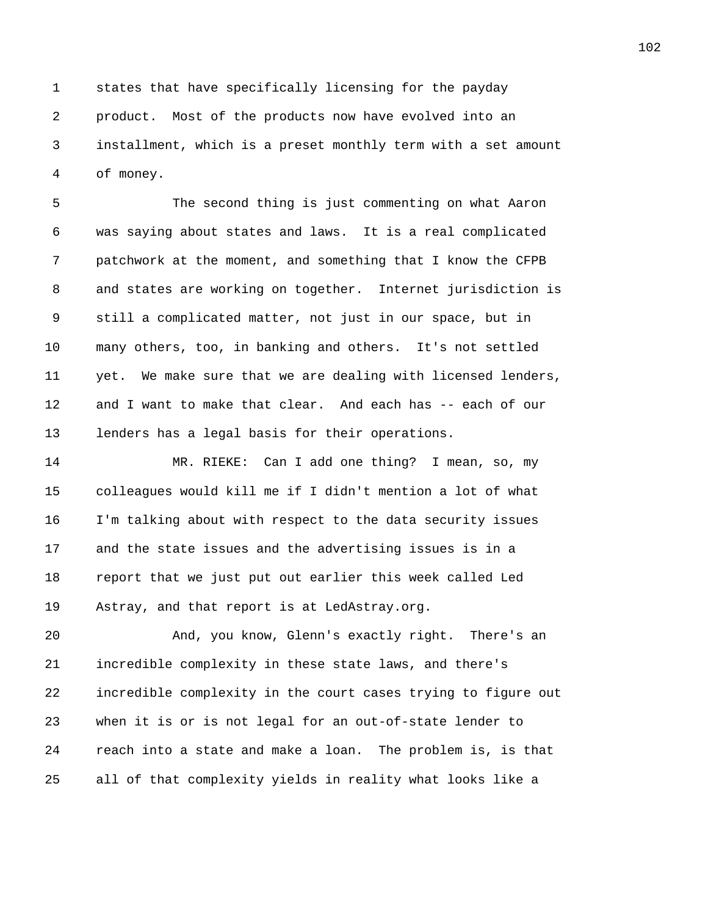states that have specifically licensing for the payday product. Most of the products now have evolved into an installment, which is a preset monthly term with a set amount of money.

The second thing is just commenting on what Aaron was saying about states and laws. It is a real complicated patchwork at the moment, and something that I know the CFPB and states are working on together. Internet jurisdiction is still a complicated matter, not just in our space, but in many others, too, in banking and others. It's not settled yet. We make sure that we are dealing with licensed lenders, and I want to make that clear. And each has -- each of our lenders has a legal basis for their operations.

MR. RIEKE: Can I add one thing? I mean, so, my colleagues would kill me if I didn't mention a lot of what I'm talking about with respect to the data security issues and the state issues and the advertising issues is in a report that we just put out earlier this week called Led Astray, and that report is at LedAstray.org.

And, you know, Glenn's exactly right. There's an incredible complexity in these state laws, and there's incredible complexity in the court cases trying to figure out when it is or is not legal for an out-of-state lender to reach into a state and make a loan. The problem is, is that all of that complexity yields in reality what looks like a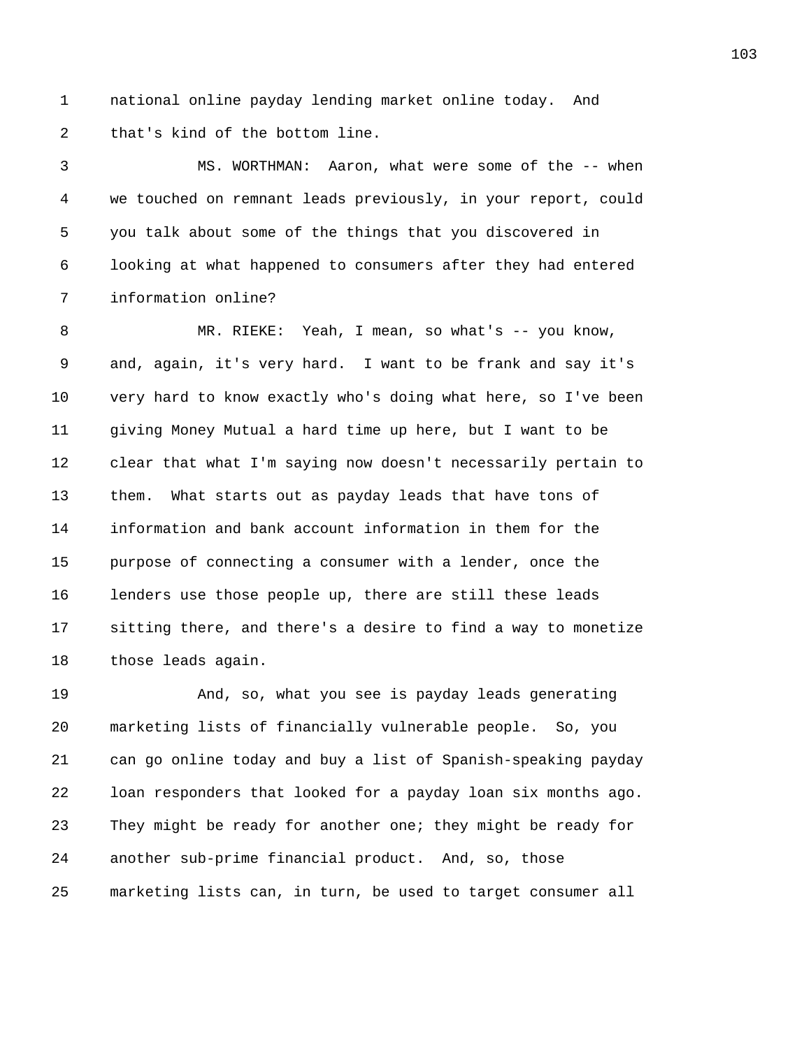national online payday lending market online today. And that's kind of the bottom line.

MS. WORTHMAN: Aaron, what were some of the -- when we touched on remnant leads previously, in your report, could you talk about some of the things that you discovered in looking at what happened to consumers after they had entered information online?

MR. RIEKE: Yeah, I mean, so what's -- you know, and, again, it's very hard. I want to be frank and say it's very hard to know exactly who's doing what here, so I've been giving Money Mutual a hard time up here, but I want to be clear that what I'm saying now doesn't necessarily pertain to them. What starts out as payday leads that have tons of information and bank account information in them for the purpose of connecting a consumer with a lender, once the lenders use those people up, there are still these leads sitting there, and there's a desire to find a way to monetize those leads again.

And, so, what you see is payday leads generating marketing lists of financially vulnerable people. So, you can go online today and buy a list of Spanish-speaking payday loan responders that looked for a payday loan six months ago. They might be ready for another one; they might be ready for another sub-prime financial product. And, so, those marketing lists can, in turn, be used to target consumer all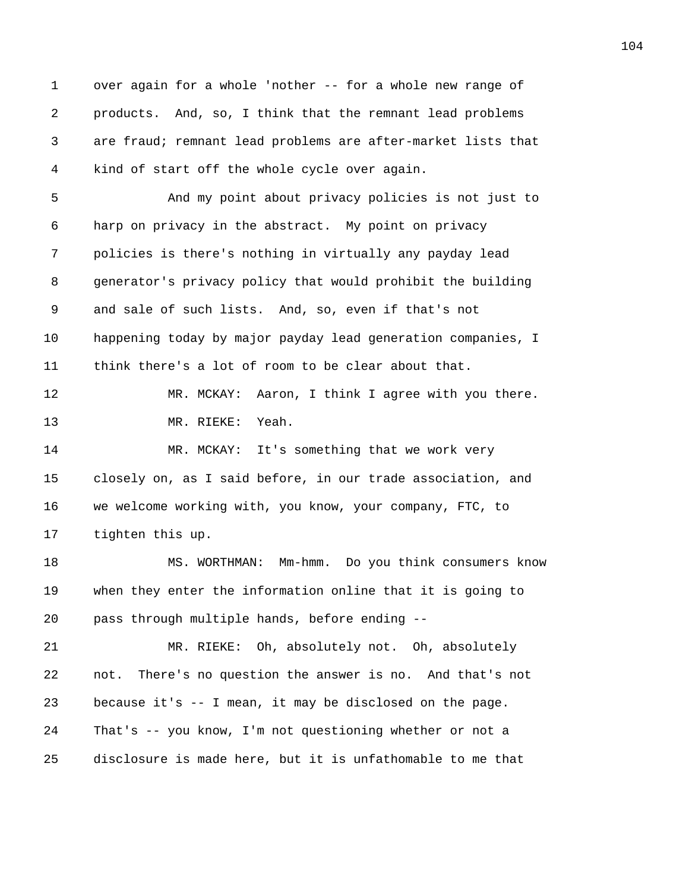over again for a whole 'nother -- for a whole new range of products. And, so, I think that the remnant lead problems are fraud; remnant lead problems are after-market lists that kind of start off the whole cycle over again.

And my point about privacy policies is not just to harp on privacy in the abstract. My point on privacy policies is there's nothing in virtually any payday lead generator's privacy policy that would prohibit the building and sale of such lists. And, so, even if that's not happening today by major payday lead generation companies, I think there's a lot of room to be clear about that.

MR. MCKAY: Aaron, I think I agree with you there.

MR. RIEKE: Yeah.

MR. MCKAY: It's something that we work very closely on, as I said before, in our trade association, and we welcome working with, you know, your company, FTC, to tighten this up.

MS. WORTHMAN: Mm-hmm. Do you think consumers know when they enter the information online that it is going to pass through multiple hands, before ending --

MR. RIEKE: Oh, absolutely not. Oh, absolutely not. There's no question the answer is no. And that's not because it's -- I mean, it may be disclosed on the page. That's -- you know, I'm not questioning whether or not a disclosure is made here, but it is unfathomable to me that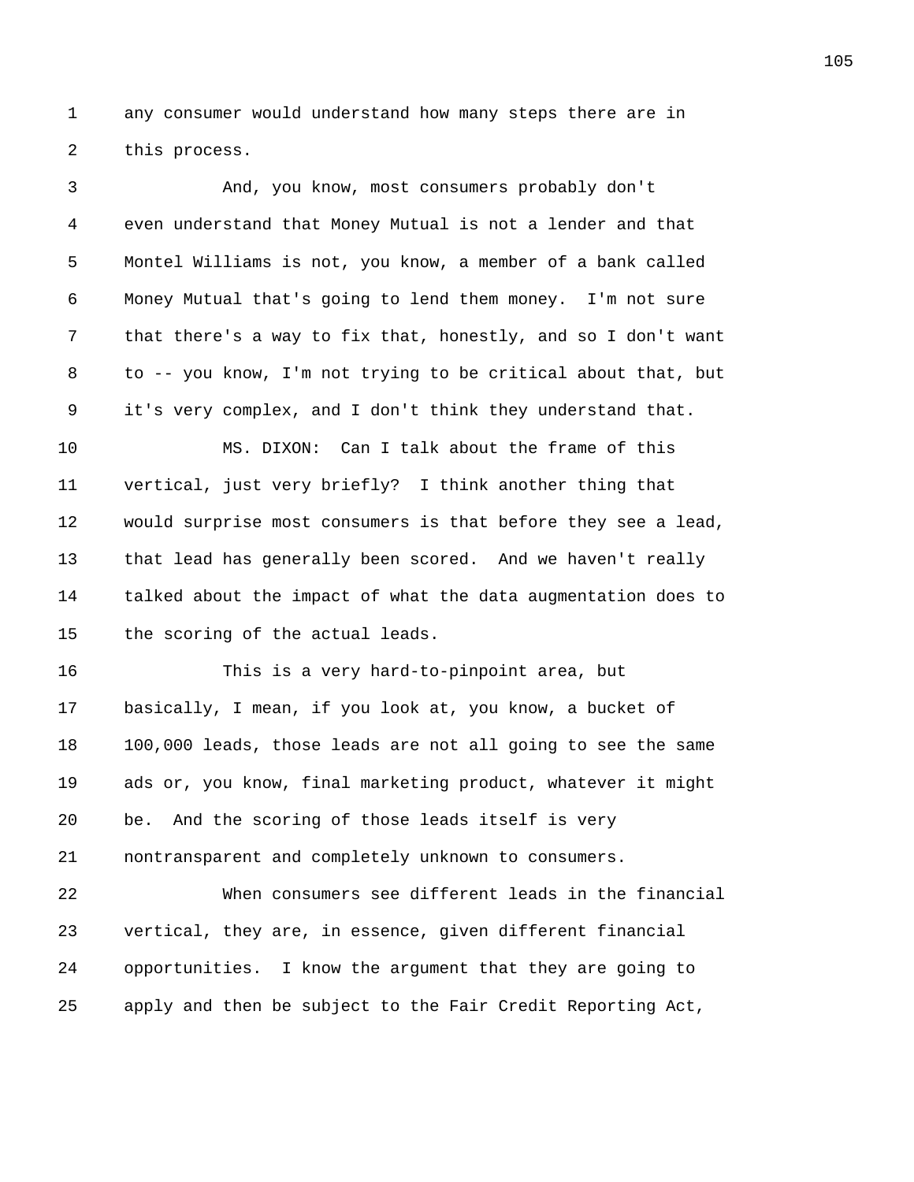any consumer would understand how many steps there are in this process.

And, you know, most consumers probably don't even understand that Money Mutual is not a lender and that Montel Williams is not, you know, a member of a bank called Money Mutual that's going to lend them money. I'm not sure that there's a way to fix that, honestly, and so I don't want to -- you know, I'm not trying to be critical about that, but it's very complex, and I don't think they understand that.

MS. DIXON: Can I talk about the frame of this vertical, just very briefly? I think another thing that would surprise most consumers is that before they see a lead, that lead has generally been scored. And we haven't really talked about the impact of what the data augmentation does to the scoring of the actual leads.

This is a very hard-to-pinpoint area, but basically, I mean, if you look at, you know, a bucket of 100,000 leads, those leads are not all going to see the same ads or, you know, final marketing product, whatever it might be. And the scoring of those leads itself is very nontransparent and completely unknown to consumers.

When consumers see different leads in the financial vertical, they are, in essence, given different financial opportunities. I know the argument that they are going to apply and then be subject to the Fair Credit Reporting Act,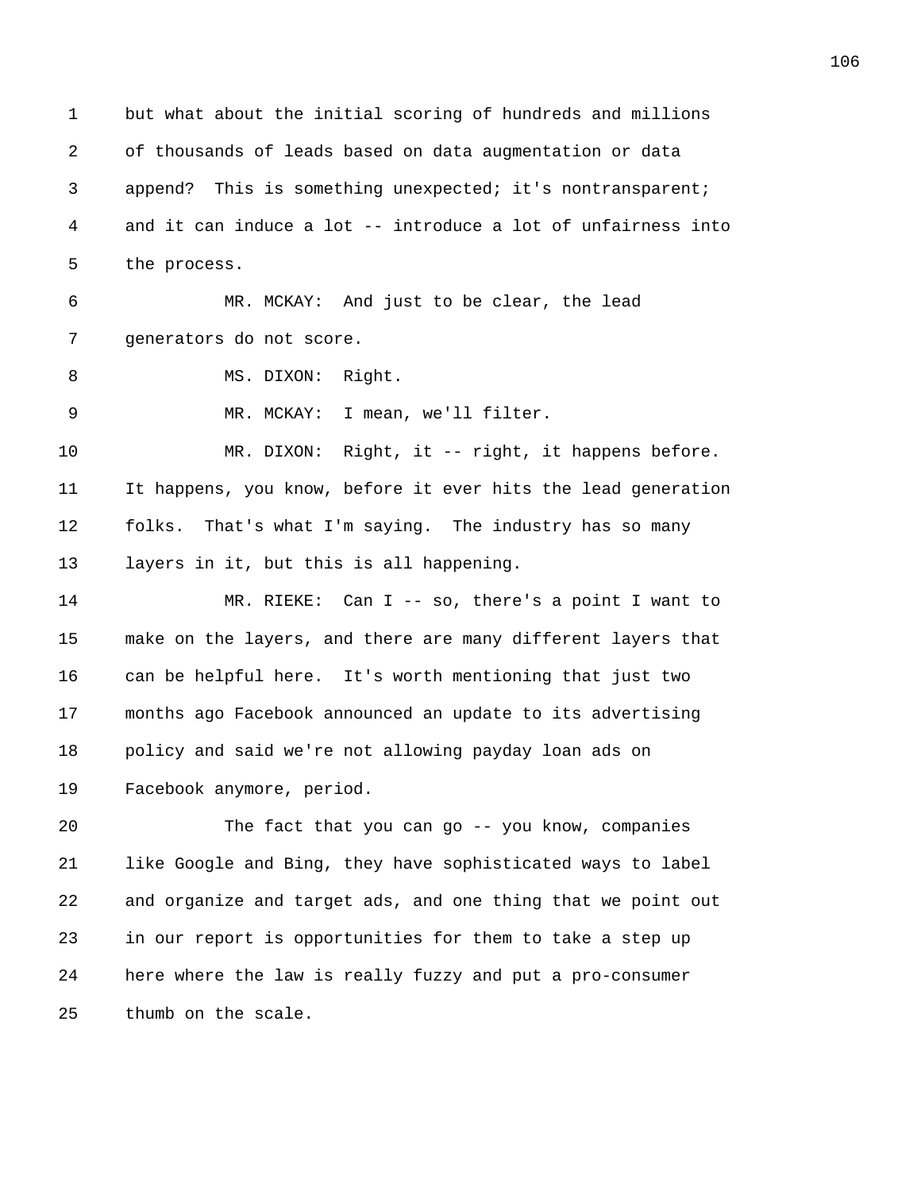but what about the initial scoring of hundreds and millions of thousands of leads based on data augmentation or data append? This is something unexpected; it's nontransparent; and it can induce a lot -- introduce a lot of unfairness into the process.

MR. MCKAY: And just to be clear, the lead generators do not score.

MS. DIXON: Right.

MR. MCKAY: I mean, we'll filter.

MR. DIXON: Right, it -- right, it happens before. It happens, you know, before it ever hits the lead generation folks. That's what I'm saying. The industry has so many layers in it, but this is all happening.

MR. RIEKE: Can I -- so, there's a point I want to make on the layers, and there are many different layers that can be helpful here. It's worth mentioning that just two months ago Facebook announced an update to its advertising policy and said we're not allowing payday loan ads on Facebook anymore, period.

The fact that you can go -- you know, companies like Google and Bing, they have sophisticated ways to label and organize and target ads, and one thing that we point out in our report is opportunities for them to take a step up here where the law is really fuzzy and put a pro-consumer thumb on the scale.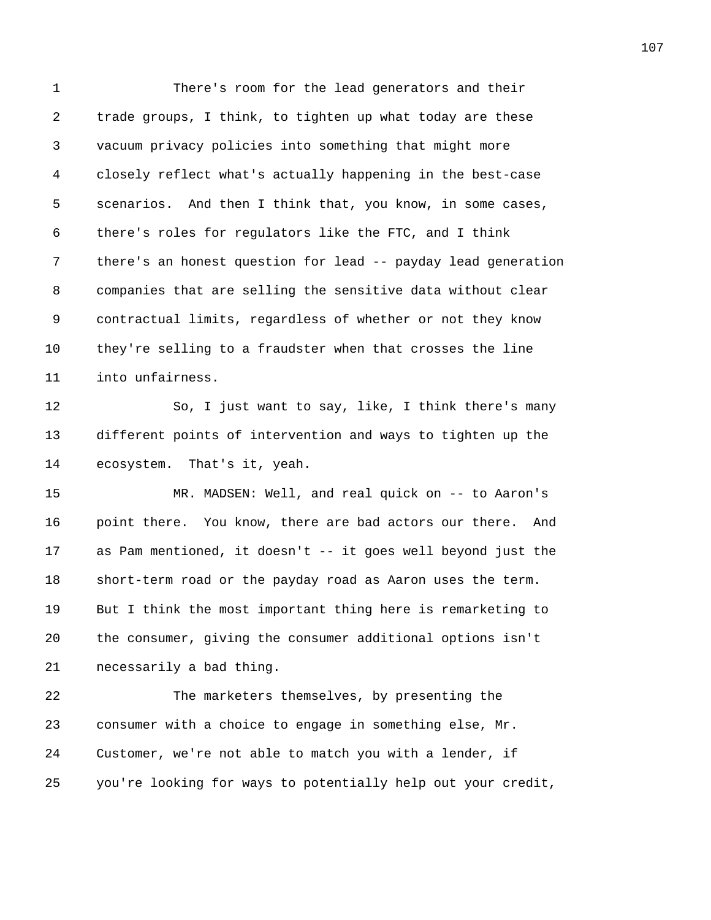There's room for the lead generators and their trade groups, I think, to tighten up what today are these vacuum privacy policies into something that might more closely reflect what's actually happening in the best-case scenarios. And then I think that, you know, in some cases, there's roles for regulators like the FTC, and I think there's an honest question for lead -- payday lead generation companies that are selling the sensitive data without clear contractual limits, regardless of whether or not they know they're selling to a fraudster when that crosses the line into unfairness.

So, I just want to say, like, I think there's many different points of intervention and ways to tighten up the ecosystem. That's it, yeah.

MR. MADSEN: Well, and real quick on -- to Aaron's point there. You know, there are bad actors our there. And as Pam mentioned, it doesn't -- it goes well beyond just the short-term road or the payday road as Aaron uses the term. But I think the most important thing here is remarketing to the consumer, giving the consumer additional options isn't necessarily a bad thing.

The marketers themselves, by presenting the consumer with a choice to engage in something else, Mr. Customer, we're not able to match you with a lender, if you're looking for ways to potentially help out your credit,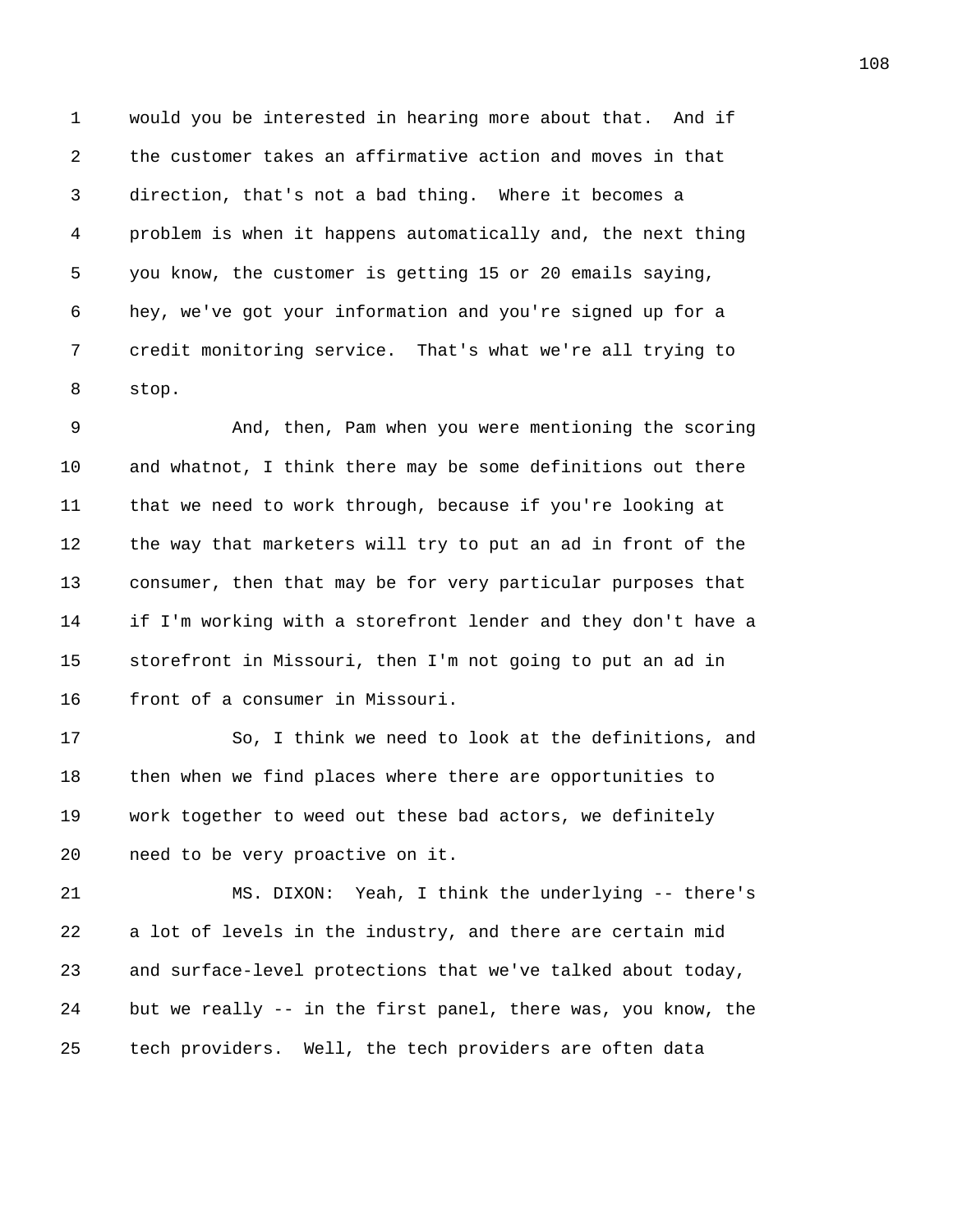would you be interested in hearing more about that. And if the customer takes an affirmative action and moves in that direction, that's not a bad thing. Where it becomes a problem is when it happens automatically and, the next thing you know, the customer is getting 15 or 20 emails saying, hey, we've got your information and you're signed up for a credit monitoring service. That's what we're all trying to stop.

And, then, Pam when you were mentioning the scoring and whatnot, I think there may be some definitions out there that we need to work through, because if you're looking at the way that marketers will try to put an ad in front of the consumer, then that may be for very particular purposes that if I'm working with a storefront lender and they don't have a storefront in Missouri, then I'm not going to put an ad in front of a consumer in Missouri.

So, I think we need to look at the definitions, and then when we find places where there are opportunities to work together to weed out these bad actors, we definitely need to be very proactive on it.

MS. DIXON: Yeah, I think the underlying -- there's a lot of levels in the industry, and there are certain mid and surface-level protections that we've talked about today, but we really -- in the first panel, there was, you know, the tech providers. Well, the tech providers are often data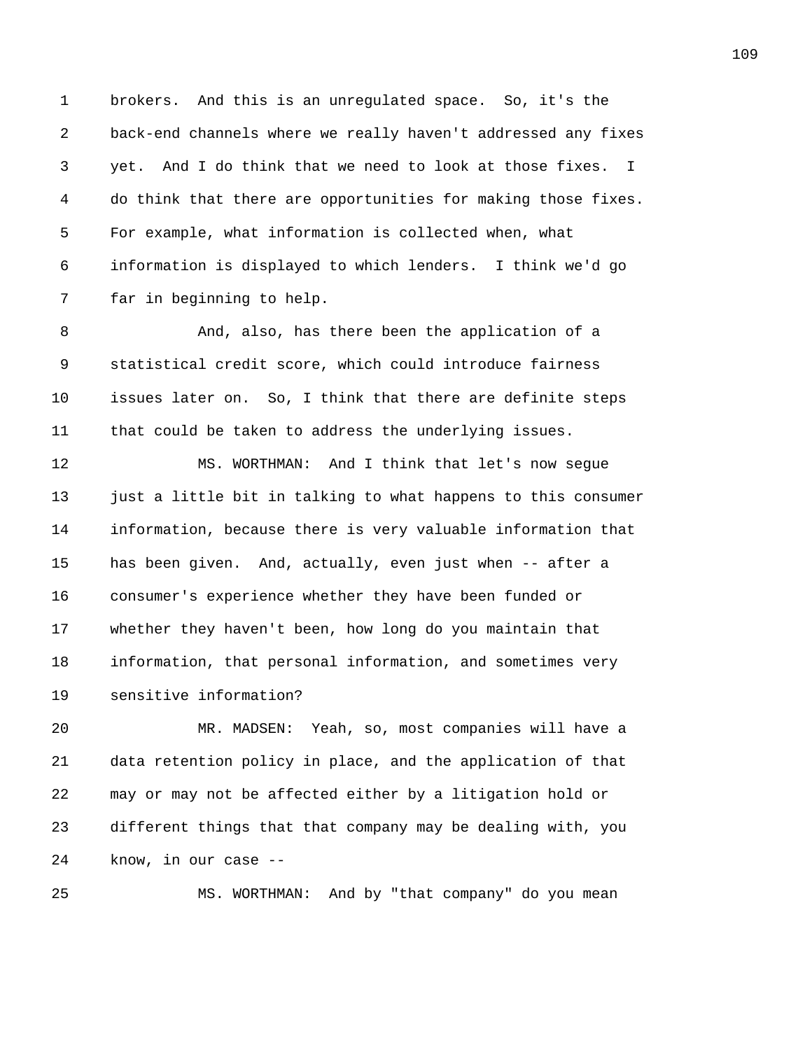brokers. And this is an unregulated space. So, it's the back-end channels where we really haven't addressed any fixes yet. And I do think that we need to look at those fixes. I do think that there are opportunities for making those fixes. For example, what information is collected when, what information is displayed to which lenders. I think we'd go far in beginning to help.

And, also, has there been the application of a statistical credit score, which could introduce fairness issues later on. So, I think that there are definite steps that could be taken to address the underlying issues.

MS. WORTHMAN: And I think that let's now segue just a little bit in talking to what happens to this consumer information, because there is very valuable information that has been given. And, actually, even just when -- after a consumer's experience whether they have been funded or whether they haven't been, how long do you maintain that information, that personal information, and sometimes very sensitive information?

MR. MADSEN: Yeah, so, most companies will have a data retention policy in place, and the application of that may or may not be affected either by a litigation hold or different things that that company may be dealing with, you know, in our case --

MS. WORTHMAN: And by "that company" do you mean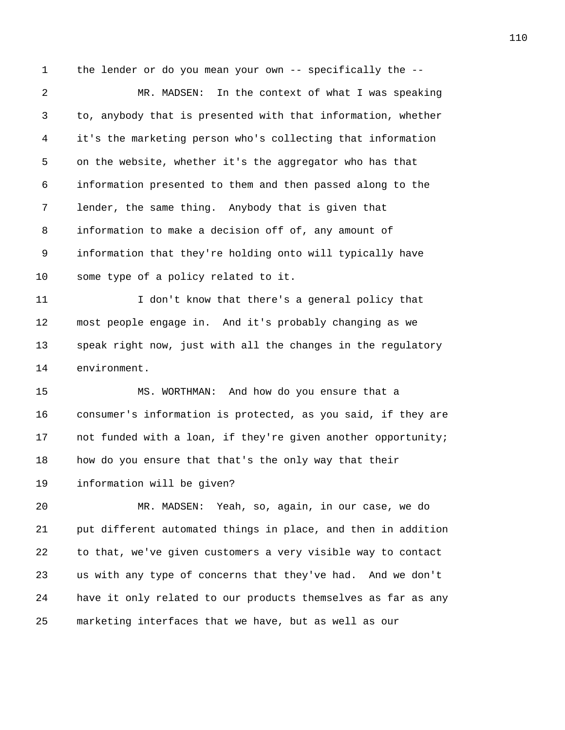the lender or do you mean your own -- specifically the --

MR. MADSEN: In the context of what I was speaking to, anybody that is presented with that information, whether it's the marketing person who's collecting that information on the website, whether it's the aggregator who has that information presented to them and then passed along to the lender, the same thing. Anybody that is given that information to make a decision off of, any amount of information that they're holding onto will typically have some type of a policy related to it.

I don't know that there's a general policy that most people engage in. And it's probably changing as we speak right now, just with all the changes in the regulatory environment.

MS. WORTHMAN: And how do you ensure that a consumer's information is protected, as you said, if they are not funded with a loan, if they're given another opportunity; how do you ensure that that's the only way that their information will be given?

MR. MADSEN: Yeah, so, again, in our case, we do put different automated things in place, and then in addition to that, we've given customers a very visible way to contact us with any type of concerns that they've had. And we don't have it only related to our products themselves as far as any marketing interfaces that we have, but as well as our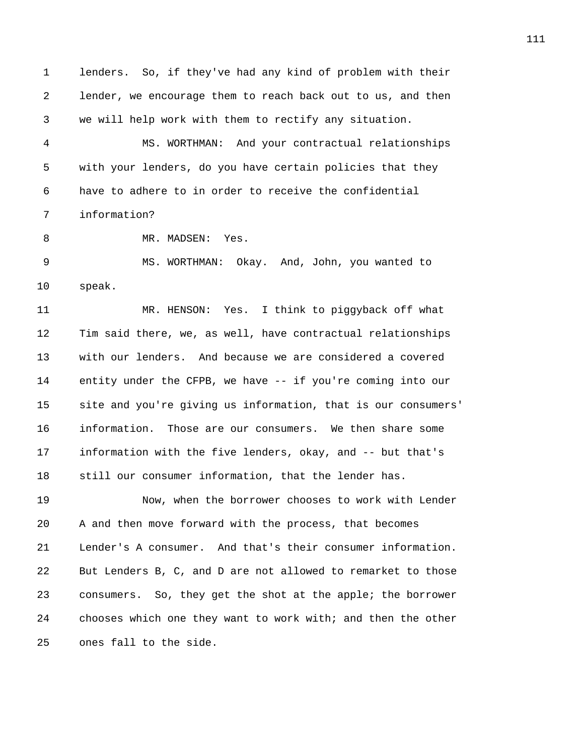lenders. So, if they've had any kind of problem with their lender, we encourage them to reach back out to us, and then we will help work with them to rectify any situation.

MS. WORTHMAN: And your contractual relationships with your lenders, do you have certain policies that they have to adhere to in order to receive the confidential information?

MR. MADSEN: Yes.

MS. WORTHMAN: Okay. And, John, you wanted to speak.

MR. HENSON: Yes. I think to piggyback off what Tim said there, we, as well, have contractual relationships with our lenders. And because we are considered a covered entity under the CFPB, we have -- if you're coming into our site and you're giving us information, that is our consumers' information. Those are our consumers. We then share some information with the five lenders, okay, and -- but that's still our consumer information, that the lender has.

Now, when the borrower chooses to work with Lender A and then move forward with the process, that becomes Lender's A consumer. And that's their consumer information. But Lenders B, C, and D are not allowed to remarket to those consumers. So, they get the shot at the apple; the borrower chooses which one they want to work with; and then the other ones fall to the side.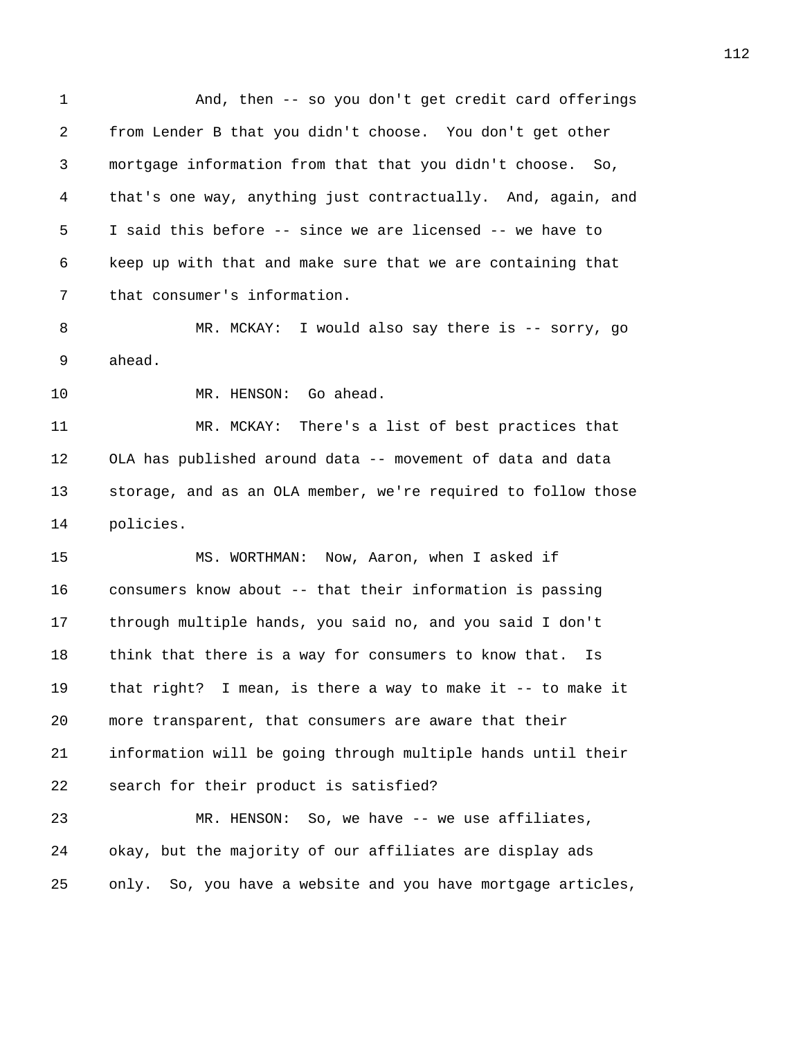And, then -- so you don't get credit card offerings from Lender B that you didn't choose. You don't get other mortgage information from that that you didn't choose. So, that's one way, anything just contractually. And, again, and I said this before -- since we are licensed -- we have to keep up with that and make sure that we are containing that that consumer's information.

MR. MCKAY: I would also say there is -- sorry, go ahead.

MR. HENSON: Go ahead.

MR. MCKAY: There's a list of best practices that OLA has published around data -- movement of data and data storage, and as an OLA member, we're required to follow those policies.

MS. WORTHMAN: Now, Aaron, when I asked if consumers know about -- that their information is passing through multiple hands, you said no, and you said I don't think that there is a way for consumers to know that. Is that right? I mean, is there a way to make it -- to make it more transparent, that consumers are aware that their information will be going through multiple hands until their search for their product is satisfied?

MR. HENSON: So, we have -- we use affiliates, okay, but the majority of our affiliates are display ads only. So, you have a website and you have mortgage articles,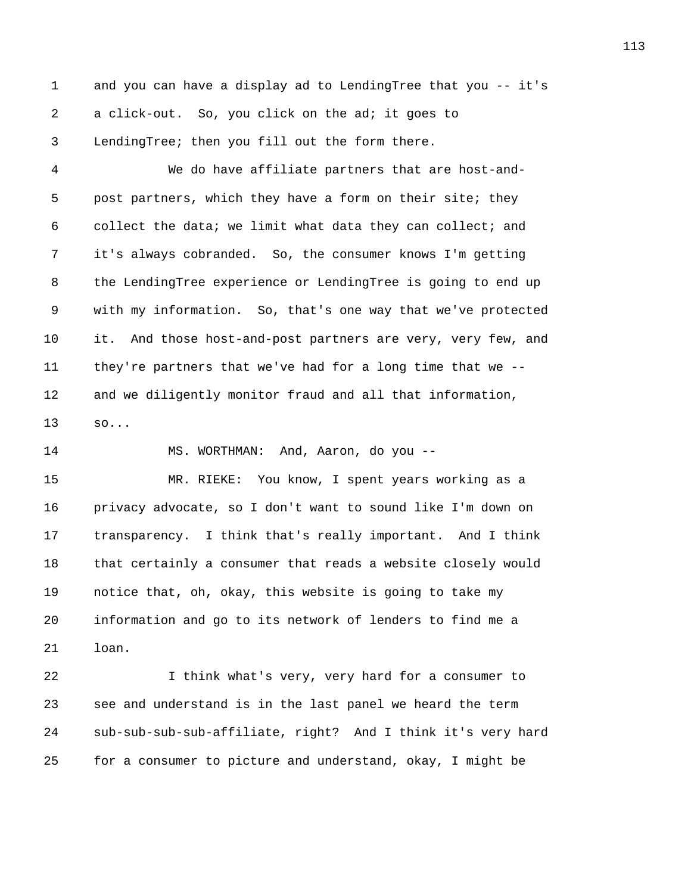and you can have a display ad to LendingTree that you -- it's a click-out. So, you click on the ad; it goes to LendingTree; then you fill out the form there.

We do have affiliate partners that are host-and-post partners, which they have a form on their site; they collect the data; we limit what data they can collect; and it's always cobranded. So, the consumer knows I'm getting the LendingTree experience or LendingTree is going to end up with my information. So, that's one way that we've protected it. And those host-and-post partners are very, very few, and they're partners that we've had for a long time that we -- and we diligently monitor fraud and all that information, so...

MS. WORTHMAN: And, Aaron, do you --

MR. RIEKE: You know, I spent years working as a privacy advocate, so I don't want to sound like I'm down on transparency. I think that's really important. And I think that certainly a consumer that reads a website closely would notice that, oh, okay, this website is going to take my information and go to its network of lenders to find me a loan.

I think what's very, very hard for a consumer to see and understand is in the last panel we heard the term sub-sub-sub-sub-affiliate, right? And I think it's very hard for a consumer to picture and understand, okay, I might be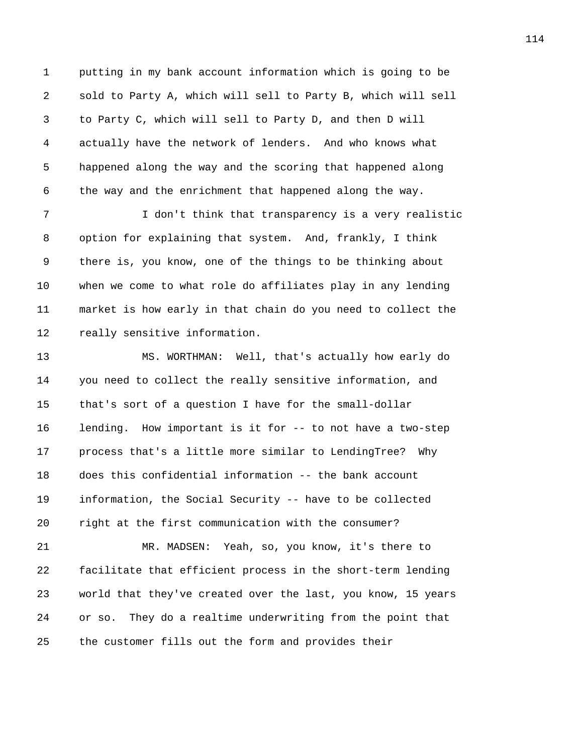putting in my bank account information which is going to be sold to Party A, which will sell to Party B, which will sell to Party C, which will sell to Party D, and then D will actually have the network of lenders. And who knows what happened along the way and the scoring that happened along the way and the enrichment that happened along the way.

I don't think that transparency is a very realistic option for explaining that system. And, frankly, I think there is, you know, one of the things to be thinking about when we come to what role do affiliates play in any lending market is how early in that chain do you need to collect the really sensitive information.

MS. WORTHMAN: Well, that's actually how early do you need to collect the really sensitive information, and that's sort of a question I have for the small-dollar lending. How important is it for -- to not have a two-step process that's a little more similar to LendingTree? Why does this confidential information -- the bank account information, the Social Security -- have to be collected right at the first communication with the consumer?

MR. MADSEN: Yeah, so, you know, it's there to facilitate that efficient process in the short-term lending world that they've created over the last, you know, 15 years or so. They do a realtime underwriting from the point that the customer fills out the form and provides their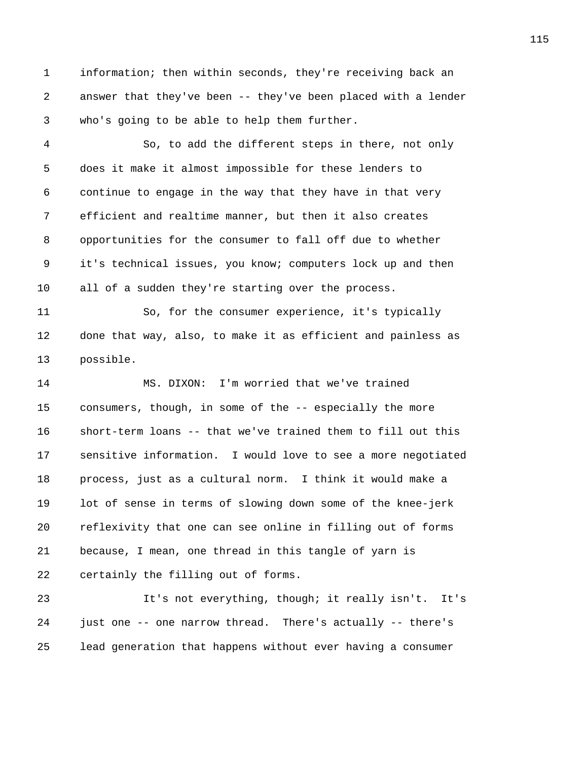information; then within seconds, they're receiving back an answer that they've been -- they've been placed with a lender who's going to be able to help them further.

So, to add the different steps in there, not only does it make it almost impossible for these lenders to continue to engage in the way that they have in that very efficient and realtime manner, but then it also creates opportunities for the consumer to fall off due to whether it's technical issues, you know; computers lock up and then all of a sudden they're starting over the process.

So, for the consumer experience, it's typically done that way, also, to make it as efficient and painless as possible.

MS. DIXON: I'm worried that we've trained consumers, though, in some of the -- especially the more short-term loans -- that we've trained them to fill out this sensitive information. I would love to see a more negotiated process, just as a cultural norm. I think it would make a lot of sense in terms of slowing down some of the knee-jerk reflexivity that one can see online in filling out of forms because, I mean, one thread in this tangle of yarn is certainly the filling out of forms.

It's not everything, though; it really isn't. It's just one -- one narrow thread. There's actually -- there's lead generation that happens without ever having a consumer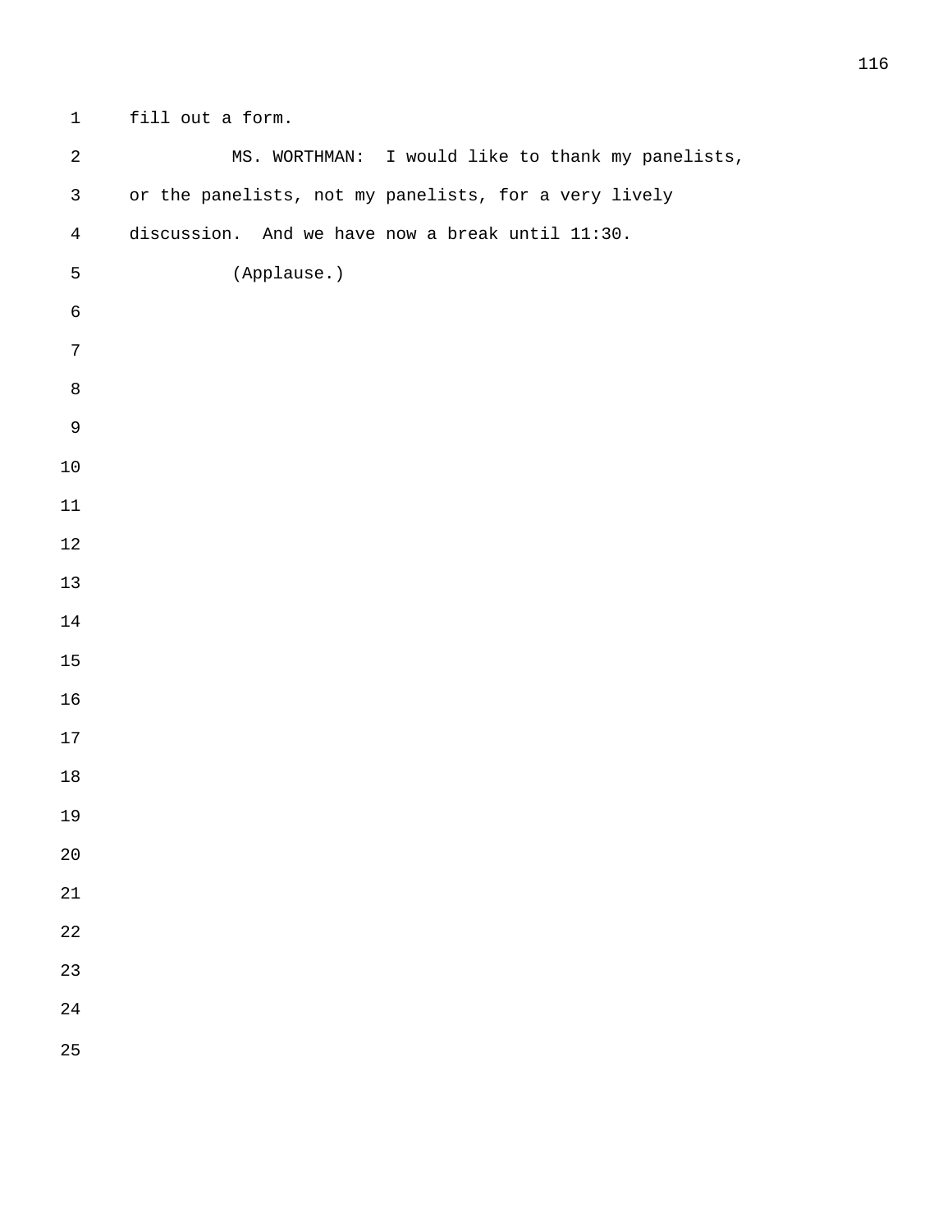fill out a form.

MS. WORTHMAN: I would like to thank my panelists, or the panelists, not my panelists, for a very lively discussion. And we have now a break until 11:30.

(Applause.)